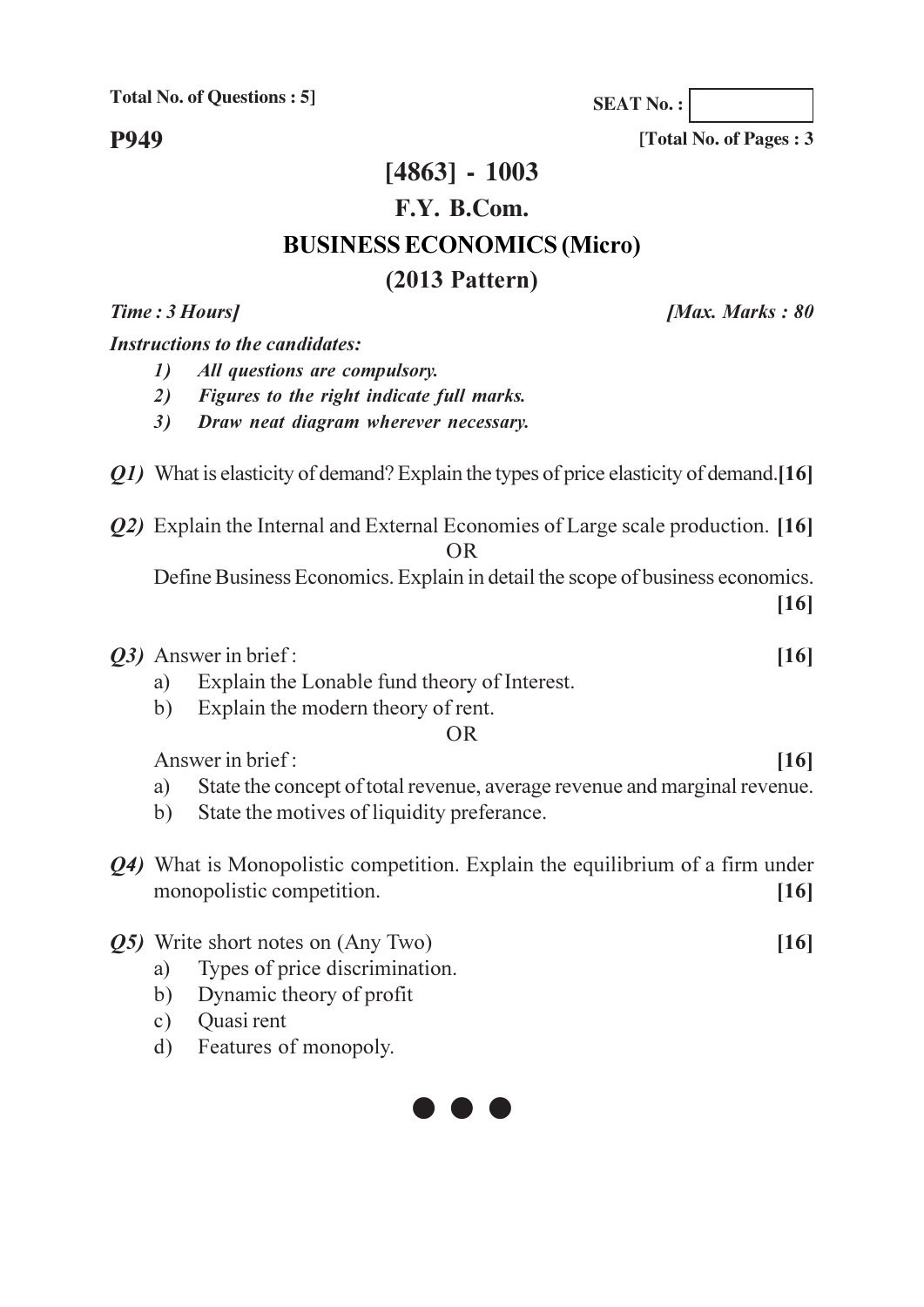**Total No. of Questions : 5]**

**SEAT No. :**

**P949**

**[Total No. of Pages : 3**

# [4863] - 1003

## F.Y. B.Com.

## BUSINESS ECONOMICS (Micro)

## (2013 Pattern)

***Time : 3 Hours]*** ***[Max. Marks : 80***

***Instructions to the candidates:***

1) ***All questions are compulsory.***
2) ***Figures to the right indicate full marks.***
3) ***Draw neat diagram wherever necessary.***

***Q1)*** What is elasticity of demand? Explain the types of price elasticity of demand. **[16]**

***Q2)*** Explain the Internal and External Economies of Large scale production. **[16]**

OR

Define Business Economics. Explain in detail the scope of business economics. **[16]**

***Q3)*** Answer in brief : **[16]**

a) Explain the Lonable fund theory of Interest.

b) Explain the modern theory of rent.

OR

Answer in brief : **[16]**

a) State the concept of total revenue, average revenue and marginal revenue.

b) State the motives of liquidity preferance.

***Q4)*** What is Monopolistic competition. Explain the equilibrium of a firm under monopolistic competition. **[16]**

***Q5)*** Write short notes on (Any Two) **[16]**

a) Types of price discrimination.

b) Dynamic theory of profit

c) Quasi rent

d) Features of monopoly.

• • •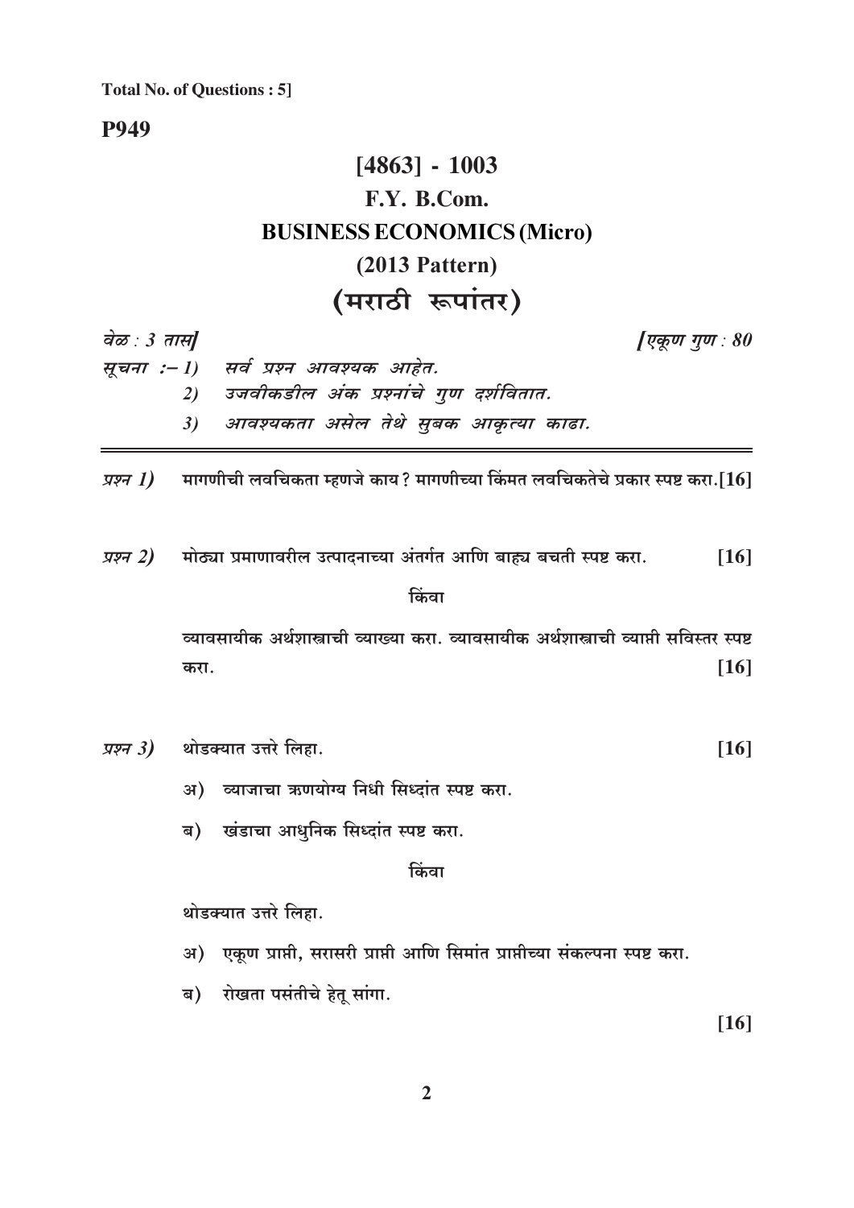**Total No. of Questions : 5]**

**P949**

# [4863] - 1003
## F.Y. B.Com.
## BUSINESS ECONOMICS (Micro)
## (2013 Pattern)
## (मराठी रूपांतर)

*वेळ : 3 तास]* *[एकूण गुण : 80*

*सूचना :– 1) सर्व प्रश्न आवश्यक आहेत.*
*2) उजवीकडील अंक प्रश्नांचे गुण दर्शवितात.*
*3) आवश्यकता असेल तेथे सुबक आकृत्या काढा.*

---

*प्रश्न 1)* मागणीची लवचिकता म्हणजे काय? मागणीच्या किंमत लवचिकतेचे प्रकार स्पष्ट करा. [16]

*प्रश्न 2)* मोठ्या प्रमाणावरील उत्पादनाच्या अंतर्गत आणि बाह्य बचती स्पष्ट करा. [16]

किंवा

व्यावसायीक अर्थशास्त्राची व्याख्या करा. व्यावसायीक अर्थशास्त्राची व्याप्ती सविस्तर स्पष्ट करा. [16]

*प्रश्न 3)* थोडक्यात उत्तरे लिहा. [16]

अ) व्याजाचा ऋणयोग्य निधी सिध्दांत स्पष्ट करा.

ब) खंडाचा आधुनिक सिध्दांत स्पष्ट करा.

किंवा

थोडक्यात उत्तरे लिहा.

अ) एकूण प्राप्ती, सरासरी प्राप्ती आणि सिमांत प्राप्तीच्या संकल्पना स्पष्ट करा.

ब) रोखता पसंतीचे हेतू सांगा.

[16]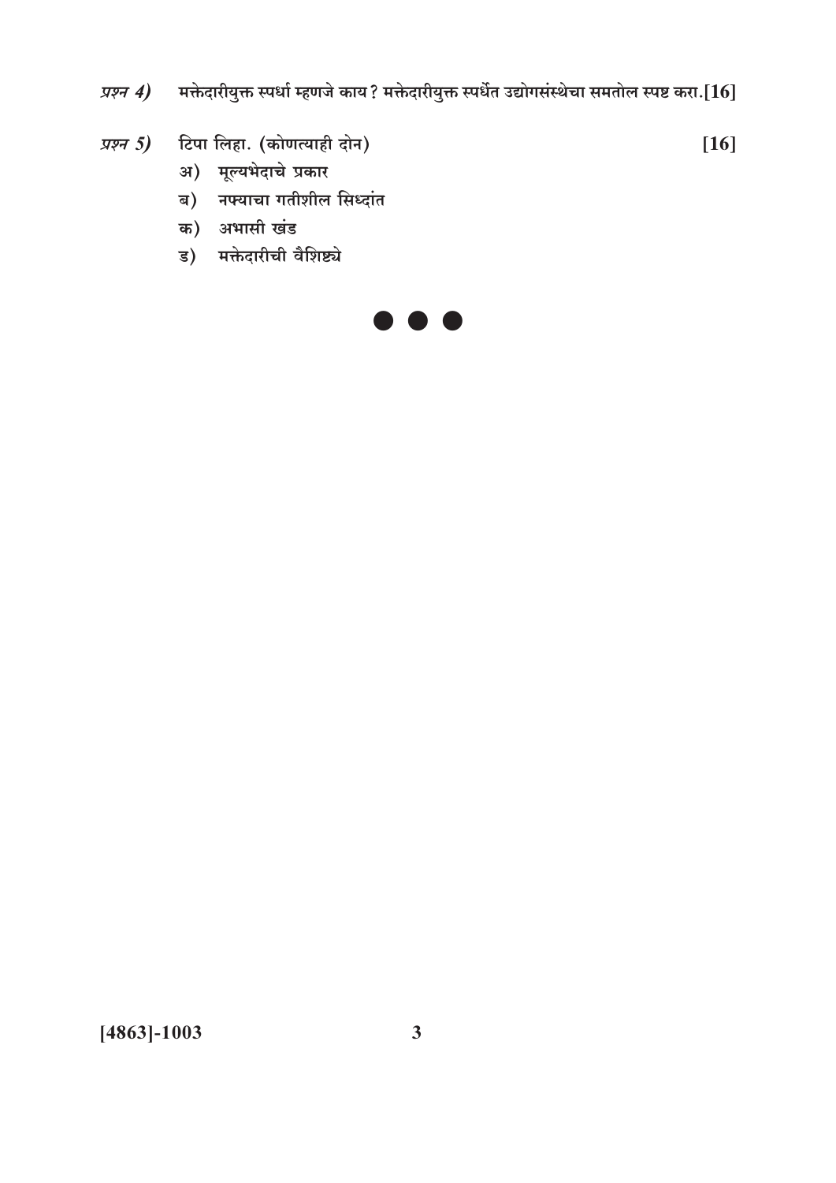*प्रश्न 4)* मक्तेदारीयुक्त स्पर्धा म्हणजे काय? मक्तेदारीयुक्त स्पर्धेत उद्योगसंस्थेचा समतोल स्पष्ट करा.[16]

*प्रश्न 5)* टिपा लिहा. (कोणत्याही दोन) [16]

अ) मूल्यभेदाचे प्रकार

ब) नफ्याचा गतीशील सिध्दांत

क) अभासी खंड

ड) मक्तेदारीची वैशिष्ट्ये

● ● ●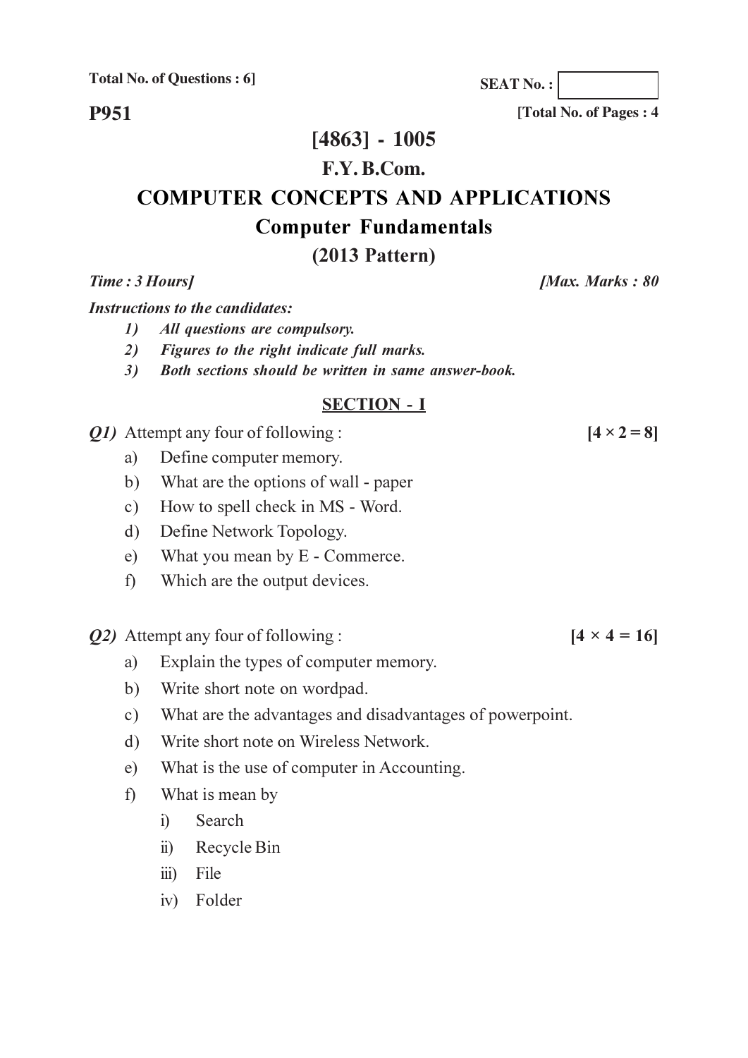Total No. of Questions : 6]

SEAT No. :

**P951**

[Total No. of Pages : 4

# [4863] - 1005

## F.Y. B.Com.

## COMPUTER CONCEPTS AND APPLICATIONS

## Computer Fundamentals

## (2013 Pattern)

*Time : 3 Hours]* *[Max. Marks : 80*

*Instructions to the candidates:*

1) *All questions are compulsory.*
2) *Figures to the right indicate full marks.*
3) *Both sections should be written in same answer-book.*

### SECTION - I

***Q1)*** Attempt any four of following : **[4 × 2 = 8]**

a) Define computer memory.

b) What are the options of wall - paper

c) How to spell check in MS - Word.

d) Define Network Topology.

e) What you mean by E - Commerce.

f) Which are the output devices.

***Q2)*** Attempt any four of following : **[4 × 4 = 16]**

a) Explain the types of computer memory.

b) Write short note on wordpad.

c) What are the advantages and disadvantages of powerpoint.

d) Write short note on Wireless Network.

e) What is the use of computer in Accounting.

f) What is mean by

i) Search

ii) Recycle Bin

iii) File

iv) Folder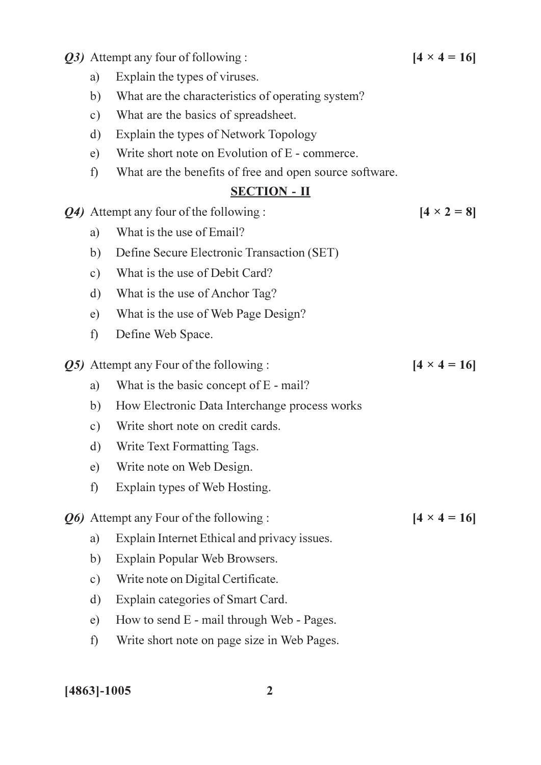***Q3)*** Attempt any four of following : **[4 × 4 = 16]**

a) Explain the types of viruses.

b) What are the characteristics of operating system?

c) What are the basics of spreadsheet.

d) Explain the types of Network Topology

e) Write short note on Evolution of E - commerce.

f) What are the benefits of free and open source software.

## SECTION - II

***Q4)*** Attempt any four of the following : **[4 × 2 = 8]**

a) What is the use of Email?

b) Define Secure Electronic Transaction (SET)

c) What is the use of Debit Card?

d) What is the use of Anchor Tag?

e) What is the use of Web Page Design?

f) Define Web Space.

***Q5)*** Attempt any Four of the following : **[4 × 4 = 16]**

a) What is the basic concept of E - mail?

b) How Electronic Data Interchange process works

c) Write short note on credit cards.

d) Write Text Formatting Tags.

e) Write note on Web Design.

f) Explain types of Web Hosting.

***Q6)*** Attempt any Four of the following : **[4 × 4 = 16]**

a) Explain Internet Ethical and privacy issues.

b) Explain Popular Web Browsers.

c) Write note on Digital Certificate.

d) Explain categories of Smart Card.

e) How to send E - mail through Web - Pages.

f) Write short note on page size in Web Pages.

**[4863]-1005**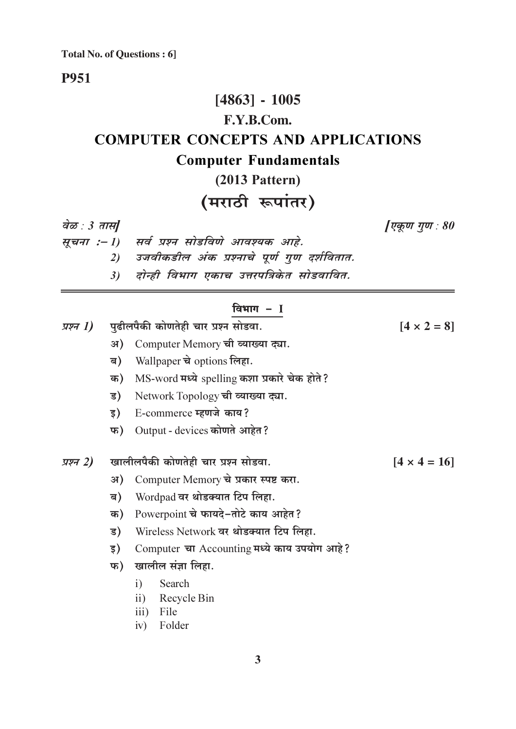**Total No. of Questions : 6]**

**P951**

# [4863] - 1005

## F.Y.B.Com.

## COMPUTER CONCEPTS AND APPLICATIONS

### Computer Fundamentals

### (2013 Pattern)

### (मराठी रूपांतर)

*वेळ : 3 तास]* *[एकूण गुण : 80*

*सूचना :– 1) सर्व प्रश्न सोडविणे आवश्यक आहे.*

*2) उजवीकडील अंक प्रश्नाचे पूर्ण गुण दर्शवितात.*

*3) दोन्ही विभाग एकाच उत्तरपत्रिकेत सोडवावित.*

---

### विभाग - I

*प्रश्न 1)* **पुढीलपैकी कोणतेही चार प्रश्न सोडवा.** **[4 × 2 = 8]**

अ) Computer Memory ची व्याख्या द्या.

ब) Wallpaper चे options लिहा.

क) MS-word मध्ये spelling कशा प्रकारे चेक होते?

ड) Network Topology ची व्याख्या द्या.

इ) E-commerce म्हणजे काय?

फ) Output - devices कोणते आहेत?

*प्रश्न 2)* **खालीलपैकी कोणतेही चार प्रश्न सोडवा.** **[4 × 4 = 16]**

अ) Computer Memory चे प्रकार स्पष्ट करा.

ब) Wordpad वर थोडक्यात टिप लिहा.

क) Powerpoint चे फायदे-तोटे काय आहेत?

ड) Wireless Network वर थोडक्यात टिप लिहा.

इ) Computer चा Accounting मध्ये काय उपयोग आहे?

फ) खालील संज्ञा लिहा.

i) Search

ii) Recycle Bin

iii) File

iv) Folder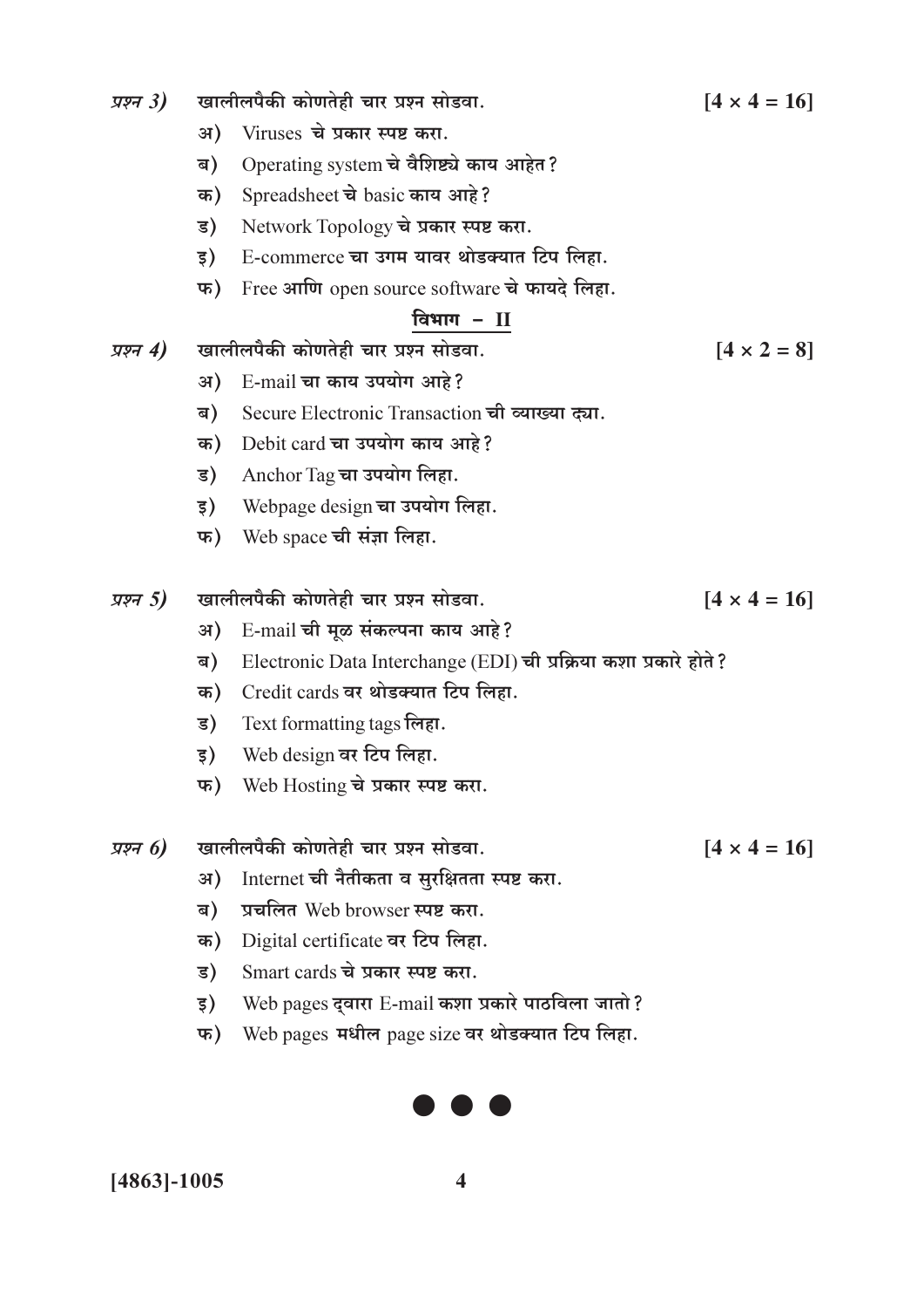*प्रश्न 3)* खालीलपैकी कोणतेही चार प्रश्न सोडवा. **[4 × 4 = 16]**

अ) Viruses चे प्रकार स्पष्ट करा.

ब) Operating system चे वैशिष्ट्ये काय आहेत?

क) Spreadsheet चे basic काय आहे?

ड) Network Topology चे प्रकार स्पष्ट करा.

इ) E-commerce चा उगम यावर थोडक्यात टिप लिहा.

फ) Free आणि open source software चे फायदे लिहा.

## विभाग - II

*प्रश्न 4)* खालीलपैकी कोणतेही चार प्रश्न सोडवा. **[4 × 2 = 8]**

अ) E-mail चा काय उपयोग आहे?

ब) Secure Electronic Transaction ची व्याख्या द्या.

क) Debit card चा उपयोग काय आहे?

ड) Anchor Tag चा उपयोग लिहा.

इ) Webpage design चा उपयोग लिहा.

फ) Web space ची संज्ञा लिहा.

*प्रश्न 5)* खालीलपैकी कोणतेही चार प्रश्न सोडवा. **[4 × 4 = 16]**

अ) E-mail ची मूळ संकल्पना काय आहे?

ब) Electronic Data Interchange (EDI) ची प्रक्रिया कशा प्रकारे होते?

क) Credit cards वर थोडक्यात टिप लिहा.

ड) Text formatting tags लिहा.

इ) Web design वर टिप लिहा.

फ) Web Hosting चे प्रकार स्पष्ट करा.

*प्रश्न 6)* खालीलपैकी कोणतेही चार प्रश्न सोडवा. **[4 × 4 = 16]**

अ) Internet ची नैतीकता व सुरक्षितता स्पष्ट करा.

ब) प्रचलित Web browser स्पष्ट करा.

क) Digital certificate वर टिप लिहा.

ड) Smart cards चे प्रकार स्पष्ट करा.

इ) Web pages द्वारा E-mail कशा प्रकारे पाठविला जातो?

फ) Web pages मधील page size वर थोडक्यात टिप लिहा.

● ● ●

**[4863]-1005**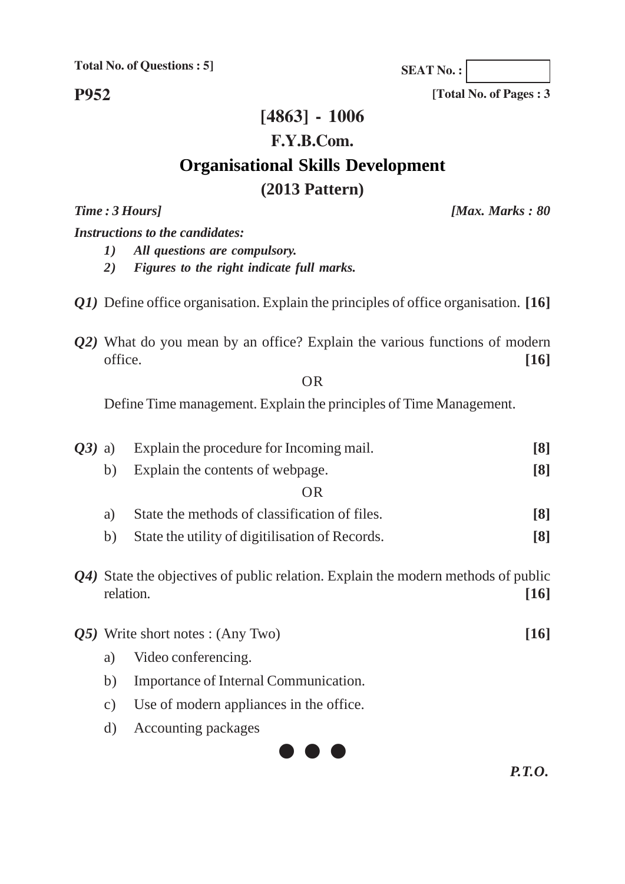**Total No. of Questions : 5]**

**SEAT No. :**

**P952**

**[Total No. of Pages : 3**

# [4863] - 1006

## F.Y.B.Com.

## Organisational Skills Development

## (2013 Pattern)

***Time : 3 Hours]*** ***[Max. Marks : 80***

***Instructions to the candidates:***

1) ***All questions are compulsory.***
2) ***Figures to the right indicate full marks.***

***Q1)*** Define office organisation. Explain the principles of office organisation. **[16]**

***Q2)*** What do you mean by an office? Explain the various functions of modern office. **[16]**

OR

Define Time management. Explain the principles of Time Management.

***Q3)*** a) Explain the procedure for Incoming mail. **[8]**

b) Explain the contents of webpage. **[8]**

OR

a) State the methods of classification of files. **[8]**

b) State the utility of digitilisation of Records. **[8]**

***Q4)*** State the objectives of public relation. Explain the modern methods of public relation. **[16]**

***Q5)*** Write short notes : (Any Two) **[16]**

a) Video conferencing.

b) Importance of Internal Communication.

c) Use of modern appliances in the office.

d) Accounting packages

● ● ●

***P.T.O.***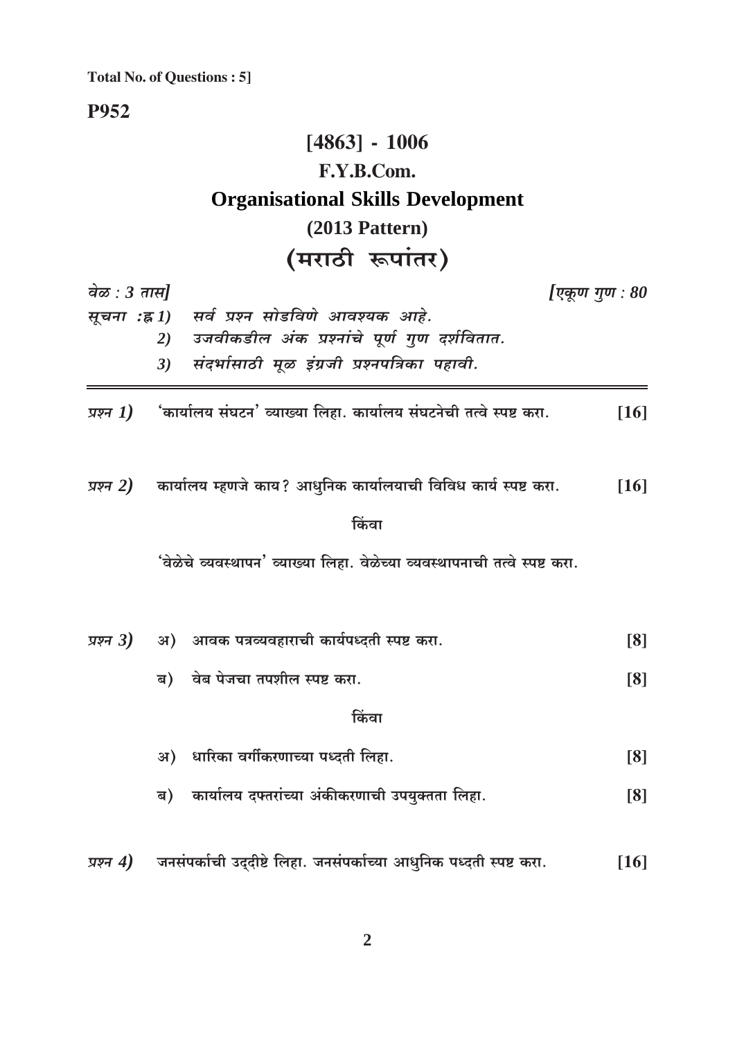**Total No. of Questions : 5]**

**P952**

# [4863] - 1006

## F.Y.B.Com.

## Organisational Skills Development

### (2013 Pattern)

## (मराठी रूपांतर)

*वेळ : 3 तास]* *[एकूण गुण : 80*

*सूचना :*
1) *सर्व प्रश्न सोडविणे आवश्यक आहे.*
2) *उजवीकडील अंक प्रश्नांचे पूर्ण गुण दर्शवितात.*
3) *संदर्भासाठी मूळ इंग्रजी प्रश्नपत्रिका पहावी.*

---

*प्रश्न 1)* 'कार्यालय संघटन' व्याख्या लिहा. कार्यालय संघटनेची तत्वे स्पष्ट करा. **[16]**

*प्रश्न 2)* कार्यालय म्हणजे काय? आधुनिक कार्यालयाची विविध कार्य स्पष्ट करा. **[16]**

किंवा

'वेळेचे व्यवस्थापन' व्याख्या लिहा. वेळेच्या व्यवस्थापनाची तत्वे स्पष्ट करा.

*प्रश्न 3)*

अ) आवक पत्रव्यवहाराची कार्यपध्दती स्पष्ट करा. **[8]**

ब) वेब पेजचा तपशील स्पष्ट करा. **[8]**

किंवा

अ) धारिका वर्गीकरणाच्या पध्दती लिहा. **[8]**

ब) कार्यालय दफ्तरांच्या अंकीकरणाची उपयुक्तता लिहा. **[8]**

*प्रश्न 4)* जनसंपर्काची उद्दीष्टे लिहा. जनसंपर्काच्या आधुनिक पध्दती स्पष्ट करा. **[16]**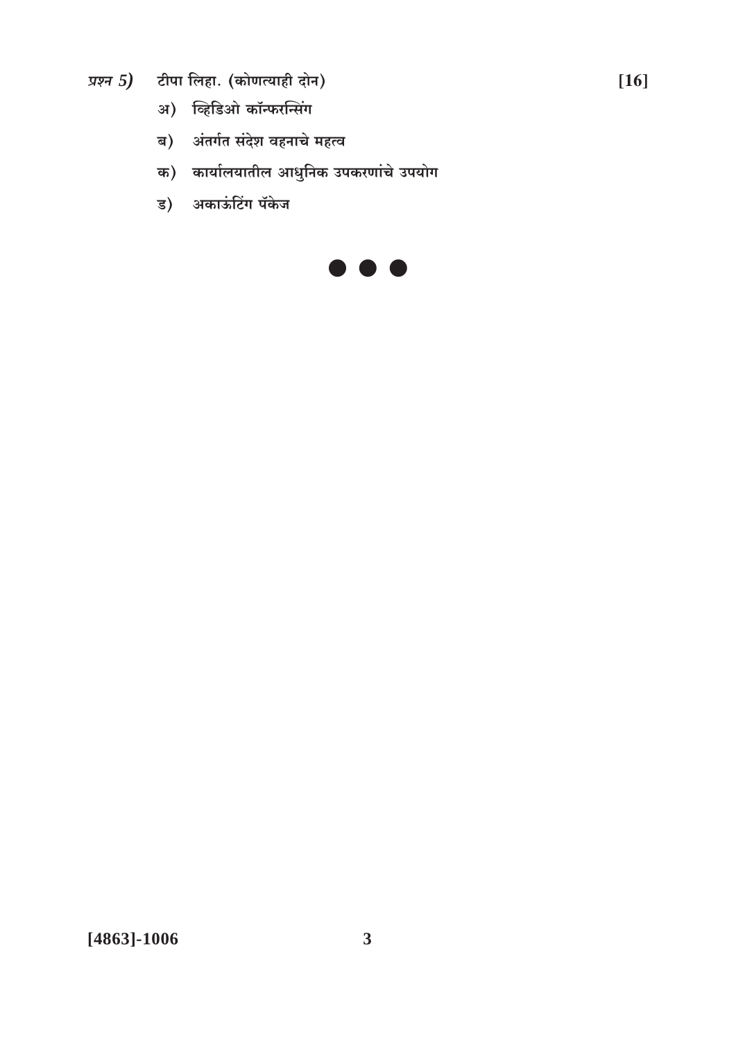*प्रश्न 5)* टीपा लिहा. (कोणत्याही दोन) **[16]**

अ) व्हिडिओ कॉन्फरन्सिंग

ब) अंतर्गत संदेश वहनाचे महत्व

क) कार्यालयातील आधुनिक उपकरणांचे उपयोग

ड) अकाऊंटिंग पॅकेज

● ● ●

**[4863]-1006**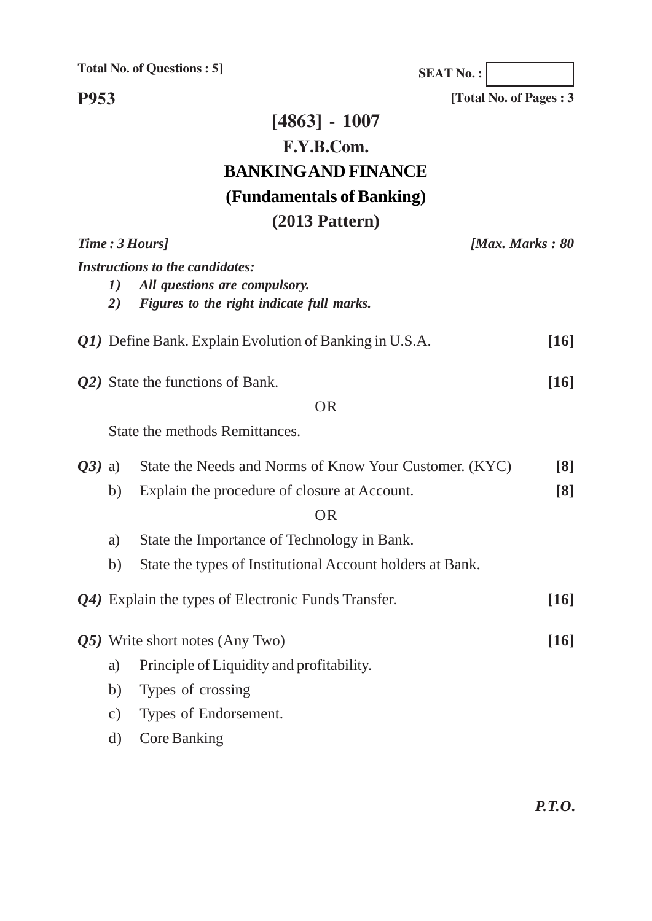Total No. of Questions : 5]

SEAT No. :

**P953**

[Total No. of Pages : 3

# [4863] - 1007

## F.Y.B.Com.

## BANKING AND FINANCE

## (Fundamentals of Banking)

## (2013 Pattern)

*Time : 3 Hours]* *[Max. Marks : 80*

***Instructions to the candidates:***

1) *All questions are compulsory.*
2) *Figures to the right indicate full marks.*

***Q1)*** Define Bank. Explain Evolution of Banking in U.S.A. **[16]**

***Q2)*** State the functions of Bank. **[16]**

OR

State the methods Remittances.

***Q3)*** a) State the Needs and Norms of Know Your Customer. (KYC) **[8]**

b) Explain the procedure of closure at Account. **[8]**

OR

a) State the Importance of Technology in Bank.

b) State the types of Institutional Account holders at Bank.

***Q4)*** Explain the types of Electronic Funds Transfer. **[16]**

***Q5)*** Write short notes (Any Two) **[16]**

a) Principle of Liquidity and profitability.

b) Types of crossing

c) Types of Endorsement.

d) Core Banking

***P.T.O.***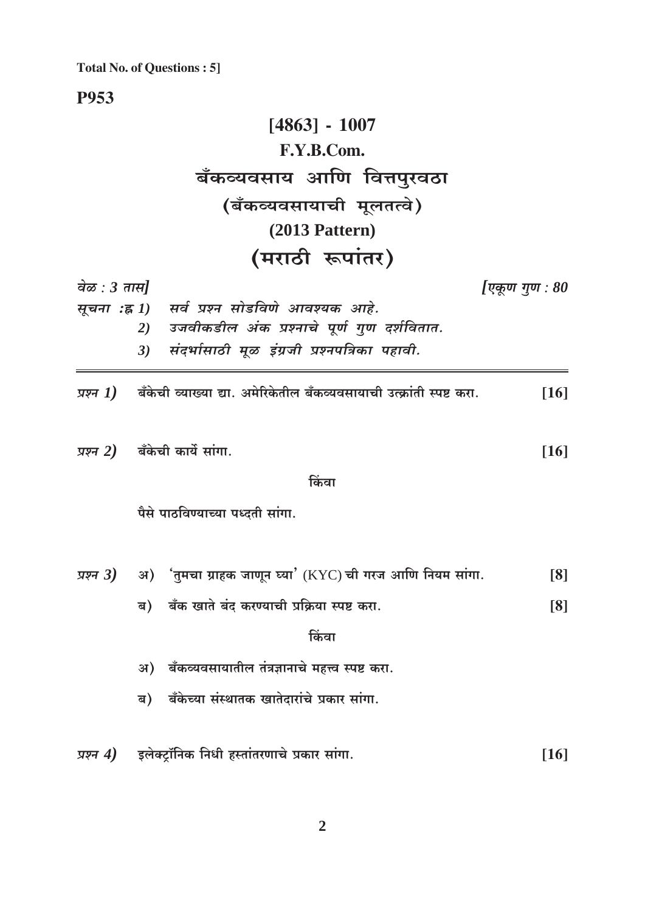**Total No. of Questions : 5]**

**P953**

# [4863] - 1007

## F.Y.B.Com.

## बँकव्यवसाय आणि वित्तपुरवठा

## (बँकव्यवसायाची मूलतत्वे)

## (2013 Pattern)

## (मराठी रूपांतर)

*वेळ : 3 तास]* *[एकूण गुण : 80*

*सूचना :*
1. *सर्व प्रश्न सोडविणे आवश्यक आहे.*
2. *उजवीकडील अंक प्रश्नाचे पूर्ण गुण दर्शवितात.*
3. *संदर्भासाठी मूळ इंग्रजी प्रश्नपत्रिका पहावी.*

---

*प्रश्न 1)* बँकेची व्याख्या द्या. अमेरिकेतील बँकव्यवसायाची उत्क्रांती स्पष्ट करा. **[16]**

*प्रश्न 2)* बँकेची कार्ये सांगा. **[16]**

किंवा

पैसे पाठविण्याच्या पध्दती सांगा.

*प्रश्न 3)* अ) 'तुमचा ग्राहक जाणून घ्या' (KYC) ची गरज आणि नियम सांगा. **[8]**

ब) बँक खाते बंद करण्याची प्रक्रिया स्पष्ट करा. **[8]**

किंवा

अ) बँकव्यवसायातील तंत्रज्ञानाचे महत्त्व स्पष्ट करा.

ब) बँकेच्या संस्थातक खातेदारांचे प्रकार सांगा.

*प्रश्न 4)* इलेक्ट्रॉनिक निधी हस्तांतरणाचे प्रकार सांगा. **[16]**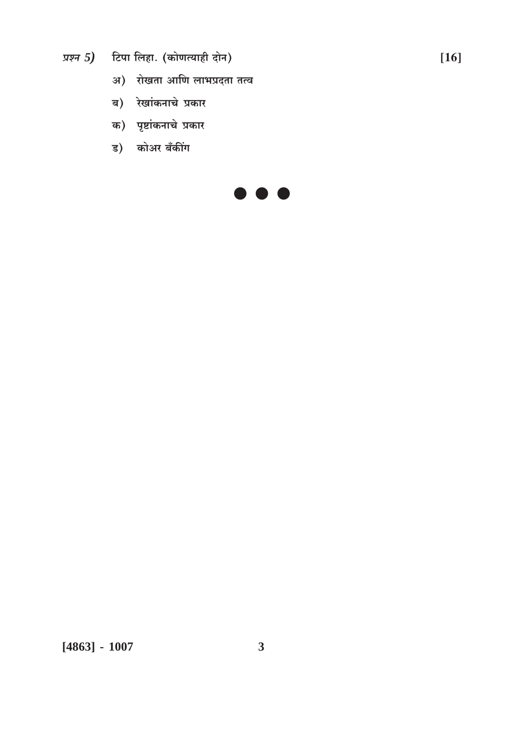*प्रश्न 5)* टिपा लिहा. (कोणत्याही दोन) **[16]**

अ) रोखता आणि लाभप्रदता तत्व

ब) रेखांकनाचे प्रकार

क) पृष्टांकनाचे प्रकार

ड) कोअर बँकींग

● ● ●

**[4863] - 1007**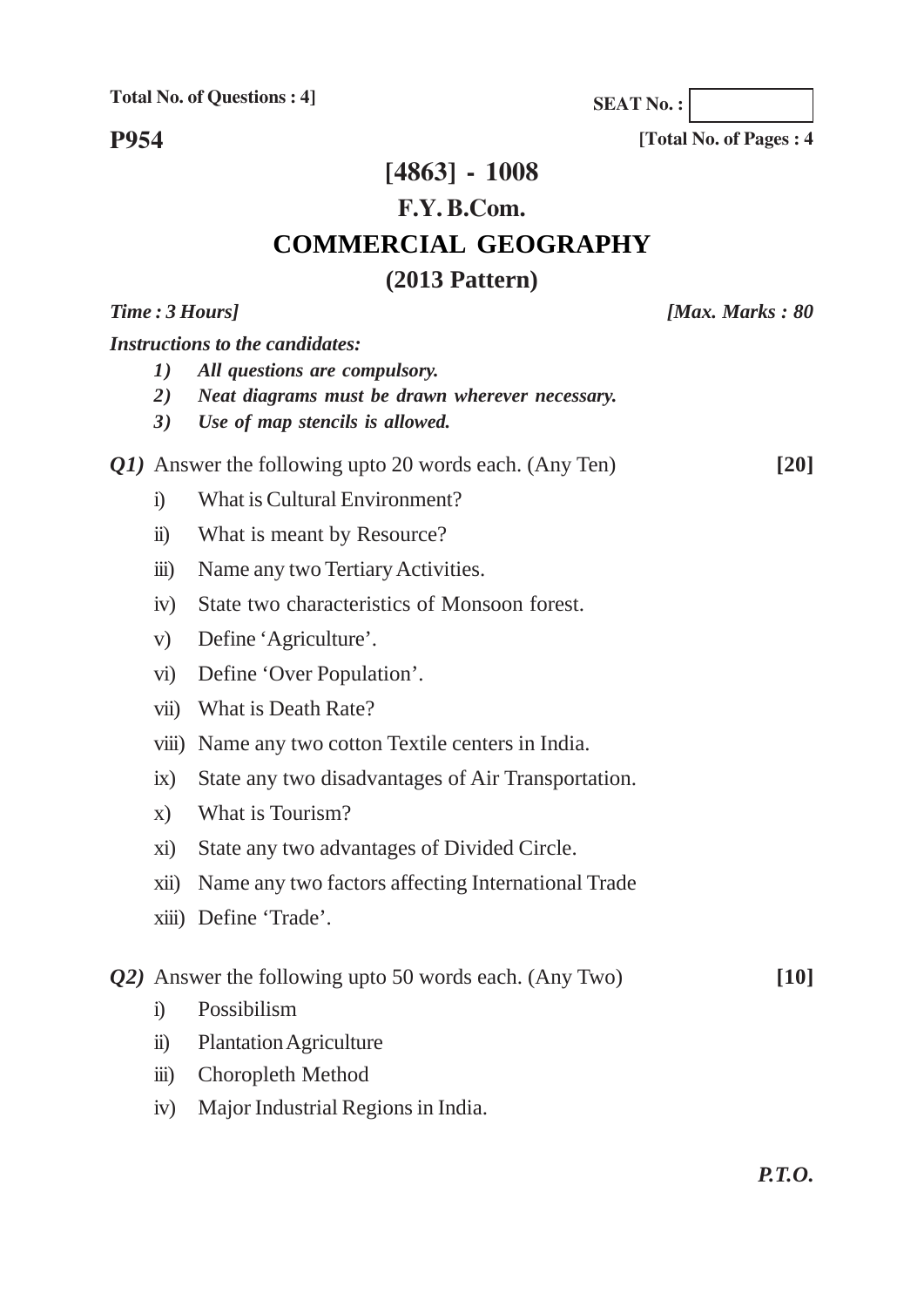**Total No. of Questions : 4]**

**SEAT No. :**

**P954**

**[Total No. of Pages : 4**

# [4863] - 1008

## F.Y. B.Com.

## COMMERCIAL GEOGRAPHY

## (2013 Pattern)

*Time : 3 Hours]* *[Max. Marks : 80*

*Instructions to the candidates:*

1) *All questions are compulsory.*
2) *Neat diagrams must be drawn wherever necessary.*
3) *Use of map stencils is allowed.*

***Q1)*** Answer the following upto 20 words each. (Any Ten) **[20]**

i) What is Cultural Environment?

ii) What is meant by Resource?

iii) Name any two Tertiary Activities.

iv) State two characteristics of Monsoon forest.

v) Define 'Agriculture'.

vi) Define 'Over Population'.

vii) What is Death Rate?

viii) Name any two cotton Textile centers in India.

ix) State any two disadvantages of Air Transportation.

x) What is Tourism?

xi) State any two advantages of Divided Circle.

xii) Name any two factors affecting International Trade

xiii) Define 'Trade'.

***Q2)*** Answer the following upto 50 words each. (Any Two) **[10]**

i) Possibilism

ii) Plantation Agriculture

iii) Choropleth Method

iv) Major Industrial Regions in India.

***P.T.O.***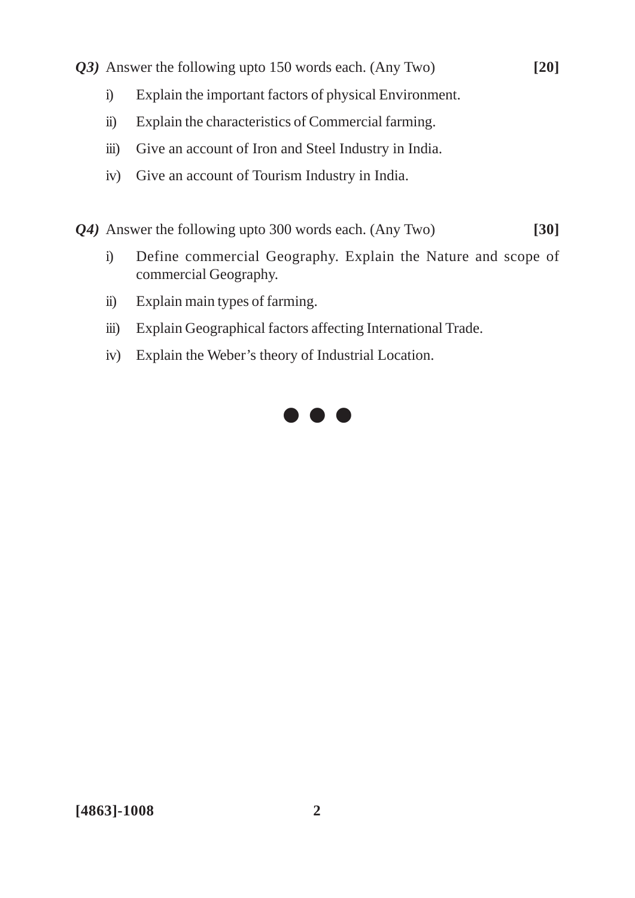***Q3)*** Answer the following upto 150 words each. (Any Two) **[20]**

i) Explain the important factors of physical Environment.

ii) Explain the characteristics of Commercial farming.

iii) Give an account of Iron and Steel Industry in India.

iv) Give an account of Tourism Industry in India.

***Q4)*** Answer the following upto 300 words each. (Any Two) **[30]**

i) Define commercial Geography. Explain the Nature and scope of commercial Geography.

ii) Explain main types of farming.

iii) Explain Geographical factors affecting International Trade.

iv) Explain the Weber's theory of Industrial Location.

● ● ●

**[4863]-1008**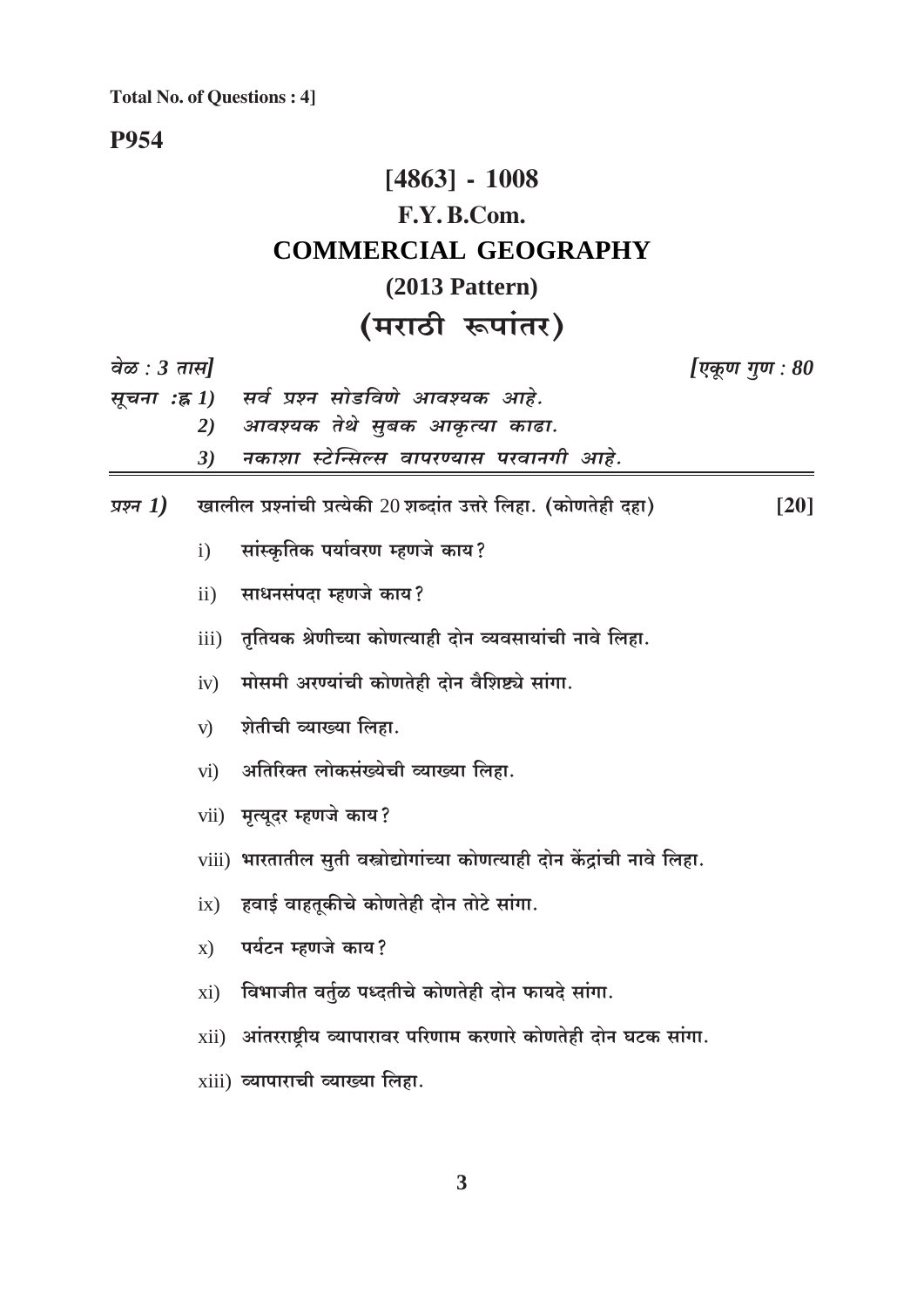**Total No. of Questions : 4]**

**P954**

# [4863] - 1008
## F.Y. B.Com.
## COMMERCIAL GEOGRAPHY
### (2013 Pattern)
### (मराठी रूपांतर)

*वेळ : 3 तास]* *[एकूण गुण : 80*

*सूचना :ह्न 1) सर्व प्रश्न सोडविणे आवश्यक आहे.*
*2) आवश्यक तेथे सुबक आकृत्या काढा.*
*3) नकाशा स्टेन्सिल्स वापरण्यास परवानगी आहे.*

---

*प्रश्न 1)* **खालील प्रश्नांची प्रत्येकी 20 शब्दांत उत्तरे लिहा. (कोणतेही दहा)** **[20]**

i) सांस्कृतिक पर्यावरण म्हणजे काय?

ii) साधनसंपदा म्हणजे काय?

iii) तृतियक श्रेणीच्या कोणत्याही दोन व्यवसायांची नावे लिहा.

iv) मोसमी अरण्यांची कोणतेही दोन वैशिष्ट्ये सांगा.

v) शेतीची व्याख्या लिहा.

vi) अतिरिक्त लोकसंख्येची व्याख्या लिहा.

vii) मृत्यूदर म्हणजे काय?

viii) भारतातील सुती वस्त्रोद्योगांच्या कोणत्याही दोन केंद्रांची नावे लिहा.

ix) हवाई वाहतूकीचे कोणतेही दोन तोटे सांगा.

x) पर्यटन म्हणजे काय?

xi) विभाजीत वर्तुळ पध्दतीचे कोणतेही दोन फायदे सांगा.

xii) आंतरराष्ट्रीय व्यापारावर परिणाम करणारे कोणतेही दोन घटक सांगा.

xiii) व्यापाराची व्याख्या लिहा.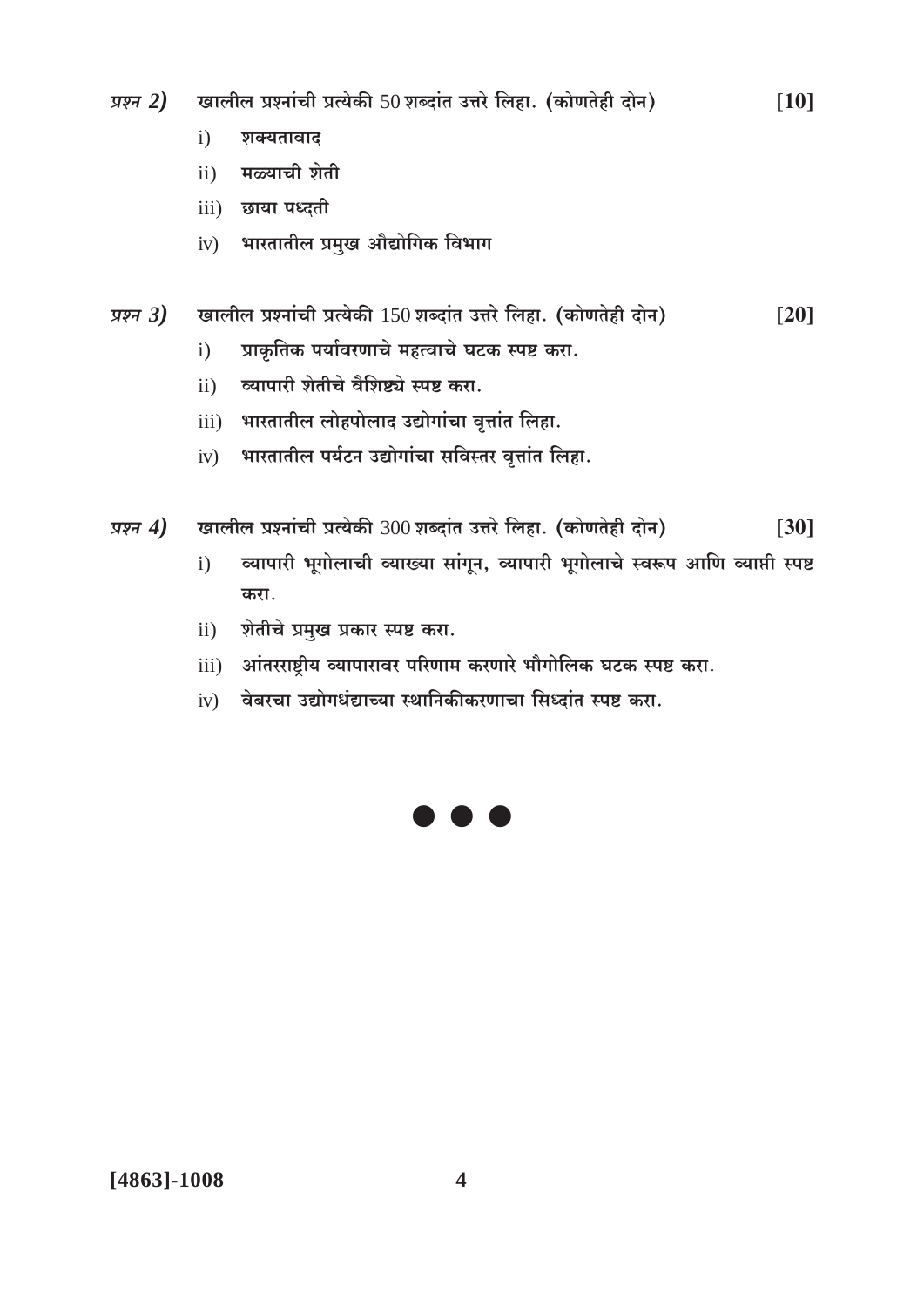*प्रश्न 2)* खालील प्रश्नांची प्रत्येकी 50 शब्दांत उत्तरे लिहा. (कोणतेही दोन) **[10]**

i) शक्यतावाद

ii) मळ्याची शेती

iii) छाया पध्दती

iv) भारतातील प्रमुख औद्योगिक विभाग

*प्रश्न 3)* खालील प्रश्नांची प्रत्येकी 150 शब्दांत उत्तरे लिहा. (कोणतेही दोन) **[20]**

i) प्राकृतिक पर्यावरणाचे महत्वाचे घटक स्पष्ट करा.

ii) व्यापारी शेतीचे वैशिष्ट्ये स्पष्ट करा.

iii) भारतातील लोहपोलाद उद्योगांचा वृत्तांत लिहा.

iv) भारतातील पर्यटन उद्योगांचा सविस्तर वृत्तांत लिहा.

*प्रश्न 4)* खालील प्रश्नांची प्रत्येकी 300 शब्दांत उत्तरे लिहा. (कोणतेही दोन) **[30]**

i) व्यापारी भूगोलाची व्याख्या सांगून, व्यापारी भूगोलाचे स्वरूप आणि व्याप्ती स्पष्ट करा.

ii) शेतीचे प्रमुख प्रकार स्पष्ट करा.

iii) आंतरराष्ट्रीय व्यापारावर परिणाम करणारे भौगोलिक घटक स्पष्ट करा.

iv) वेबरचा उद्योगधंद्याच्या स्थानिकीकरणाचा सिध्दांत स्पष्ट करा.

● ● ●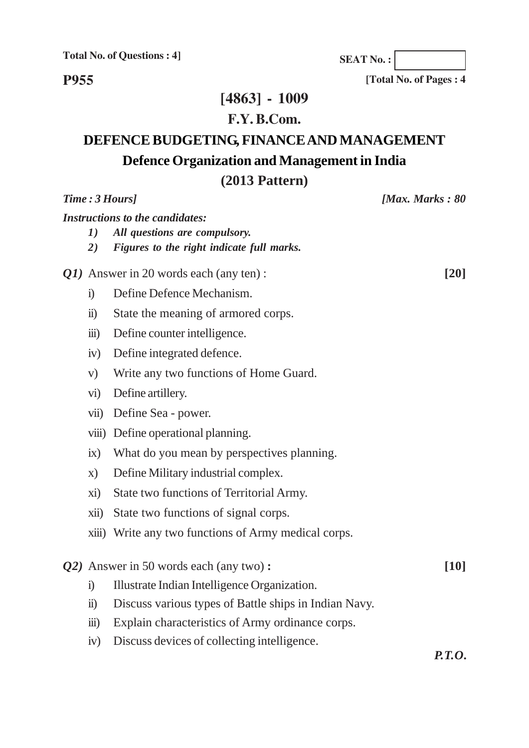Total No. of Questions : 4]

SEAT No. :

**P955**

[Total No. of Pages : 4

# [4863] - 1009

## F.Y. B.Com.

## DEFENCE BUDGETING, FINANCE AND MANAGEMENT

## Defence Organization and Management in India

## (2013 Pattern)

*Time : 3 Hours]* *[Max. Marks : 80*

***Instructions to the candidates:***

1) ***All questions are compulsory.***
2) ***Figures to the right indicate full marks.***

***Q1)*** Answer in 20 words each (any ten) : **[20]**

i) Define Defence Mechanism.

ii) State the meaning of armored corps.

iii) Define counter intelligence.

iv) Define integrated defence.

v) Write any two functions of Home Guard.

vi) Define artillery.

vii) Define Sea - power.

viii) Define operational planning.

ix) What do you mean by perspectives planning.

x) Define Military industrial complex.

xi) State two functions of Territorial Army.

xii) State two functions of signal corps.

xiii) Write any two functions of Army medical corps.

***Q2)*** Answer in 50 words each (any two) **:** **[10]**

i) Illustrate Indian Intelligence Organization.

ii) Discuss various types of Battle ships in Indian Navy.

iii) Explain characteristics of Army ordinance corps.

iv) Discuss devices of collecting intelligence.

***P.T.O.***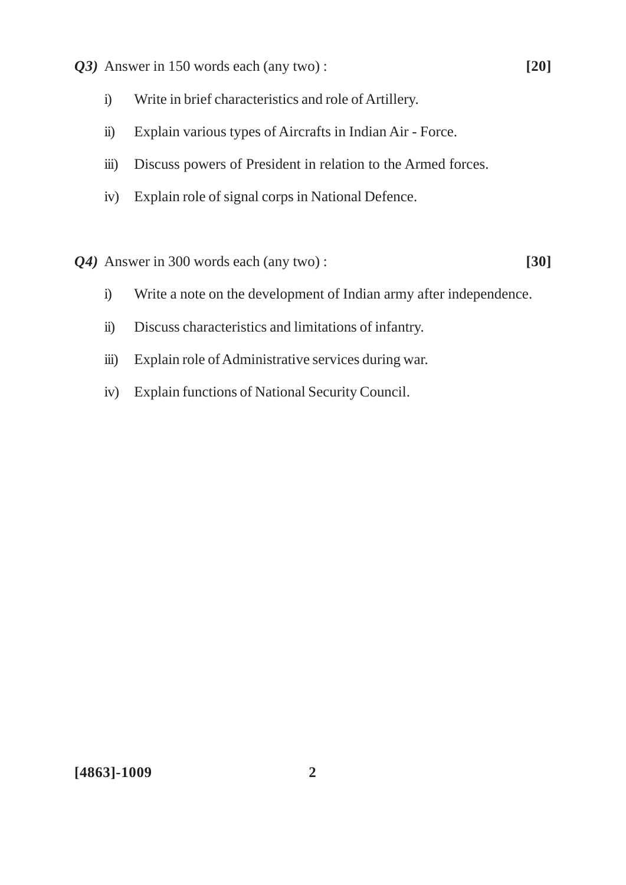***Q3)*** Answer in 150 words each (any two) : **[20]**

i) Write in brief characteristics and role of Artillery.

ii) Explain various types of Aircrafts in Indian Air - Force.

iii) Discuss powers of President in relation to the Armed forces.

iv) Explain role of signal corps in National Defence.

***Q4)*** Answer in 300 words each (any two) : **[30]**

i) Write a note on the development of Indian army after independence.

ii) Discuss characteristics and limitations of infantry.

iii) Explain role of Administrative services during war.

iv) Explain functions of National Security Council.

**[4863]-1009**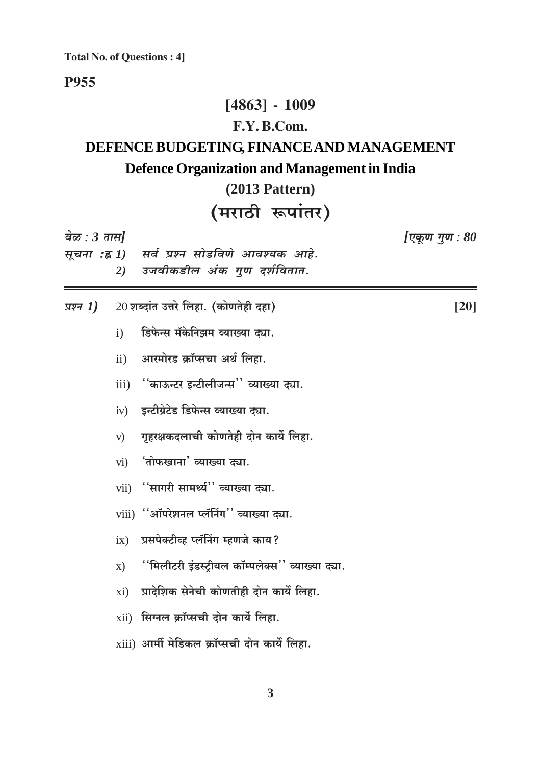**Total No. of Questions : 4]**

**P955**

# [4863] - 1009

## F.Y. B.Com.

## DEFENCE BUDGETING, FINANCE AND MANAGEMENT

## Defence Organization and Management in India

### (2013 Pattern)

## (मराठी रूपांतर)

*वेळ : 3 तास]* *[एकूण गुण : 80*

*सूचना :ह 1) सर्व प्रश्न सोडविणे आवश्यक आहे.*
*2) उजवीकडील अंक गुण दर्शवितात.*

---

*प्रश्न 1)* 20 शब्दांत उत्तरे लिहा. (कोणतेही दहा) **[20]**

i) डिफेन्स मॅकेनिझम व्याख्या द्या.

ii) आरमोरड क्रॉप्सचा अर्थ लिहा.

iii) ''काऊन्टर इन्टीलीजन्स'' व्याख्या द्या.

iv) इन्टीग्रेटेड डिफेन्स व्याख्या द्या.

v) गृहरक्षकदलाची कोणतेही दोन कार्ये लिहा.

vi) 'तोफखाना' व्याख्या द्या.

vii) ''सागरी सामर्थ्य'' व्याख्या द्या.

viii) ''ऑपरेशनल प्लॅनिंग'' व्याख्या द्या.

ix) प्रसपेक्टीव्ह प्लॅनिंग म्हणजे काय?

x) ''मिलीटरी इंडस्ट्रीयल कॉम्पलेक्स'' व्याख्या द्या.

xi) प्रादेशिक सेनेची कोणतीही दोन कार्ये लिहा.

xii) सिग्नल क्रॉप्सची दोन कार्ये लिहा.

xiii) आर्मी मेडिकल क्रॉप्सची दोन कार्ये लिहा.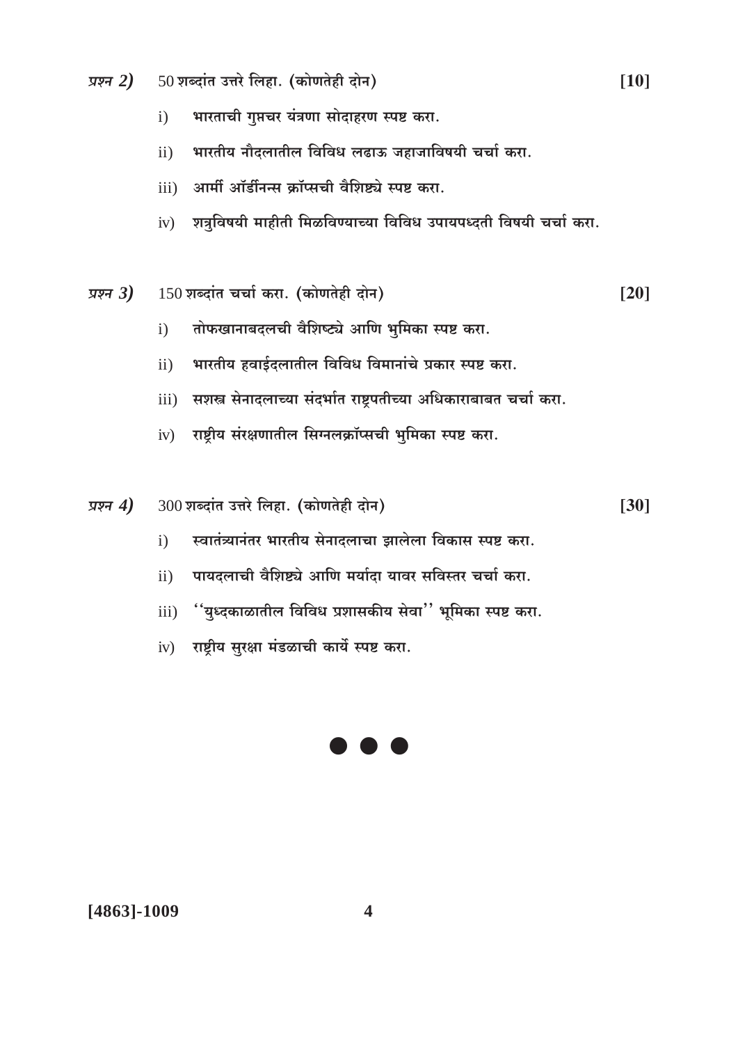*प्रश्न 2)* 50 शब्दांत उत्तरे लिहा. **(कोणतेही दोन)** **[10]**

i) **भारताची गुप्तचर यंत्रणा सोदाहरण स्पष्ट करा.**

ii) **भारतीय नौदलातील विविध लढाऊ जहाजाविषयी चर्चा करा.**

iii) **आर्मी ऑर्डीनन्स क्रॉप्सची वैशिष्ट्ये स्पष्ट करा.**

iv) **शत्रुविषयी माहीती मिळविण्याच्या विविध उपायपध्दती विषयी चर्चा करा.**

*प्रश्न 3)* 150 शब्दांत चर्चा करा. **(कोणतेही दोन)** **[20]**

i) **तोफखानाबदलची वैशिष्ट्ये आणि भुमिका स्पष्ट करा.**

ii) **भारतीय हवाईदलातील विविध विमानांचे प्रकार स्पष्ट करा.**

iii) **सशस्त्र सेनादलाच्या संदर्भात राष्ट्रपतीच्या अधिकाराबाबत चर्चा करा.**

iv) **राष्ट्रीय संरक्षणातील सिग्नलक्रॉप्सची भुमिका स्पष्ट करा.**

*प्रश्न 4)* 300 शब्दांत उत्तरे लिहा. **(कोणतेही दोन)** **[30]**

i) **स्वातंत्र्यानंतर भारतीय सेनादलाचा झालेला विकास स्पष्ट करा.**

ii) **पायदलाची वैशिष्ट्ये आणि मर्यादा यावर सविस्तर चर्चा करा.**

iii) **''युध्दकाळातील विविध प्रशासकीय सेवा'' भूमिका स्पष्ट करा.**

iv) **राष्ट्रीय सुरक्षा मंडळाची कार्ये स्पष्ट करा.**

● ● ●

**[4863]-1009**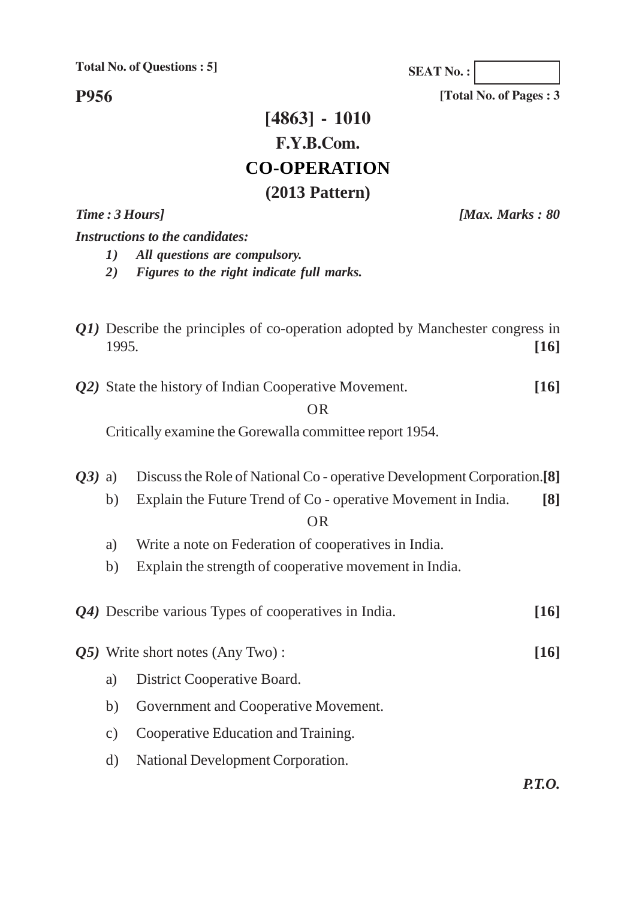Total No. of Questions : 5]

SEAT No. :

**P956**

[Total No. of Pages : 3

# [4863] - 1010

## F.Y.B.Com.

## CO-OPERATION

### (2013 Pattern)

*Time : 3 Hours]* *[Max. Marks : 80*

***Instructions to the candidates:***

1) *All questions are compulsory.*
2) *Figures to the right indicate full marks.*

***Q1)*** Describe the principles of co-operation adopted by Manchester congress in 1995. **[16]**

***Q2)*** State the history of Indian Cooperative Movement. **[16]**

OR

Critically examine the Gorewalla committee report 1954.

***Q3)*** a) Discuss the Role of National Co - operative Development Corporation.**[8]**

b) Explain the Future Trend of Co - operative Movement in India. **[8]**

OR

a) Write a note on Federation of cooperatives in India.

b) Explain the strength of cooperative movement in India.

***Q4)*** Describe various Types of cooperatives in India. **[16]**

***Q5)*** Write short notes (Any Two) : **[16]**

a) District Cooperative Board.

b) Government and Cooperative Movement.

c) Cooperative Education and Training.

d) National Development Corporation.

***P.T.O.***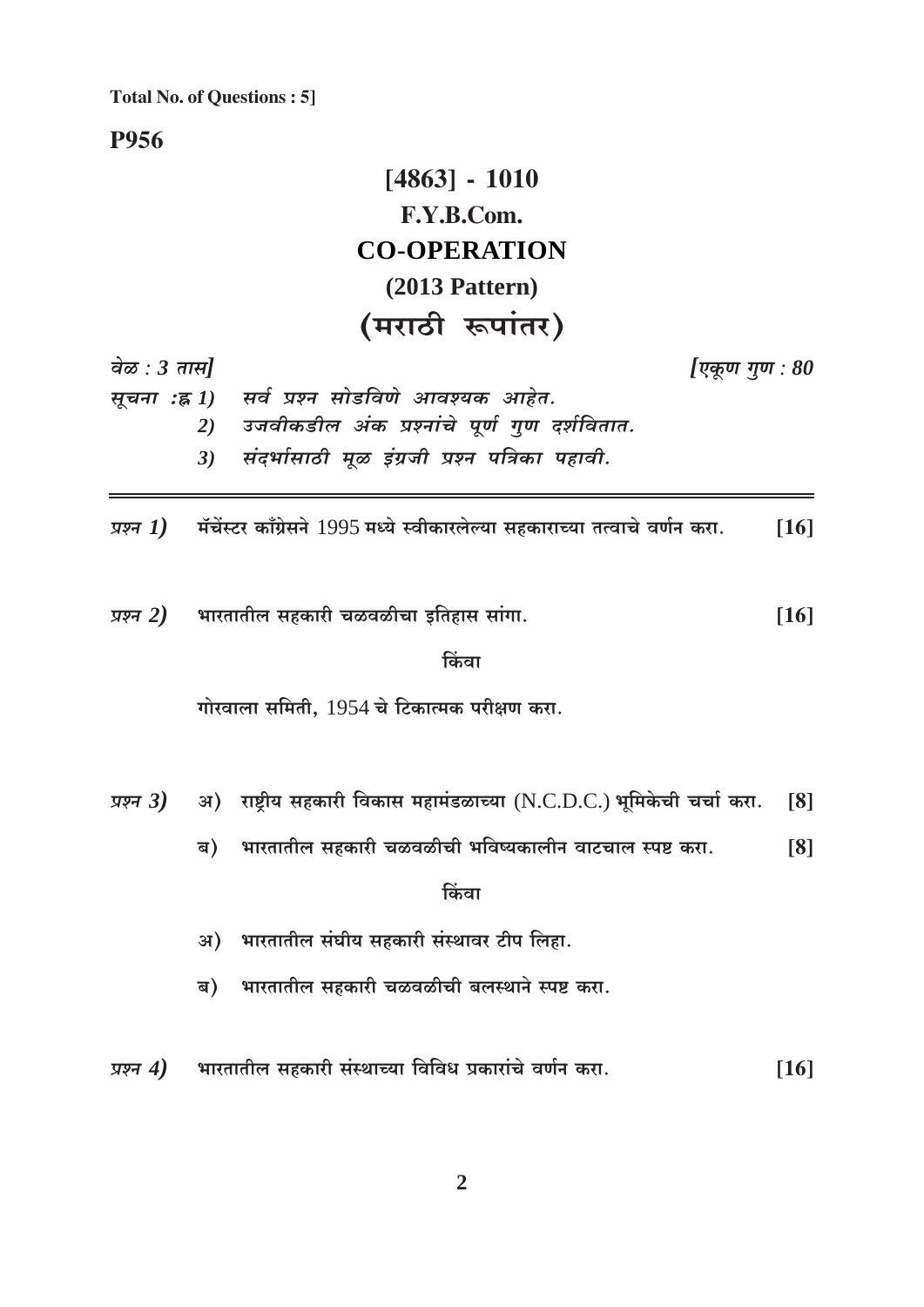**Total No. of Questions : 5]**

**P956**

# [4863] - 1010

## F.Y.B.Com.

## CO-OPERATION

### (2013 Pattern)

### (मराठी रूपांतर)

*वेळ : 3 तास]* *[एकूण गुण : 80*

*सूचना :ह 1) सर्व प्रश्न सोडविणे आवश्यक आहेत.*

*2) उजवीकडील अंक प्रश्नांचे पूर्ण गुण दर्शवितात.*

*3) संदर्भासाठी मूळ इंग्रजी प्रश्न पत्रिका पहावी.*

---

*प्रश्न 1)* मॅचेंस्टर काँग्रेसने 1995 मध्ये स्वीकारलेल्या सहकाराच्या तत्वाचे वर्णन करा. **[16]**

*प्रश्न 2)* भारतातील सहकारी चळवळीचा इतिहास सांगा. **[16]**

किंवा

गोरवाला समिती, 1954 चे टिकात्मक परीक्षण करा.

*प्रश्न 3)* अ) राष्ट्रीय सहकारी विकास महामंडळाच्या (N.C.D.C.) भूमिकेची चर्चा करा. **[8]**

ब) भारतातील सहकारी चळवळीची भविष्यकालीन वाटचाल स्पष्ट करा. **[8]**

किंवा

अ) भारतातील संघीय सहकारी संस्थावर टीप लिहा.

ब) भारतातील सहकारी चळवळीची बलस्थाने स्पष्ट करा.

*प्रश्न 4)* भारतातील सहकारी संस्थाच्या विविध प्रकारांचे वर्णन करा. **[16]**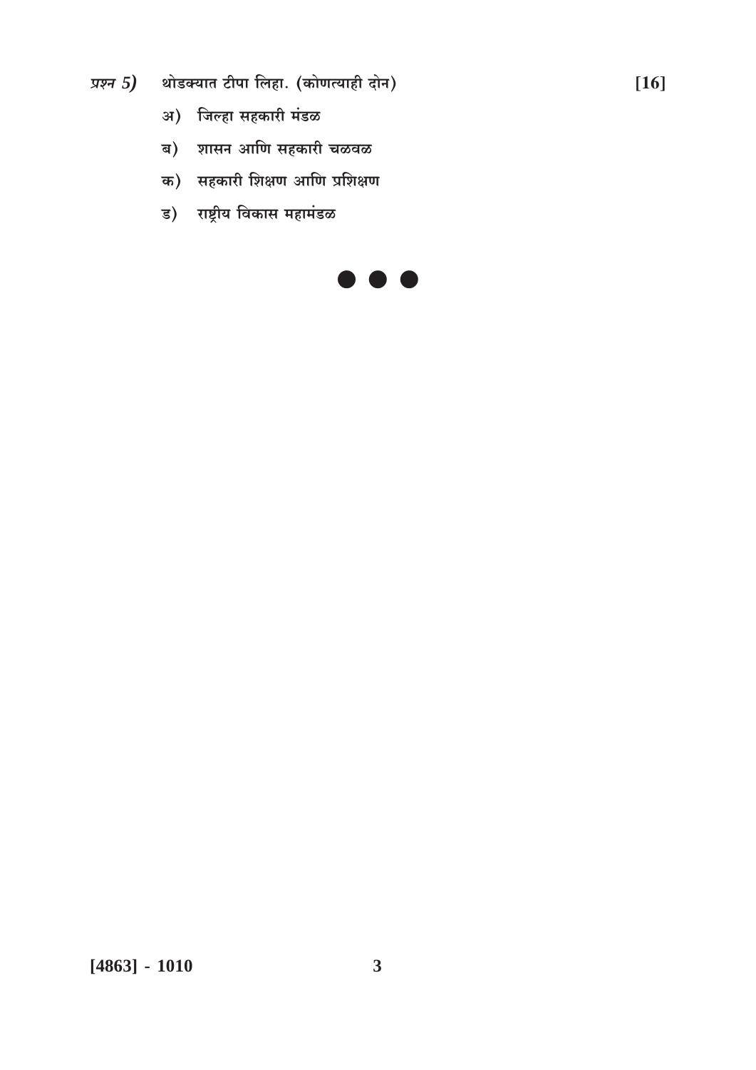*प्रश्न 5)* थोडक्यात टीपा लिहा. (कोणत्याही दोन) **[16]**

अ) जिल्हा सहकारी मंडळ

ब) शासन आणि सहकारी चळवळ

क) सहकारी शिक्षण आणि प्रशिक्षण

ड) राष्ट्रीय विकास महामंडळ

● ● ●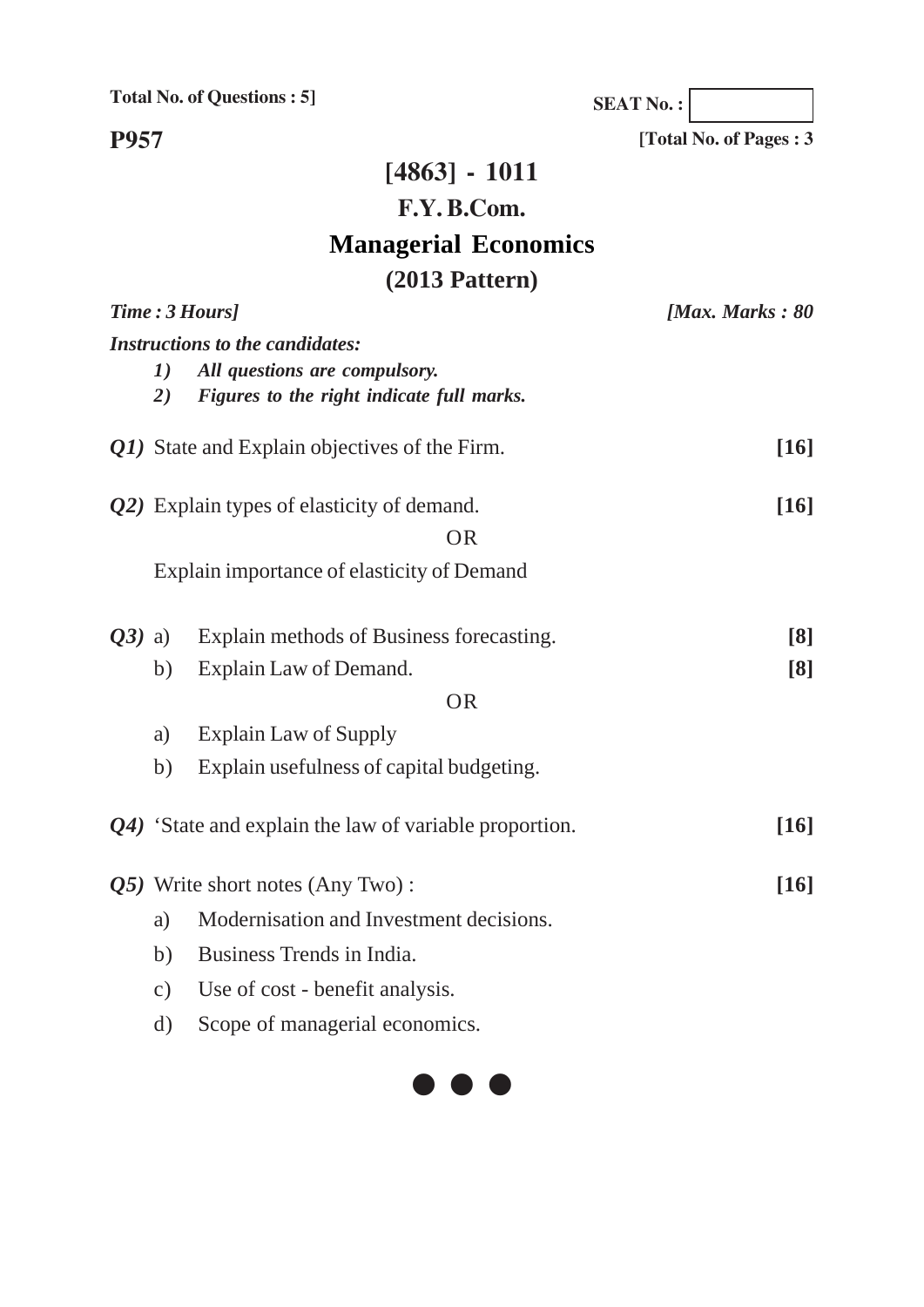Total No. of Questions : 5]

SEAT No. :

**P957**

[Total No. of Pages : 3

# [4863] - 1011

## F.Y. B.Com.

## Managerial Economics

## (2013 Pattern)

*Time : 3 Hours]* *[Max. Marks : 80*

*Instructions to the candidates:*

1) *All questions are compulsory.*
2) *Figures to the right indicate full marks.*

***Q1)*** State and Explain objectives of the Firm. **[16]**

***Q2)*** Explain types of elasticity of demand. **[16]**

OR

Explain importance of elasticity of Demand

***Q3)*** a) Explain methods of Business forecasting. **[8]**

b) Explain Law of Demand. **[8]**

OR

a) Explain Law of Supply

b) Explain usefulness of capital budgeting.

***Q4)*** 'State and explain the law of variable proportion. **[16]**

***Q5)*** Write short notes (Any Two) : **[16]**

a) Modernisation and Investment decisions.

b) Business Trends in India.

c) Use of cost - benefit analysis.

d) Scope of managerial economics.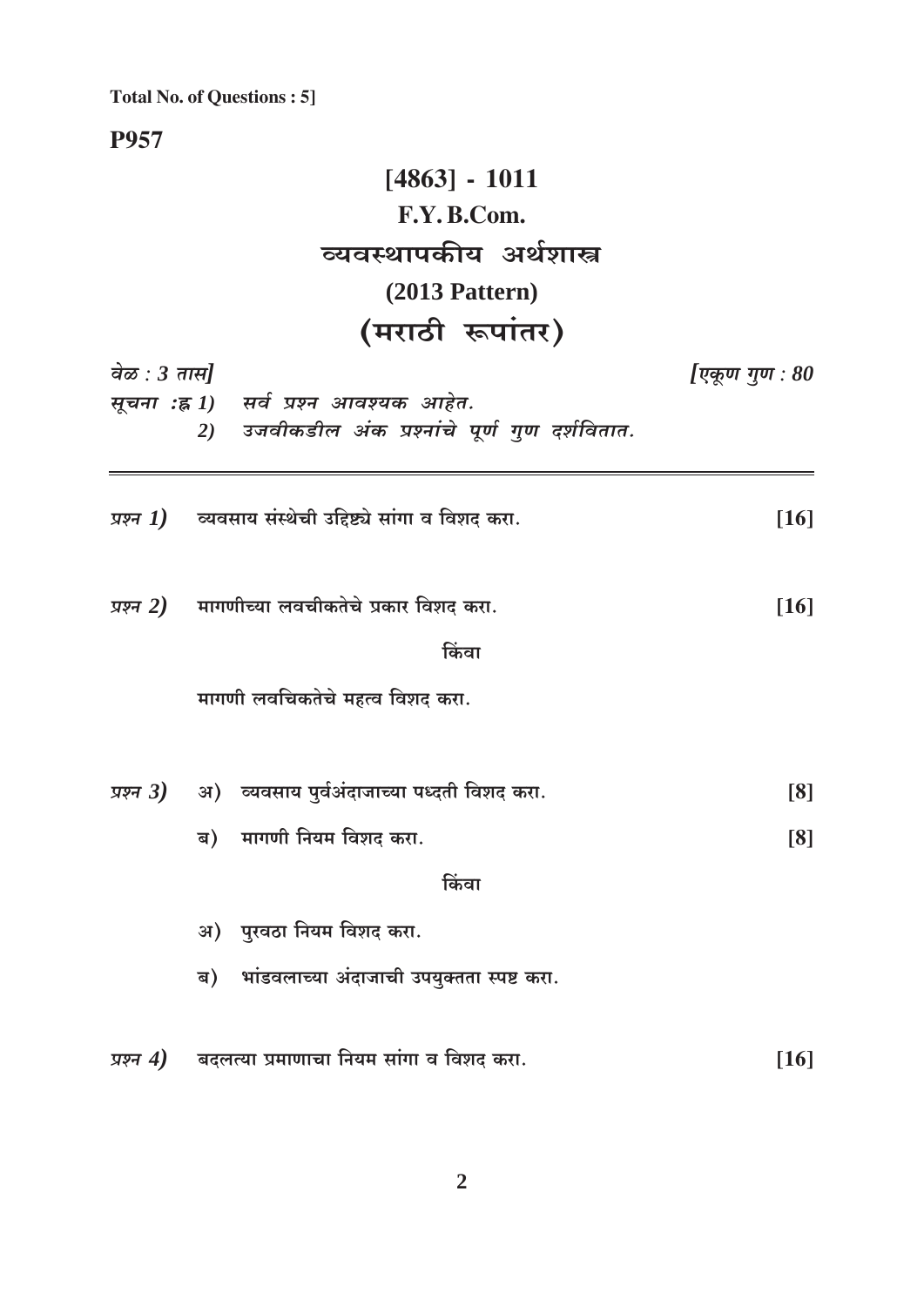**Total No. of Questions : 5]**

**P957**

# [4863] - 1011

## F.Y. B.Com.

## व्यवस्थापकीय अर्थशास्त्र

## (2013 Pattern)

## (मराठी रूपांतर)

*वेळ : 3 तास]* *[एकूण गुण : 80*

*सूचना :ह्न 1) सर्व प्रश्न आवश्यक आहेत.*

*2) उजवीकडील अंक प्रश्नांचे पूर्ण गुण दर्शवितात.*

---

*प्रश्न 1)* व्यवसाय संस्थेची उद्दिष्ट्ये सांगा व विशद करा. **[16]**

*प्रश्न 2)* मागणीच्या लवचीकतेचे प्रकार विशद करा. **[16]**

किंवा

मागणी लवचिकतेचे महत्व विशद करा.

*प्रश्न 3)* अ) व्यवसाय पुर्वअंदाजाच्या पध्दती विशद करा. **[8]**

ब) मागणी नियम विशद करा. **[8]**

किंवा

अ) पुरवठा नियम विशद करा.

ब) भांडवलाच्या अंदाजाची उपयुक्तता स्पष्ट करा.

*प्रश्न 4)* बदलत्या प्रमाणाचा नियम सांगा व विशद करा. **[16]**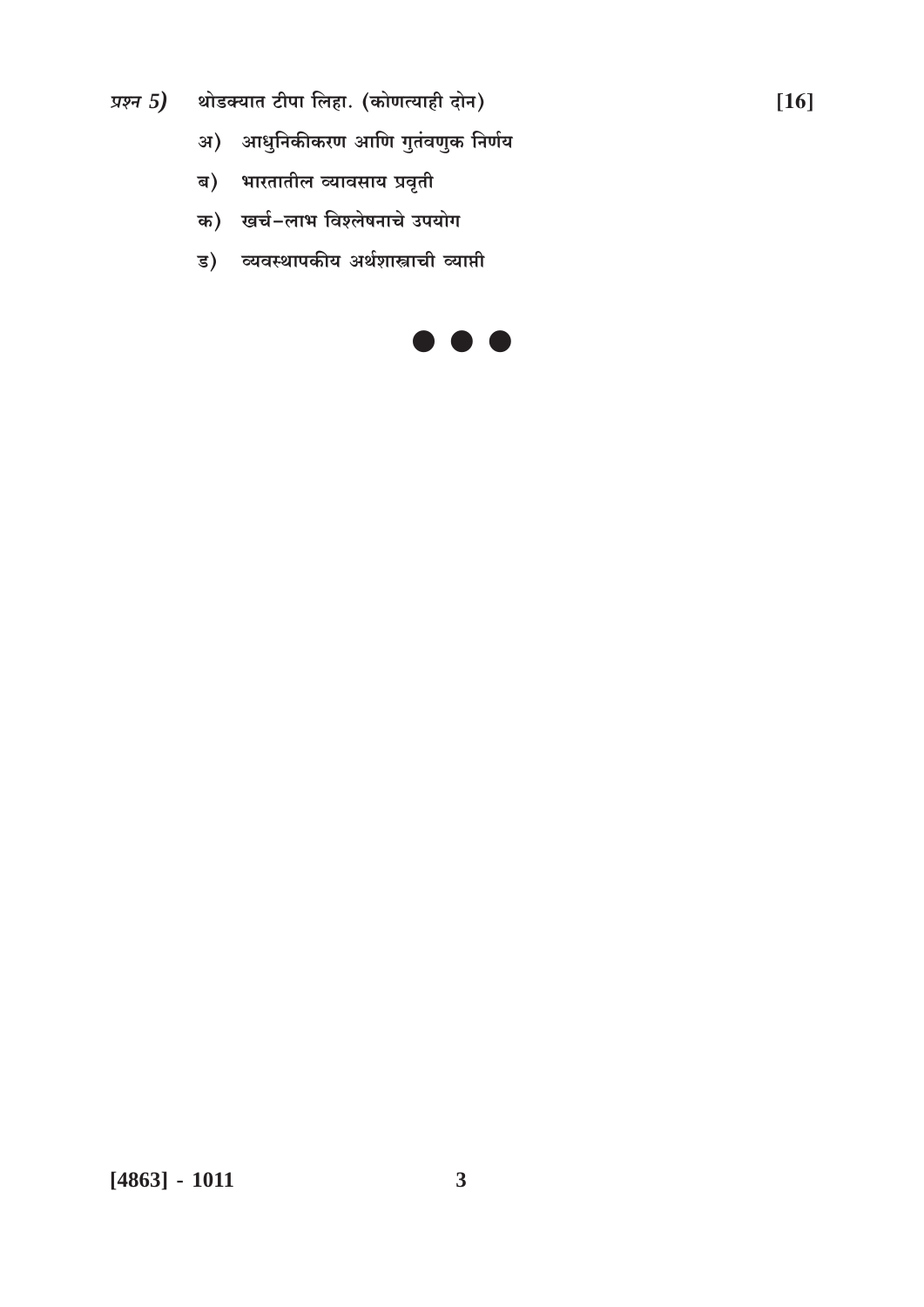*प्रश्न 5)* थोडक्यात टीपा लिहा. (कोणत्याही दोन) **[16]**

अ) आधुनिकीकरण आणि गुतंवणुक निर्णय

ब) भारतातील व्यावसाय प्रवृती

क) खर्च-लाभ विश्लेषनाचे उपयोग

ड) व्यवस्थापकीय अर्थशास्त्राची व्याप्ती

● ● ●

**[4863] - 1011**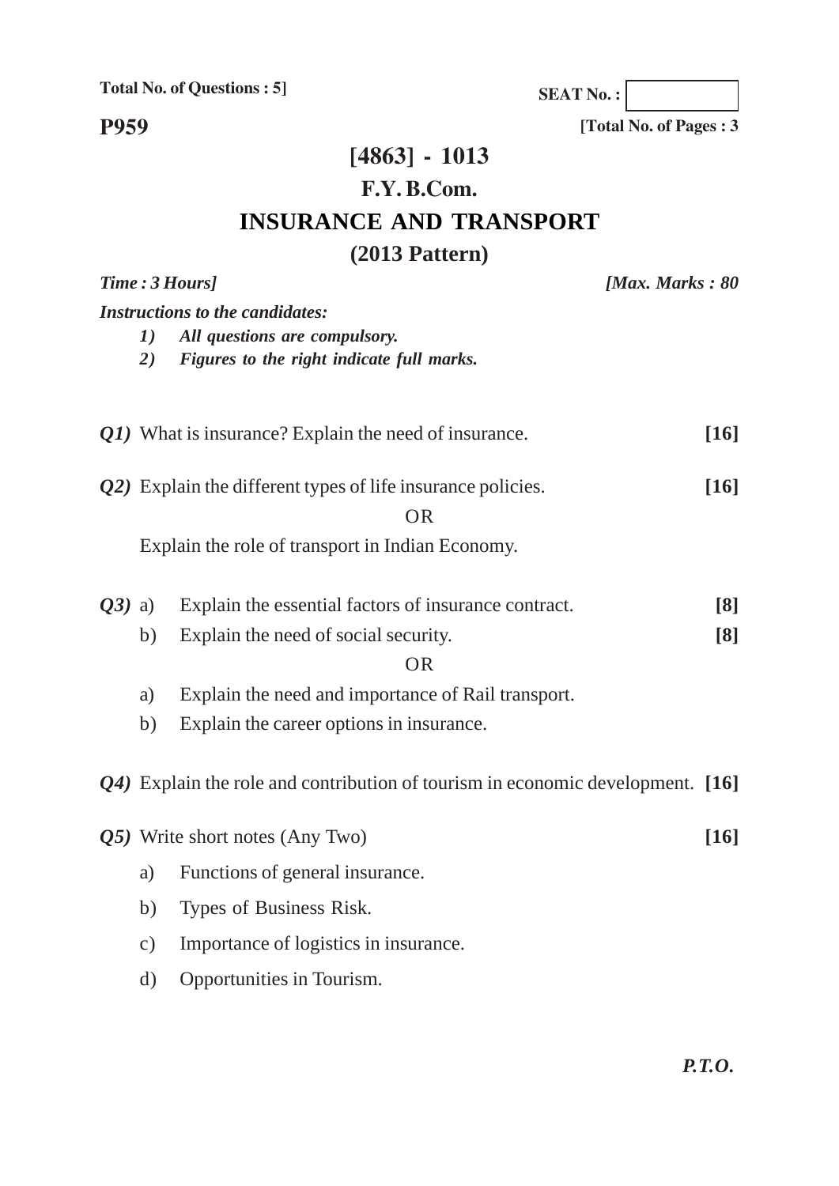Total No. of Questions : 5]

SEAT No. :

**P959**

[Total No. of Pages : 3

# [4863] - 1013

## F.Y. B.Com.

## INSURANCE AND TRANSPORT

### (2013 Pattern)

*Time : 3 Hours]* *[Max. Marks : 80*

***Instructions to the candidates:***

1) *All questions are compulsory.*
2) *Figures to the right indicate full marks.*

***Q1)*** What is insurance? Explain the need of insurance. **[16]**

***Q2)*** Explain the different types of life insurance policies. **[16]**

OR

Explain the role of transport in Indian Economy.

***Q3)*** a) Explain the essential factors of insurance contract. **[8]**

b) Explain the need of social security. **[8]**

OR

a) Explain the need and importance of Rail transport.

b) Explain the career options in insurance.

***Q4)*** Explain the role and contribution of tourism in economic development. **[16]**

***Q5)*** Write short notes (Any Two) **[16]**

a) Functions of general insurance.

b) Types of Business Risk.

c) Importance of logistics in insurance.

d) Opportunities in Tourism.

*P.T.O.*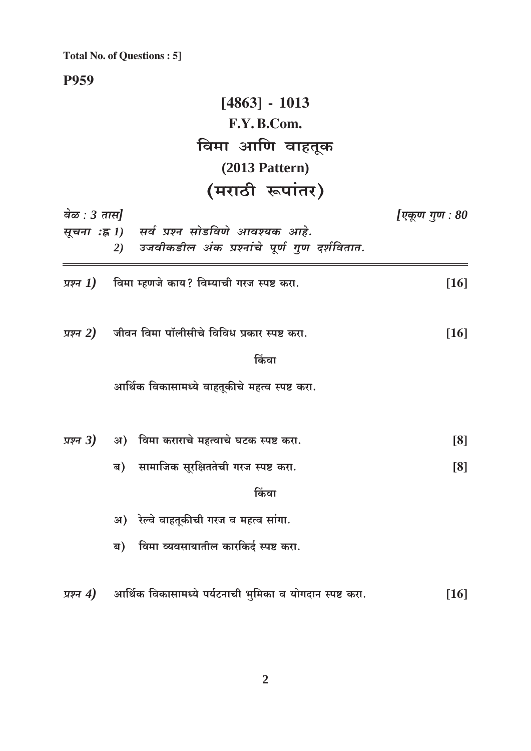**Total No. of Questions : 5]**

**P959**

# [4863] - 1013

## F.Y. B.Com.

## विमा आणि वाहतूक

## (2013 Pattern)

## (मराठी रूपांतर)

*वेळ : 3 तास]* *[एकूण गुण : 80*

*सूचना :- 1) सर्व प्रश्न सोडविणे आवश्यक आहे.*

*2) उजवीकडील अंक प्रश्नांचे पूर्ण गुण दर्शवितात.*

---

*प्रश्न 1)* विमा म्हणजे काय? विम्याची गरज स्पष्ट करा. **[16]**

*प्रश्न 2)* जीवन विमा पॉलीसीचे विविध प्रकार स्पष्ट करा. **[16]**

किंवा

आर्थिक विकासामध्ये वाहतूकीचे महत्व स्पष्ट करा.

*प्रश्न 3)* अ) विमा कराराचे महत्वाचे घटक स्पष्ट करा. **[8]**

ब) सामाजिक सूरक्षिततेची गरज स्पष्ट करा. **[8]**

किंवा

अ) रेल्वे वाहतूकीची गरज व महत्व सांगा.

ब) विमा व्यवसायातील कारकिर्द स्पष्ट करा.

*प्रश्न 4)* आर्थिक विकासामध्ये पर्यटनाची भुमिका व योगदान स्पष्ट करा. **[16]**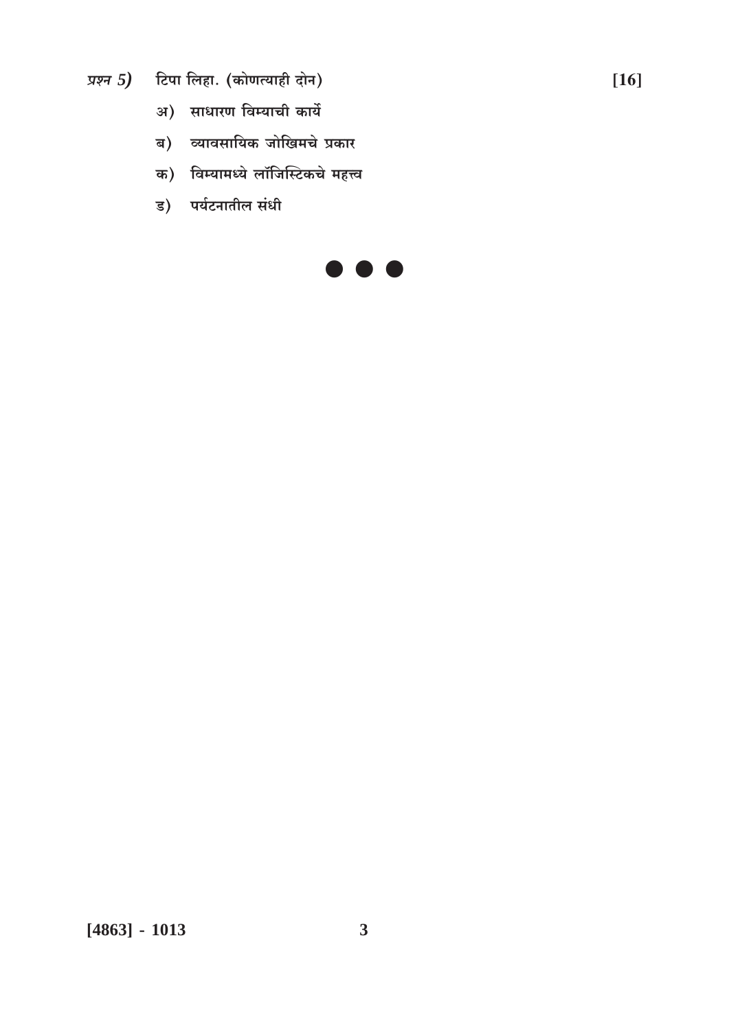*प्रश्न 5)* टिपा लिहा. (कोणत्याही दोन) **[16]**

अ) साधारण विम्याची कार्ये

ब) व्यावसायिक जोखिमचे प्रकार

क) विम्यामध्ये लॉजिस्टिकचे महत्त्व

ड) पर्यटनातील संधी

● ● ●

**[4863] - 1013**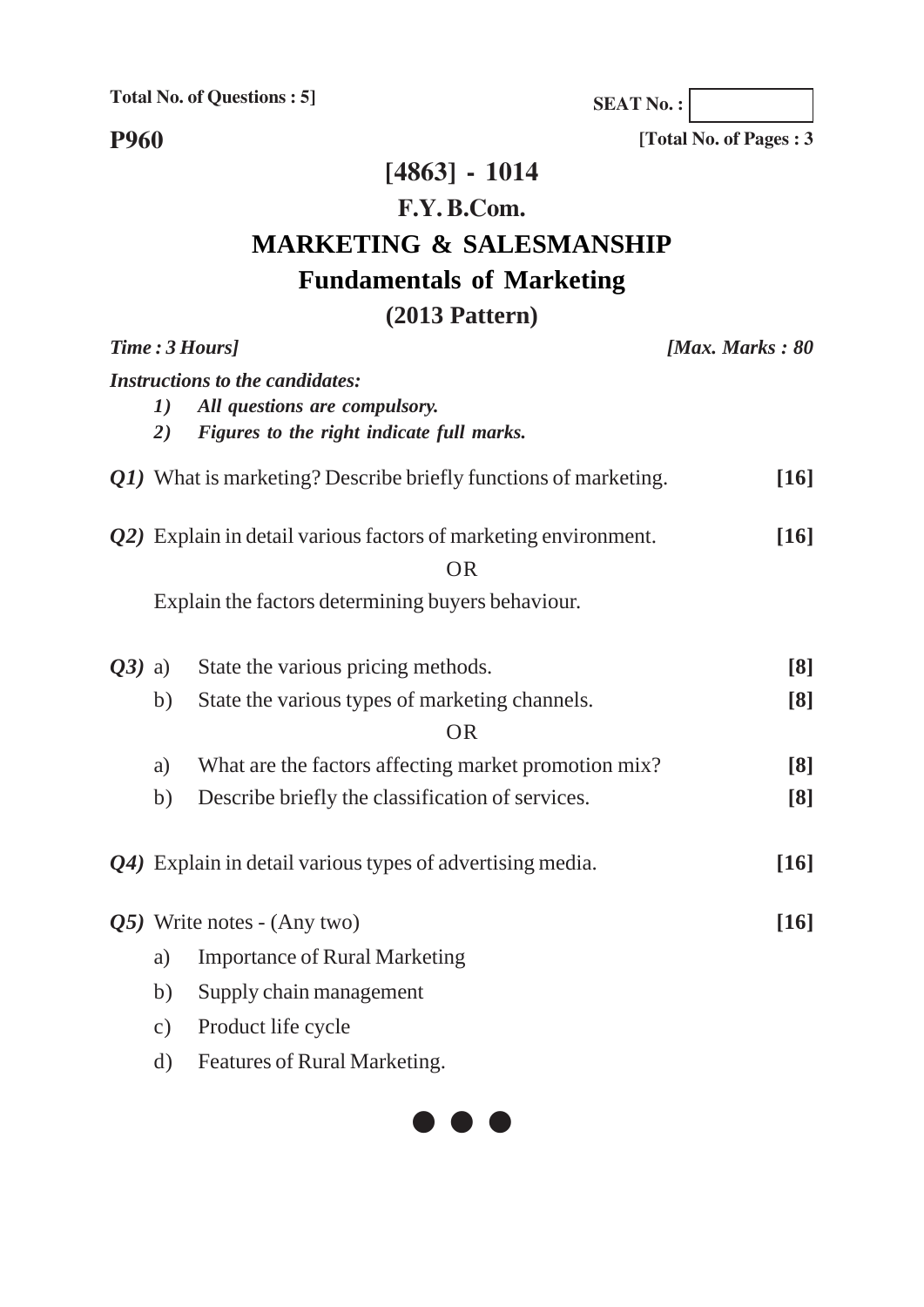Total No. of Questions : 5]

SEAT No. :

**P960**

[Total No. of Pages : 3

# [4863] - 1014

## F.Y. B.Com.

## MARKETING & SALESMANSHIP

## Fundamentals of Marketing

## (2013 Pattern)

*Time : 3 Hours]* *[Max. Marks : 80*

***Instructions to the candidates:***

1) *All questions are compulsory.*
2) *Figures to the right indicate full marks.*

***Q1)*** What is marketing? Describe briefly functions of marketing. **[16]**

***Q2)*** Explain in detail various factors of marketing environment. **[16]**

OR

Explain the factors determining buyers behaviour.

***Q3)*** a) State the various pricing methods. **[8]**

b) State the various types of marketing channels. **[8]**

OR

a) What are the factors affecting market promotion mix? **[8]**

b) Describe briefly the classification of services. **[8]**

***Q4)*** Explain in detail various types of advertising media. **[16]**

***Q5)*** Write notes - (Any two) **[16]**

a) Importance of Rural Marketing

b) Supply chain management

c) Product life cycle

d) Features of Rural Marketing.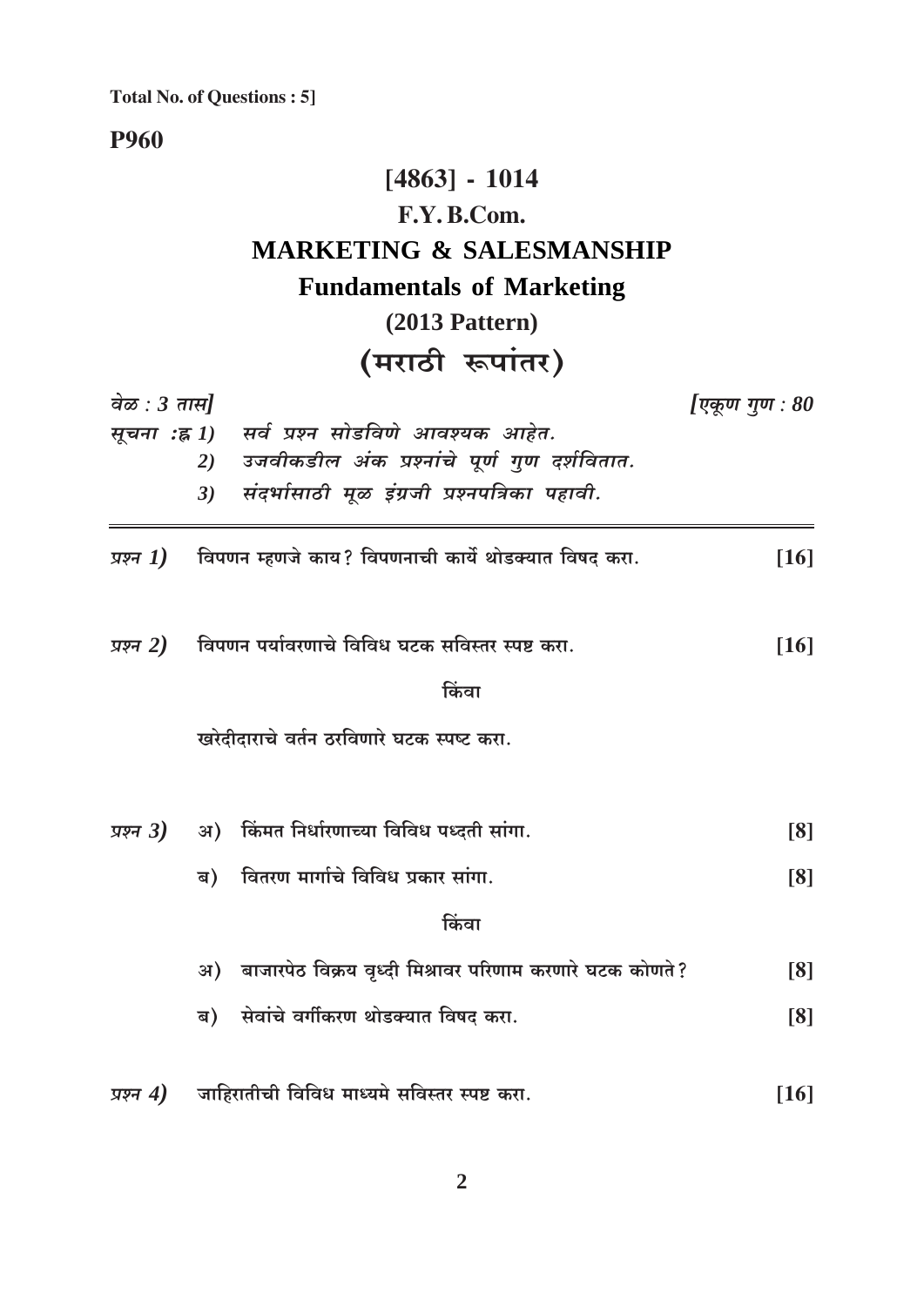**Total No. of Questions : 5]**

**P960**

# [4863] - 1014

## F.Y. B.Com.

## MARKETING & SALESMANSHIP

## Fundamentals of Marketing

### (2013 Pattern)

### (मराठी रूपांतर)

*वेळ : 3 तास]* *[एकूण गुण : 80*

*सूचना :* 
1) *सर्व प्रश्न सोडविणे आवश्यक आहेत.*
2) *उजवीकडील अंक प्रश्नांचे पूर्ण गुण दर्शवितात.*
3) *संदर्भासाठी मूळ इंग्रजी प्रश्नपत्रिका पहावी.*

---

*प्रश्न 1)* विपणन म्हणजे काय? विपणनाची कार्ये थोडक्यात विषद करा. **[16]**

*प्रश्न 2)* विपणन पर्यावरणाचे विविध घटक सविस्तर स्पष्ट करा. **[16]**

किंवा

खरेदीदाराचे वर्तन ठरविणारे घटक स्पष्ट करा.

*प्रश्न 3)* अ) किंमत निर्धारणाच्या विविध पध्दती सांगा. **[8]**

ब) वितरण मार्गाचे विविध प्रकार सांगा. **[8]**

किंवा

अ) बाजारपेठ विक्रय वृध्दी मिश्रावर परिणाम करणारे घटक कोणते? **[8]**

ब) सेवांचे वर्गीकरण थोडक्यात विषद करा. **[8]**

*प्रश्न 4)* जाहिरातीची विविध माध्यमे सविस्तर स्पष्ट करा. **[16]**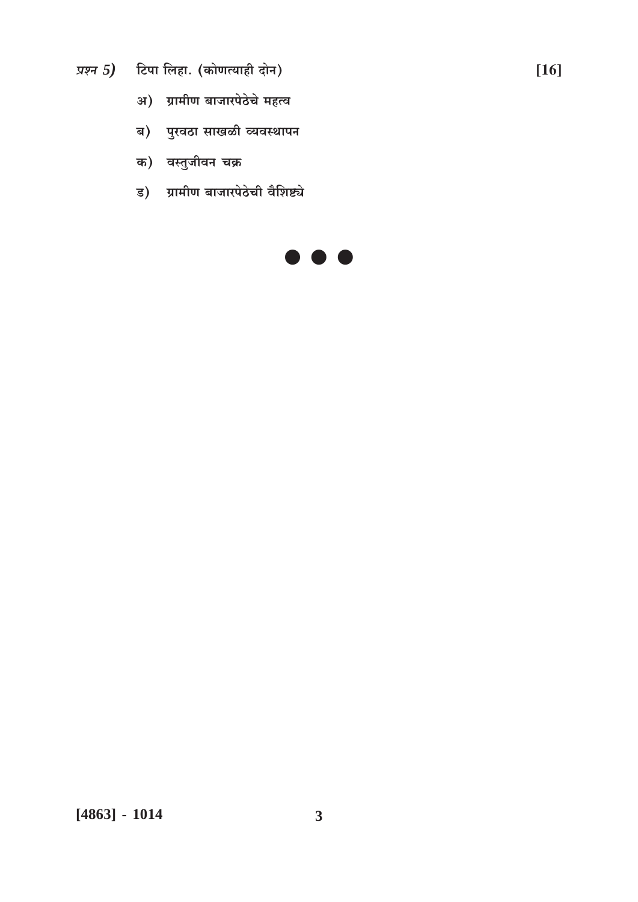*प्रश्न 5)* टिपा लिहा. (कोणत्याही दोन) **[16]**

अ) ग्रामीण बाजारपेठेचे महत्व

ब) पुरवठा साखळी व्यवस्थापन

क) वस्तुजीवन चक्र

ड) ग्रामीण बाजारपेठेची वैशिष्ट्ये

● ● ●

**[4863] - 1014**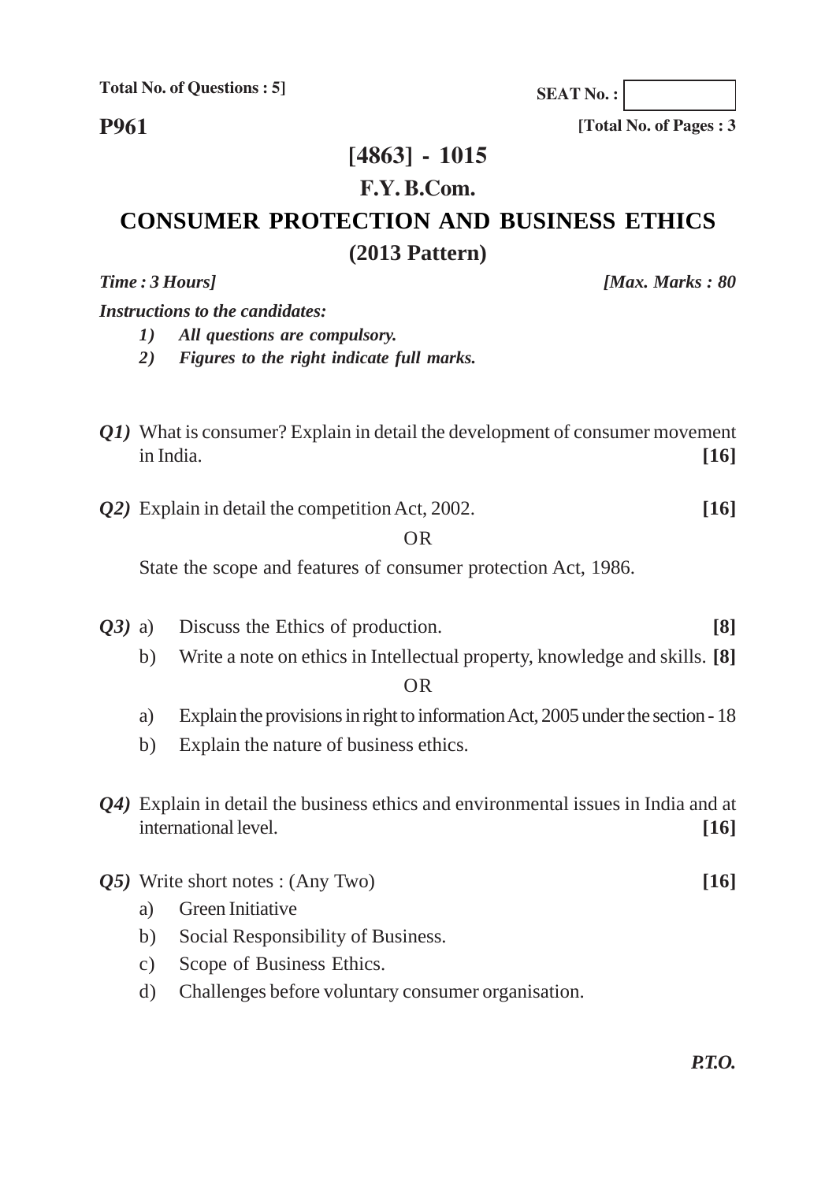Total No. of Questions : 5]

SEAT No. :

**P961**

[Total No. of Pages : 3

# [4863] - 1015

## F.Y. B.Com.

# CONSUMER PROTECTION AND BUSINESS ETHICS

## (2013 Pattern)

*Time : 3 Hours]* *[Max. Marks : 80*

***Instructions to the candidates:***

1) *All questions are compulsory.*
2) *Figures to the right indicate full marks.*

***Q1)*** What is consumer? Explain in detail the development of consumer movement in India. **[16]**

***Q2)*** Explain in detail the competition Act, 2002. **[16]**

OR

State the scope and features of consumer protection Act, 1986.

***Q3)*** a) Discuss the Ethics of production. **[8]**

b) Write a note on ethics in Intellectual property, knowledge and skills. **[8]**

OR

a) Explain the provisions in right to information Act, 2005 under the section - 18

b) Explain the nature of business ethics.

***Q4)*** Explain in detail the business ethics and environmental issues in India and at international level. **[16]**

***Q5)*** Write short notes : (Any Two) **[16]**

a) Green Initiative

b) Social Responsibility of Business.

c) Scope of Business Ethics.

d) Challenges before voluntary consumer organisation.

***P.T.O.***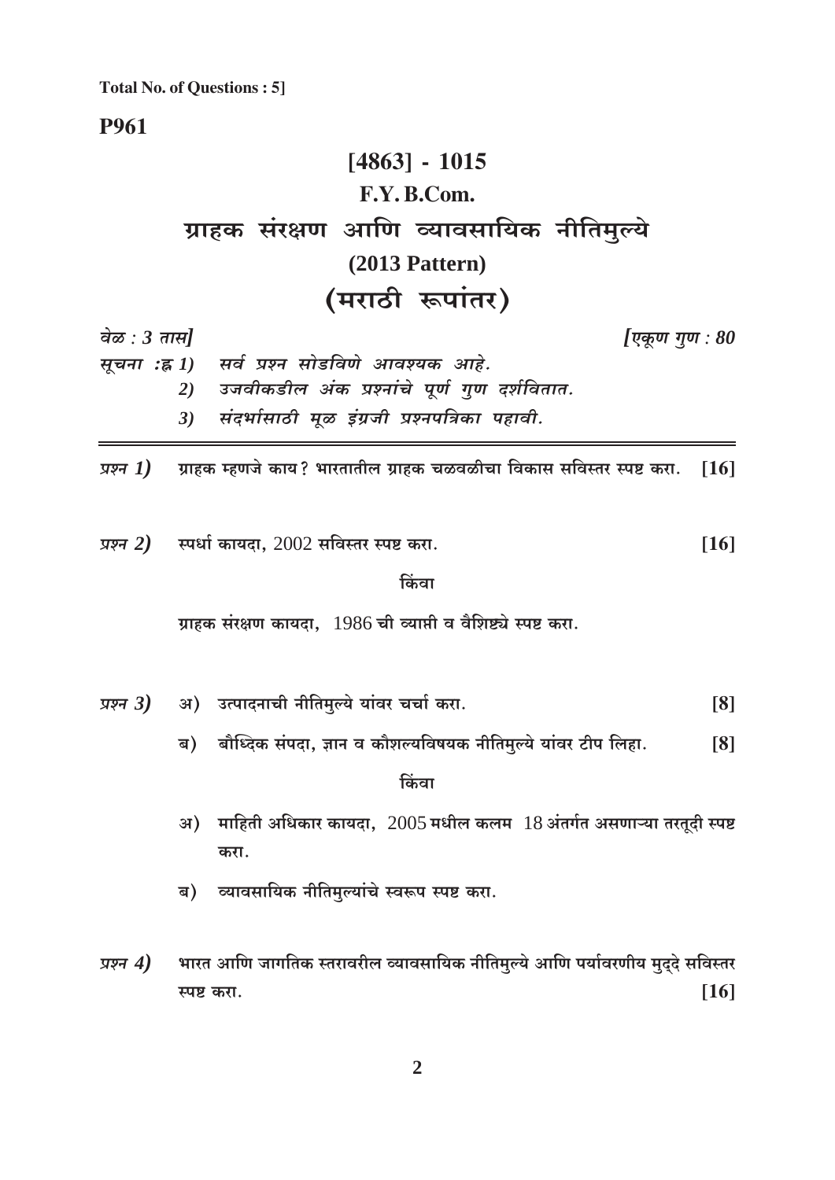**Total No. of Questions : 5]**

**P961**

# [4863] - 1015

## F.Y. B.Com.

## ग्राहक संरक्षण आणि व्यावसायिक नीतिमुल्ये

## (2013 Pattern)

## (मराठी रूपांतर)

*वेळ : 3 तास]* *[एकूण गुण : 80*

*सूचना :* 
1) *सर्व प्रश्न सोडविणे आवश्यक आहे.*
2) *उजवीकडील अंक प्रश्नांचे पूर्ण गुण दर्शवितात.*
3) *संदर्भासाठी मूळ इंग्रजी प्रश्नपत्रिका पहावी.*

---

*प्रश्न 1)* ग्राहक म्हणजे काय? भारतातील ग्राहक चळवळीचा विकास सविस्तर स्पष्ट करा. **[16]**

*प्रश्न 2)* स्पर्धा कायदा, 2002 सविस्तर स्पष्ट करा. **[16]**

किंवा

ग्राहक संरक्षण कायदा, 1986 ची व्याप्ती व वैशिष्ट्ये स्पष्ट करा.

*प्रश्न 3)* अ) उत्पादनाची नीतिमुल्ये यांवर चर्चा करा. **[8]**

ब) बौध्दिक संपदा, ज्ञान व कौशल्यविषयक नीतिमुल्ये यांवर टीप लिहा. **[8]**

किंवा

अ) माहिती अधिकार कायदा, 2005 मधील कलम 18 अंतर्गत असणाऱ्या तरतूदी स्पष्ट करा.

ब) व्यावसायिक नीतिमुल्यांचे स्वरूप स्पष्ट करा.

*प्रश्न 4)* भारत आणि जागतिक स्तरावरील व्यावसायिक नीतिमुल्ये आणि पर्यावरणीय मुद्दे सविस्तर स्पष्ट करा. **[16]**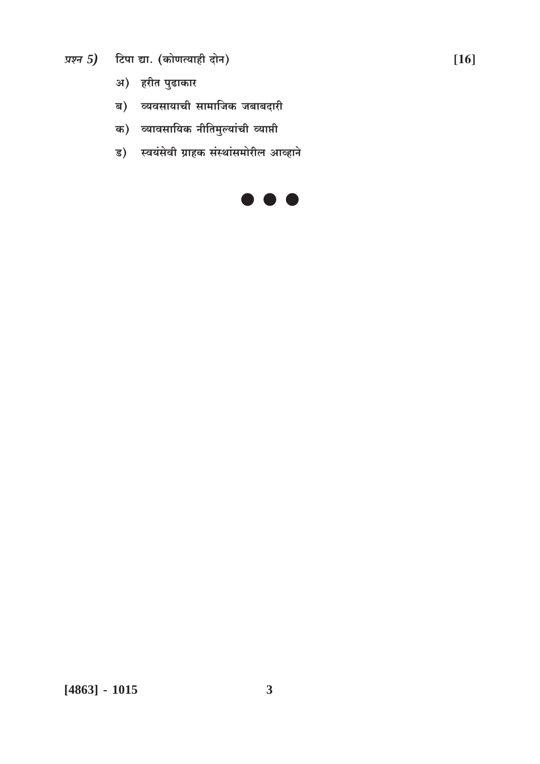*प्रश्न 5)* टिपा द्या. (कोणत्याही दोन) **[16]**

अ) हरीत पुढाकार

ब) व्यवसायाची सामाजिक जबाबदारी

क) व्यावसायिक नीतिमुल्यांची व्याप्ती

ड) स्वयंसेवी ग्राहक संस्थांसमोरील आव्हाने

● ● ●

**[4863] - 1015**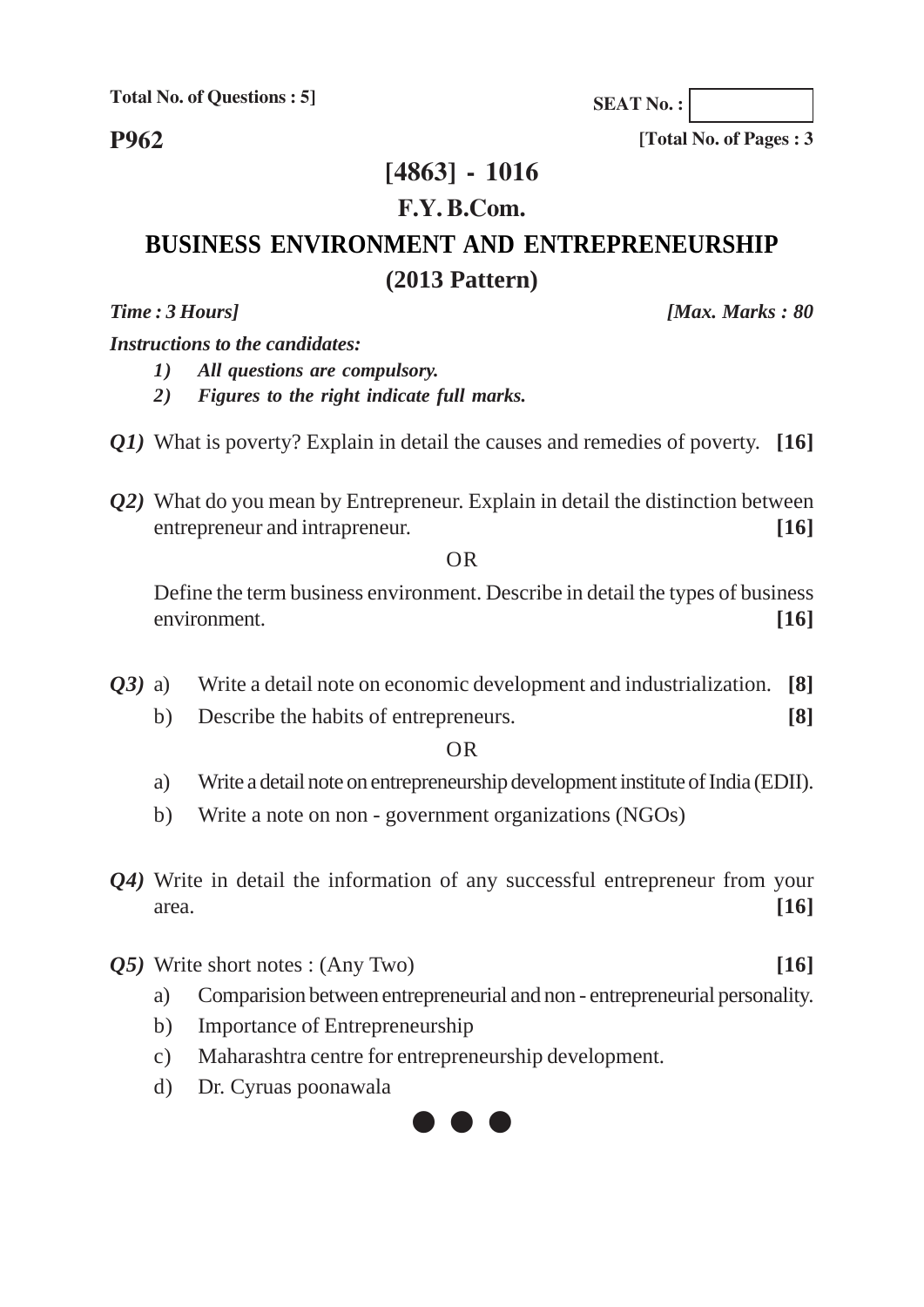Total No. of Questions : 5]

SEAT No. :

**P962**

[Total No. of Pages : 3

# [4863] - 1016

## F.Y. B.Com.

## BUSINESS ENVIRONMENT AND ENTREPRENEURSHIP

## (2013 Pattern)

*Time : 3 Hours]* *[Max. Marks : 80*

*Instructions to the candidates:*

1) *All questions are compulsory.*
2) *Figures to the right indicate full marks.*

***Q1)*** What is poverty? Explain in detail the causes and remedies of poverty. **[16]**

***Q2)*** What do you mean by Entrepreneur. Explain in detail the distinction between entrepreneur and intrapreneur. **[16]**

OR

Define the term business environment. Describe in detail the types of business environment. **[16]**

***Q3)*** a) Write a detail note on economic development and industrialization. **[8]**

b) Describe the habits of entrepreneurs. **[8]**

OR

a) Write a detail note on entrepreneurship development institute of India (EDII).

b) Write a note on non - government organizations (NGOs)

***Q4)*** Write in detail the information of any successful entrepreneur from your area. **[16]**

***Q5)*** Write short notes : (Any Two) **[16]**

a) Comparision between entrepreneurial and non - entrepreneurial personality.

b) Importance of Entrepreneurship

c) Maharashtra centre for entrepreneurship development.

d) Dr. Cyruas poonawala

● ● ●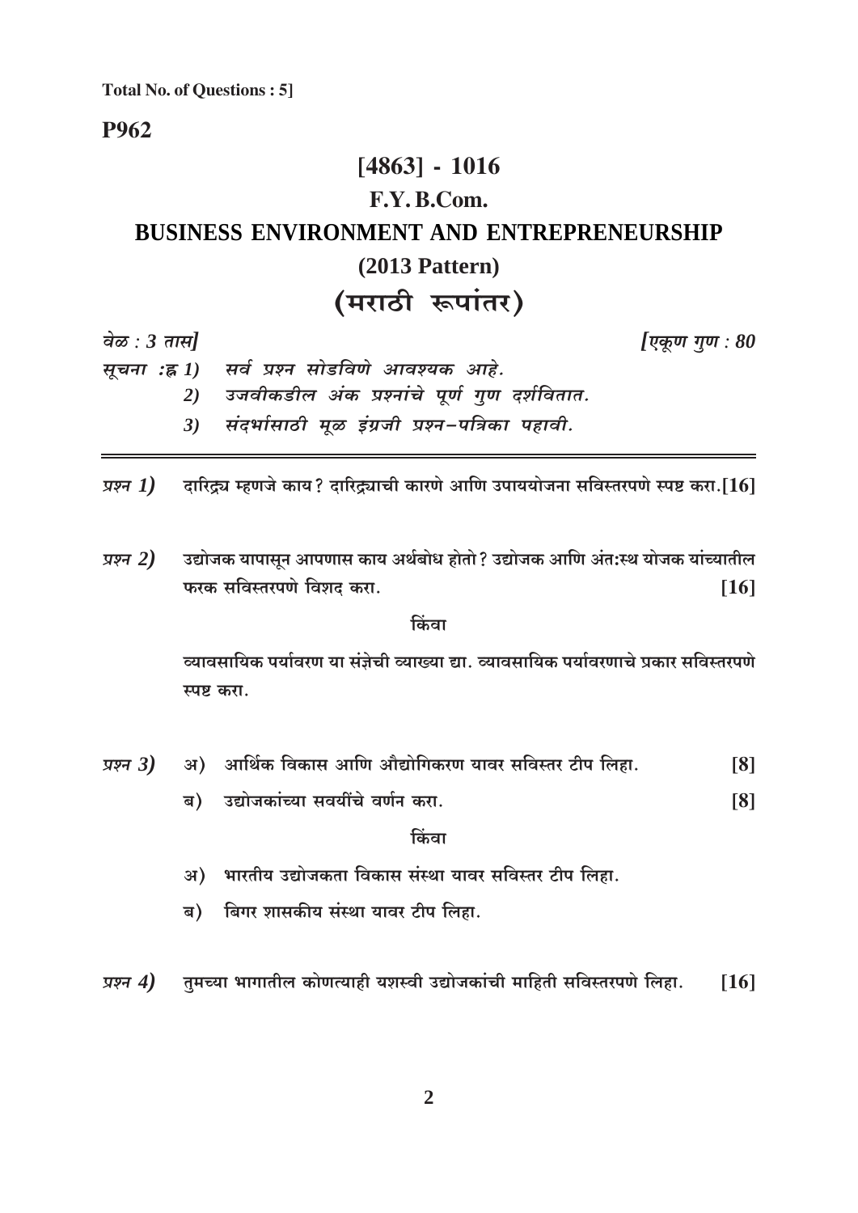**Total No. of Questions : 5]**

**P962**

# [4863] - 1016

## F.Y. B.Com.

## BUSINESS ENVIRONMENT AND ENTREPRENEURSHIP

### (2013 Pattern)

## (मराठी रूपांतर)

*वेळ : 3 तास]* *[एकूण गुण : 80*

*सूचना :ह 1) सर्व प्रश्न सोडविणे आवश्यक आहे.*
*2) उजवीकडील अंक प्रश्नांचे पूर्ण गुण दर्शवितात.*
*3) संदर्भासाठी मूळ इंग्रजी प्रश्न-पत्रिका पहावी.*

---

*प्रश्न 1)* दारिद्र्य म्हणजे काय? दारिद्र्याची कारणे आणि उपाययोजना सविस्तरपणे स्पष्ट करा. **[16]**

*प्रश्न 2)* उद्योजक यापासून आपणास काय अर्थबोध होतो? उद्योजक आणि अंतःस्थ योजक यांच्यातील फरक सविस्तरपणे विशद करा. **[16]**

किंवा

व्यावसायिक पर्यावरण या संज्ञेची व्याख्या द्या. व्यावसायिक पर्यावरणाचे प्रकार सविस्तरपणे स्पष्ट करा.

*प्रश्न 3)* अ) आर्थिक विकास आणि औद्योगिकरण यावर सविस्तर टीप लिहा. **[8]**

ब) उद्योजकांच्या सवयींचे वर्णन करा. **[8]**

किंवा

अ) भारतीय उद्योजकता विकास संस्था यावर सविस्तर टीप लिहा.

ब) बिगर शासकीय संस्था यावर टीप लिहा.

*प्रश्न 4)* तुमच्या भागातील कोणत्याही यशस्वी उद्योजकांची माहिती सविस्तरपणे लिहा. **[16]**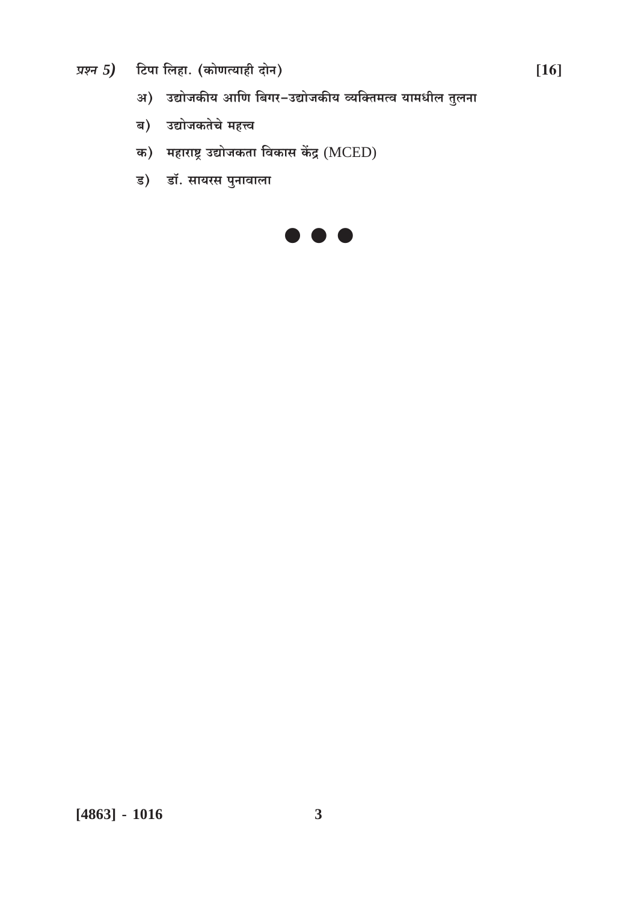*प्रश्न 5)* टिपा लिहा. (कोणत्याही दोन) **[16]**

अ) उद्योजकीय आणि बिगर-उद्योजकीय व्यक्तिमत्व यामधील तुलना

ब) उद्योजकतेचे महत्त्व

क) महाराष्ट्र उद्योजकता विकास केंद्र (MCED)

ड) डॉ. सायरस पुनावाला

● ● ●

**[4863] - 1016**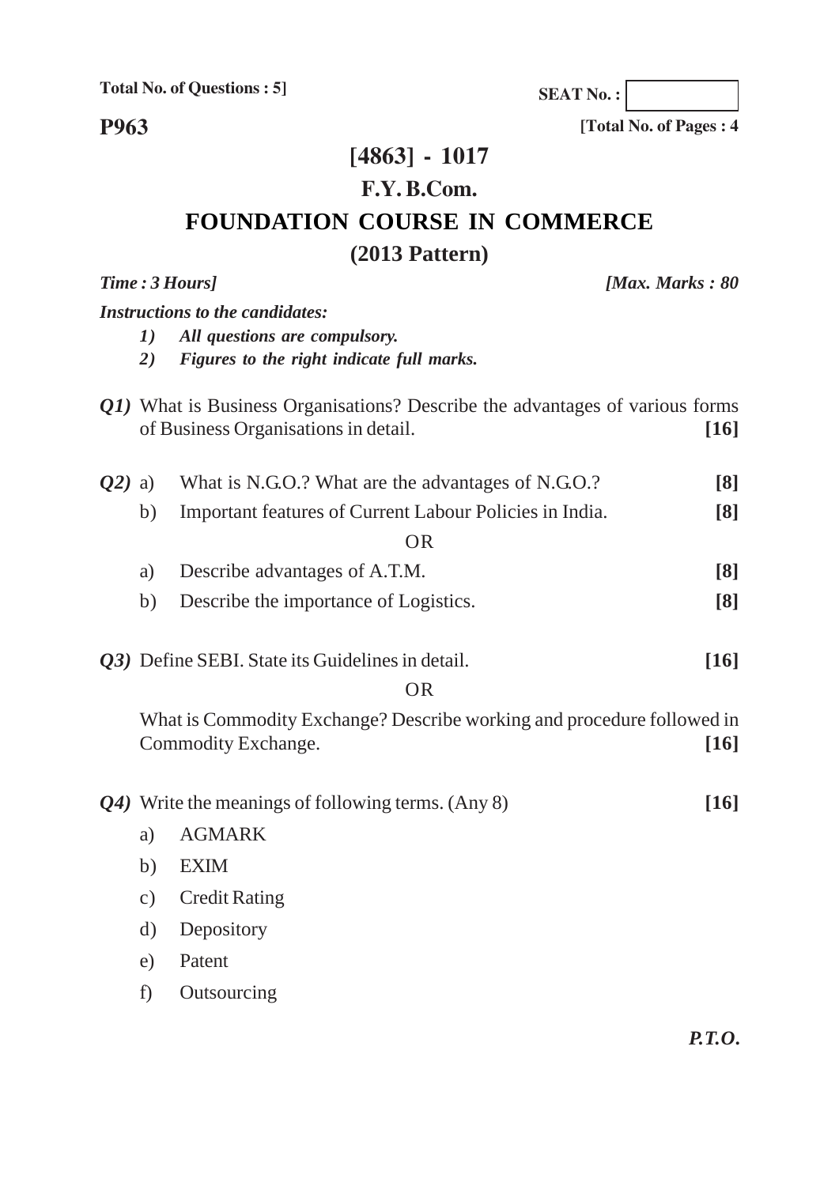Total No. of Questions : 5]

SEAT No. :

**P963**

[Total No. of Pages : 4

# [4863] - 1017

## F.Y. B.Com.

## FOUNDATION COURSE IN COMMERCE

## (2013 Pattern)

*Time : 3 Hours]* *[Max. Marks : 80*

*Instructions to the candidates:*

1) *All questions are compulsory.*
2) *Figures to the right indicate full marks.*

*Q1)* What is Business Organisations? Describe the advantages of various forms of Business Organisations in detail. **[16]**

*Q2)* a) What is N.G.O.? What are the advantages of N.G.O.? **[8]**

b) Important features of Current Labour Policies in India. **[8]**

OR

a) Describe advantages of A.T.M. **[8]**

b) Describe the importance of Logistics. **[8]**

*Q3)* Define SEBI. State its Guidelines in detail. **[16]**

OR

What is Commodity Exchange? Describe working and procedure followed in Commodity Exchange. **[16]**

*Q4)* Write the meanings of following terms. (Any 8) **[16]**

a) AGMARK

b) EXIM

c) Credit Rating

d) Depository

e) Patent

f) Outsourcing

***P.T.O.***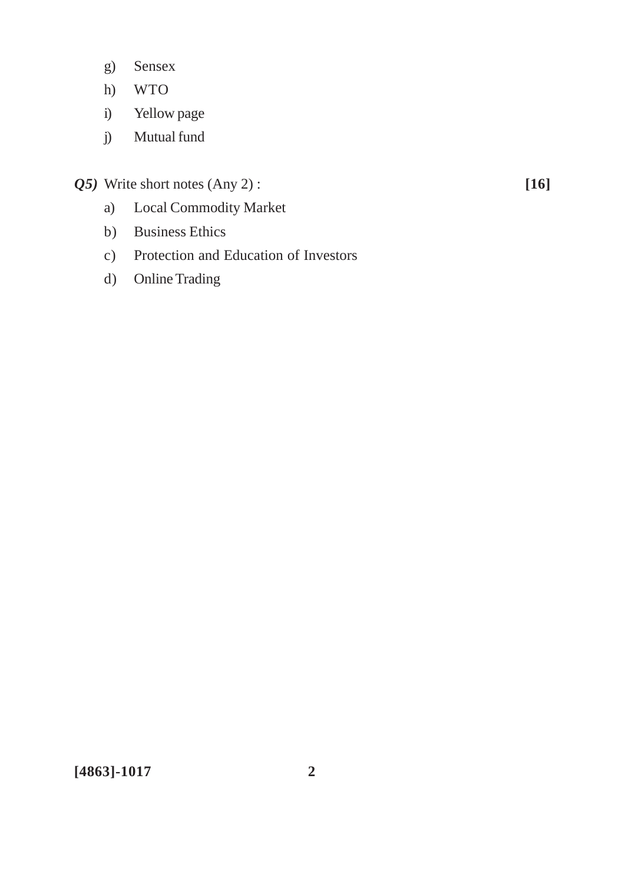g) Sensex

h) WTO

i) Yellow page

j) Mutual fund

***Q5)*** Write short notes (Any 2) : **[16]**

a) Local Commodity Market

b) Business Ethics

c) Protection and Education of Investors

d) Online Trading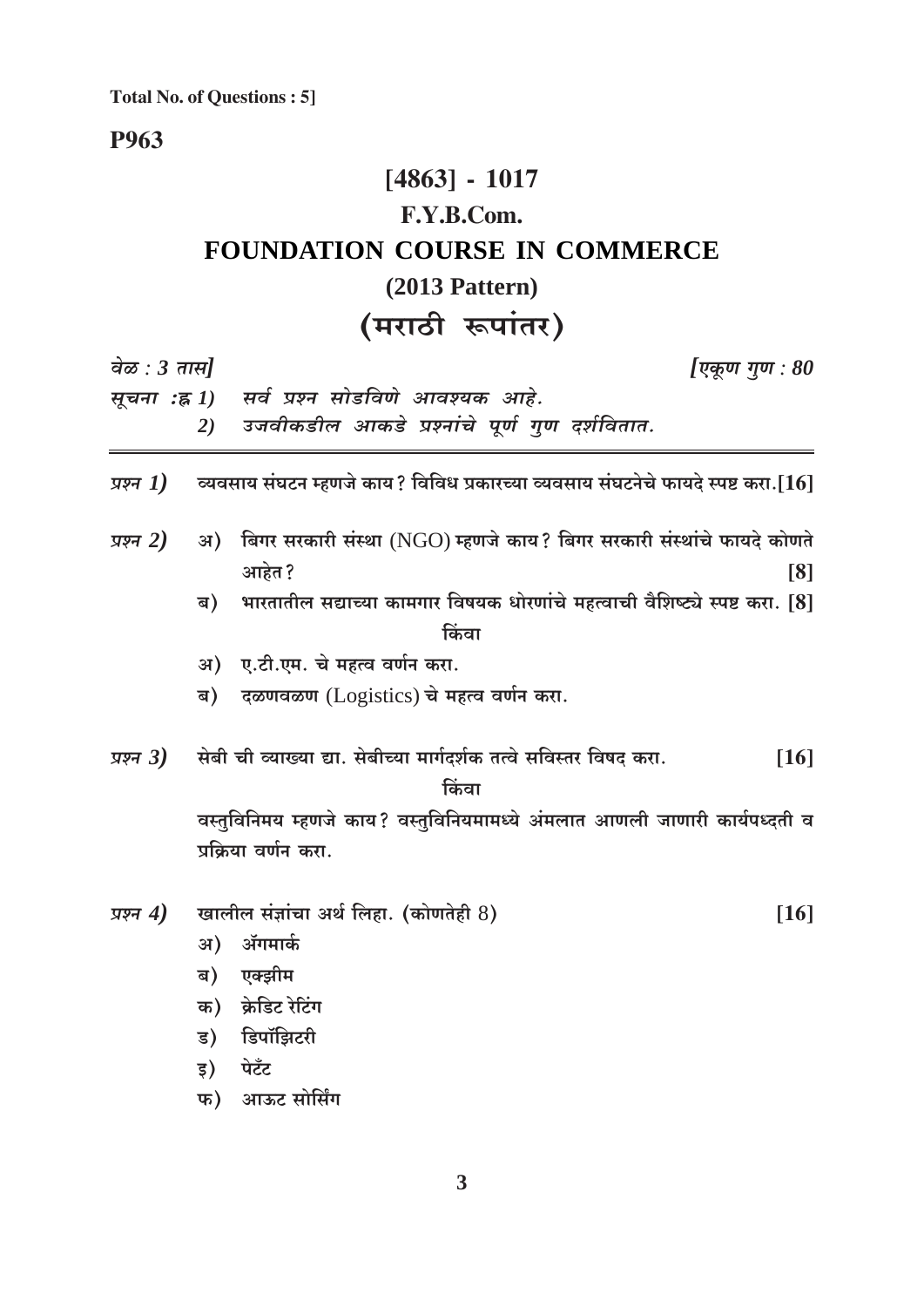**Total No. of Questions : 5]**

**P963**

# [4863] - 1017

## F.Y.B.Com.

## FOUNDATION COURSE IN COMMERCE

### (2013 Pattern)

### (मराठी रूपांतर)

*वेळ : 3 तास]* *[एकूण गुण : 80*

*सूचना :*
1) *सर्व प्रश्न सोडविणे आवश्यक आहे.*
2) *उजवीकडील आकडे प्रश्नांचे पूर्ण गुण दर्शवितात.*

---

*प्रश्न 1)* व्यवसाय संघटन म्हणजे काय? विविध प्रकारच्या व्यवसाय संघटनेचे फायदे स्पष्ट करा.[16]

*प्रश्न 2)* अ) बिगर सरकारी संस्था (NGO) म्हणजे काय? बिगर सरकारी संस्थांचे फायदे कोणते आहेत? [8]

ब) भारतातील सद्याच्या कामगार विषयक धोरणांचे महत्वाची वैशिष्ट्ये स्पष्ट करा. [8]

किंवा

अ) ए.टी.एम. चे महत्व वर्णन करा.

ब) दळणवळण (Logistics) चे महत्व वर्णन करा.

*प्रश्न 3)* सेबी ची व्याख्या द्या. सेबीच्या मार्गदर्शक तत्वे सविस्तर विषद करा. [16]

किंवा

वस्तुविनिमय म्हणजे काय? वस्तुविनियमामध्ये अंमलात आणली जाणारी कार्यपध्दती व प्रक्रिया वर्णन करा.

*प्रश्न 4)* खालील संज्ञांचा अर्थ लिहा. (कोणतेही 8) [16]

अ) ॲगमार्क

ब) एक्झीम

क) क्रेडिट रेटिंग

ड) डिपॉझिटरी

इ) पेटँट

फ) आऊट सोर्सिंग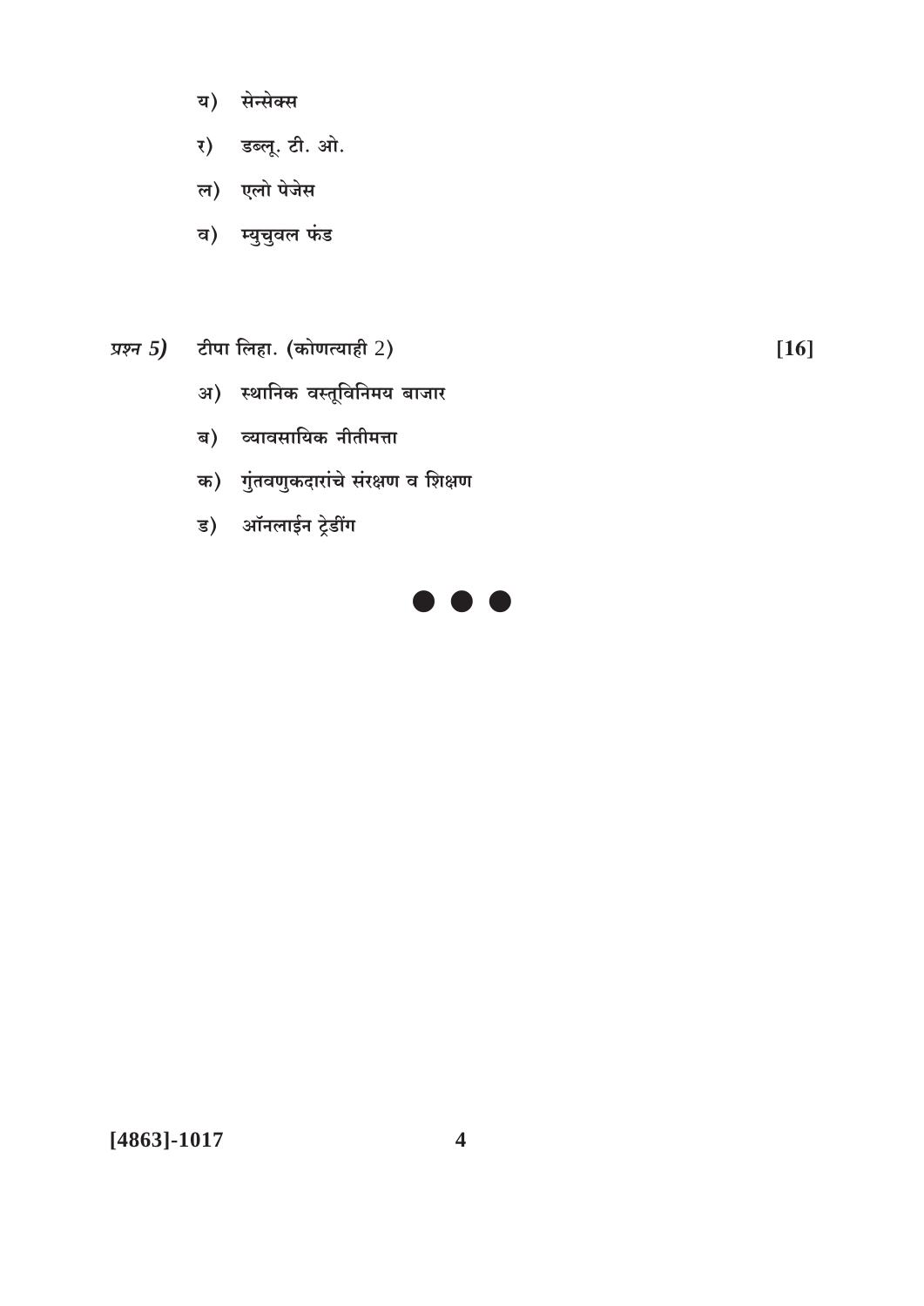य) सेन्सेक्स

र) डब्लू. टी. ओ.

ल) एलो पेजेस

व) म्युचुवल फंड

*प्रश्न 5)* टीपा लिहा. (कोणत्याही 2) **[16]**

अ) स्थानिक वस्तूविनिमय बाजार

ब) व्यावसायिक नीतीमत्ता

क) गुंतवणुकदारांचे संरक्षण व शिक्षण

ड) ऑनलाईन ट्रेडींग

● ● ●

**[4863]-1017**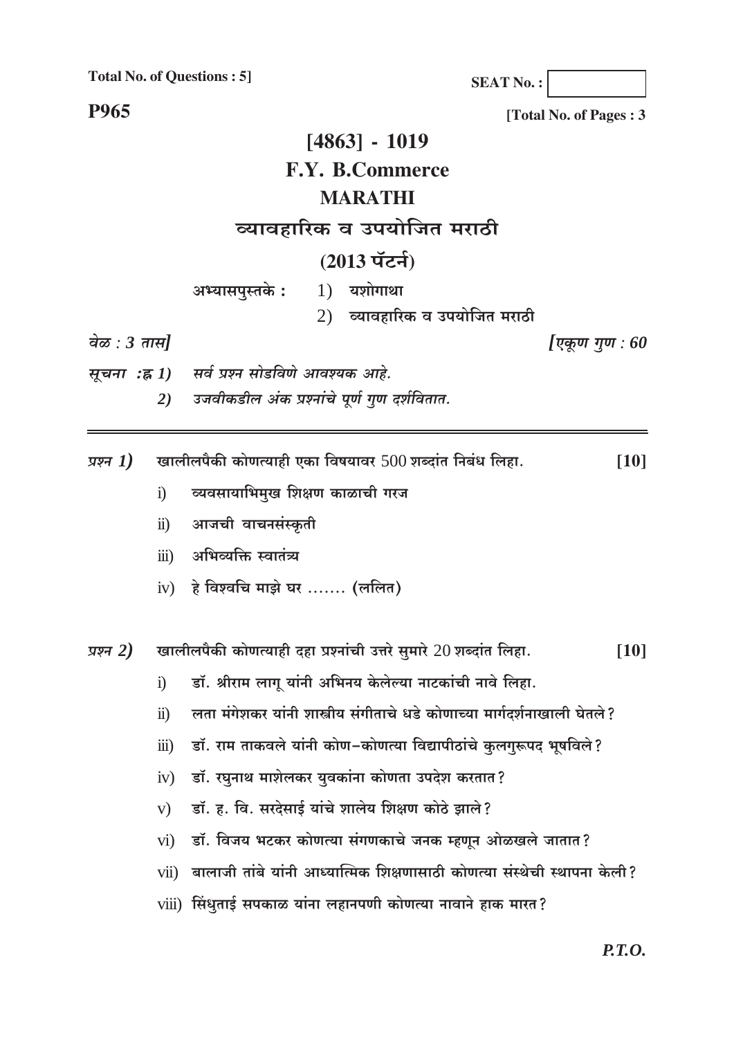**Total No. of Questions : 5]**

**SEAT No. :**

**P965**

**[Total No. of Pages : 3**

# [4863] - 1019

## F.Y. B.Commerce

## MARATHI

## व्यावहारिक व उपयोजित मराठी

## (2013 पॅटर्न)

अभ्यासपुस्तके : 1) यशोगाथा

2) व्यावहारिक व उपयोजित मराठी

*वेळ : 3 तास]* *[एकूण गुण : 60*

*सूचना :* 1) *सर्व प्रश्न सोडविणे आवश्यक आहे.*

2) *उजवीकडील अंक प्रश्नांचे पूर्ण गुण दर्शवितात.*

---

*प्रश्न 1)* खालीलपैकी कोणत्याही एका विषयावर 500 शब्दांत निबंध लिहा. **[10]**

i) व्यवसायाभिमुख शिक्षण काळाची गरज

ii) आजची वाचनसंस्कृती

iii) अभिव्यक्ति स्वातंत्र्य

iv) हे विश्वचि माझे घर ....... (ललित)

*प्रश्न 2)* खालीलपैकी कोणत्याही दहा प्रश्नांची उत्तरे सुमारे 20 शब्दांत लिहा. **[10]**

i) डॉ. श्रीराम लागू यांनी अभिनय केलेल्या नाटकांची नावे लिहा.

ii) लता मंगेशकर यांनी शास्त्रीय संगीताचे धडे कोणाच्या मार्गदर्शनाखाली घेतले?

iii) डॉ. राम ताकवले यांनी कोण-कोणत्या विद्यापीठांचे कुलगुरूपद भूषविले?

iv) डॉ. रघुनाथ माशेलकर युवकांना कोणता उपदेश करतात?

v) डॉ. ह. वि. सरदेसाई यांचे शालेय शिक्षण कोठे झाले?

vi) डॉ. विजय भटकर कोणत्या संगणकाचे जनक म्हणून ओळखले जातात?

vii) बालाजी तांबे यांनी आध्यात्मिक शिक्षणासाठी कोणत्या संस्थेची स्थापना केली?

viii) सिंधुताई सपकाळ यांना लहानपणी कोणत्या नावाने हाक मारत?

*P.T.O.*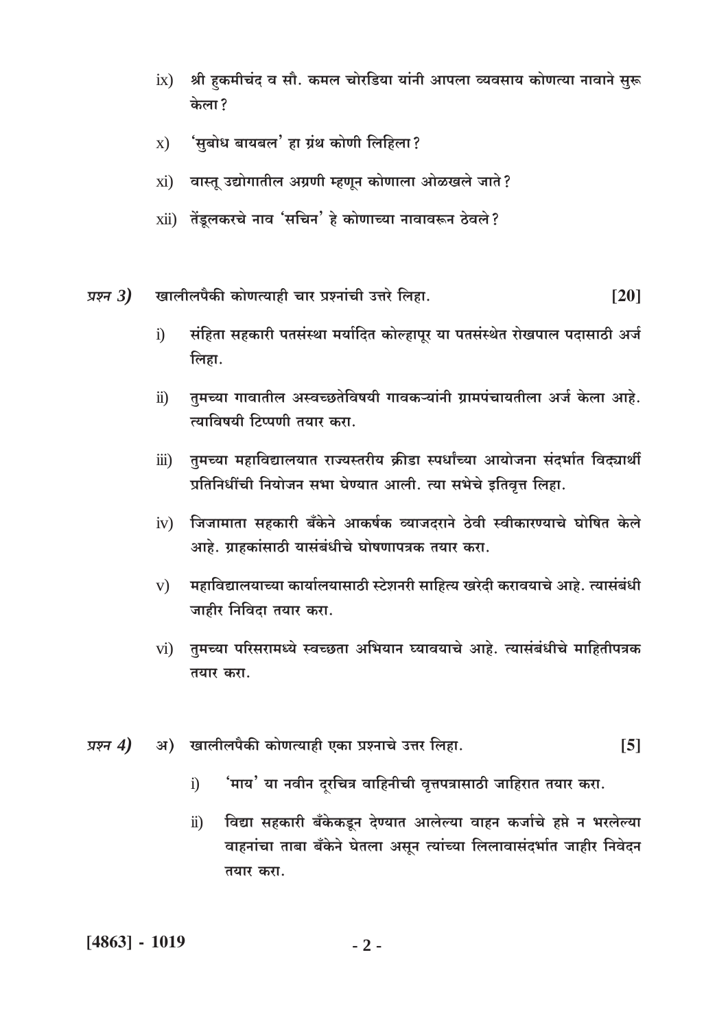ix) श्री हुकमीचंद व सौ. कमल चोरडिया यांनी आपला व्यवसाय कोणत्या नावाने सुरू केला?

x) 'सुबोध बायबल' हा ग्रंथ कोणी लिहिला?

xi) वास्तू उद्योगातील अग्रणी म्हणून कोणाला ओळखले जाते?

xii) तेंडूलकरचे नाव 'सचिन' हे कोणाच्या नावावरून ठेवले?

*प्रश्न 3)* खालीलपैकी कोणत्याही चार प्रश्नांची उत्तरे लिहा. **[20]**

i) संहिता सहकारी पतसंस्था मर्यादित कोल्हापूर या पतसंस्थेत रोखपाल पदासाठी अर्ज लिहा.

ii) तुमच्या गावातील अस्वच्छतेविषयी गावकऱ्यांनी ग्रामपंचायतीला अर्ज केला आहे. त्याविषयी टिप्पणी तयार करा.

iii) तुमच्या महाविद्यालयात राज्यस्तरीय क्रीडा स्पर्धांच्या आयोजना संदर्भात विद्यार्थी प्रतिनिधींची नियोजन सभा घेण्यात आली. त्या सभेचे इतिवृत्त लिहा.

iv) जिजामाता सहकारी बँकेने आकर्षक व्याजदराने ठेवी स्वीकारण्याचे घोषित केले आहे. ग्राहकांसाठी यासंबंधीचे घोषणापत्रक तयार करा.

v) महाविद्यालयाच्या कार्यालयासाठी स्टेशनरी साहित्य खरेदी करावयाचे आहे. त्यासंबंधी जाहीर निविदा तयार करा.

vi) तुमच्या परिसरामध्ये स्वच्छता अभियान घ्यावयाचे आहे. त्यासंबंधीचे माहितीपत्रक तयार करा.

*प्रश्न 4)* अ) खालीलपैकी कोणत्याही एका प्रश्नाचे उत्तर लिहा. **[5]**

i) 'माय' या नवीन दूरचित्र वाहिनीची वृत्तपत्रासाठी जाहिरात तयार करा.

ii) विद्या सहकारी बँकेकडून देण्यात आलेल्या वाहन कर्जाचे हप्ते न भरलेल्या वाहनांचा ताबा बँकेने घेतला असून त्यांच्या लिलावासंदर्भात जाहीर निवेदन तयार करा.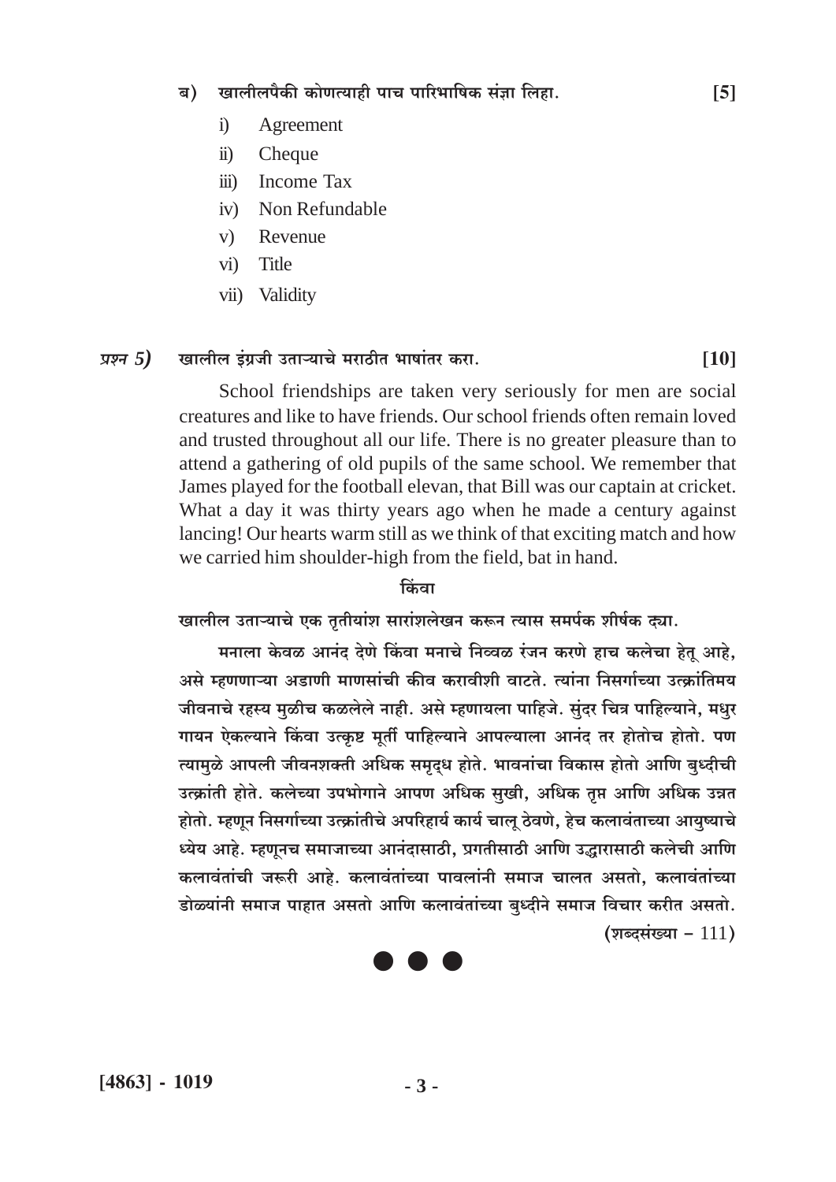ब) खालीलपैकी कोणत्याही पाच पारिभाषिक संज्ञा लिहा. **[5]**

i) Agreement

ii) Cheque

iii) Income Tax

iv) Non Refundable

v) Revenue

vi) Title

vii) Validity

*प्रश्न 5)* खालील इंग्रजी उताऱ्याचे मराठीत भाषांतर करा. **[10]**

School friendships are taken very seriously for men are social creatures and like to have friends. Our school friends often remain loved and trusted throughout all our life. There is no greater pleasure than to attend a gathering of old pupils of the same school. We remember that James played for the football elevan, that Bill was our captain at cricket. What a day it was thirty years ago when he made a century against lancing! Our hearts warm still as we think of that exciting match and how we carried him shoulder-high from the field, bat in hand.

किंवा

खालील उताऱ्याचे एक तृतीयांश सारांशलेखन करून त्यास समर्पक शीर्षक द्या.

मनाला केवळ आनंद देणे किंवा मनाचे निव्वळ रंजन करणे हाच कलेचा हेतू आहे, असे म्हणणाऱ्या अडाणी माणसांची कीव करावीशी वाटते. त्यांना निसर्गाच्या उत्क्रांतिमय जीवनाचे रहस्य मुळीच कळलेले नाही. असे म्हणायला पाहिजे. सुंदर चित्र पाहिल्याने, मधुर गायन ऐकल्याने किंवा उत्कृष्ट मूर्ती पाहिल्याने आपल्याला आनंद तर होतोच होतो. पण त्यामुळे आपली जीवनशक्ती अधिक समृद्ध होते. भावनांचा विकास होतो आणि बुध्दीची उत्क्रांती होते. कलेच्या उपभोगाने आपण अधिक सुखी, अधिक तृप्त आणि अधिक उन्नत होतो. म्हणून निसर्गाच्या उत्क्रांतीचे अपरिहार्य कार्य चालू ठेवणे, हेच कलावंताच्या आयुष्याचे ध्येय आहे. म्हणूनच समाजाच्या आनंदासाठी, प्रगतीसाठी आणि उद्धारासाठी कलेची आणि कलावंतांची जरूरी आहे. कलावंतांच्या पावलांनी समाज चालत असतो, कलावंतांच्या डोळ्यांनी समाज पाहात असतो आणि कलावंतांच्या बुध्दीने समाज विचार करीत असतो.

(शब्दसंख्या – 111)

● ● ●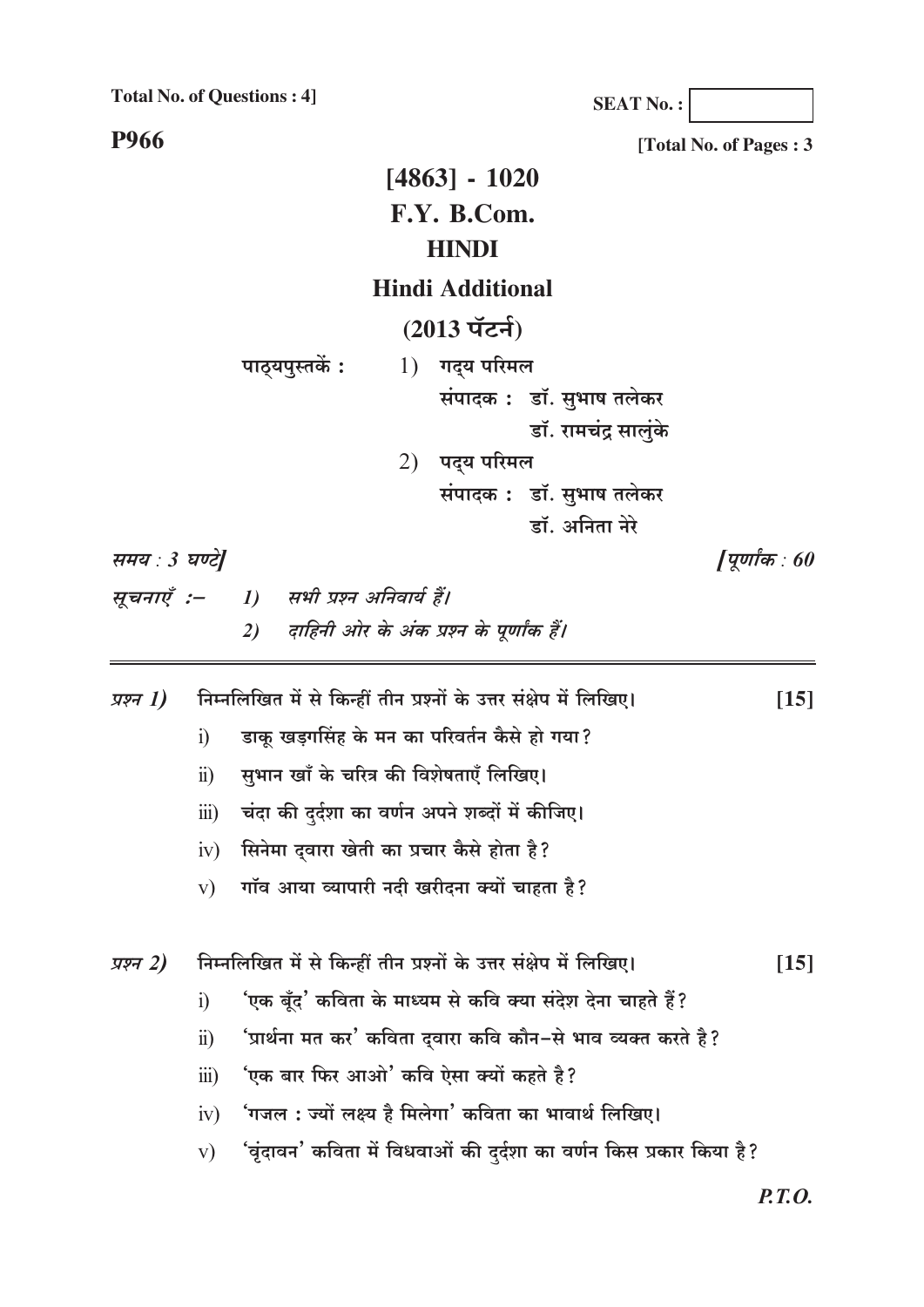**Total No. of Questions : 4]**

**SEAT No. :**

**P966**

**[Total No. of Pages : 3**

# [4863] - 1020
# F.Y. B.Com.
## HINDI
## Hindi Additional
## (2013 पॅटर्न)

पाठ्यपुस्तकें :
1) गद्य परिमल
   संपादक : डॉ. सुभाष तलेकर
   डॉ. रामचंद्र सालुंके
2) पद्य परिमल
   संपादक : डॉ. सुभाष तलेकर
   डॉ. अनिता नेरे

*समय : 3 घण्टे]* *[पूर्णांक : 60*

*सूचनाएँ :–*
1) *सभी प्रश्न अनिवार्य हैं।*
2) *दाहिनी ओर के अंक प्रश्न के पूर्णांक हैं।*

---

*प्रश्न 1)* निम्नलिखित में से किन्हीं तीन प्रश्नों के उत्तर संक्षेप में लिखिए। **[15]**

i) डाकू खड़गसिंह के मन का परिवर्तन कैसे हो गया?

ii) सुभान खाँ के चरित्र की विशेषताएँ लिखिए।

iii) चंदा की दुर्दशा का वर्णन अपने शब्दों में कीजिए।

iv) सिनेमा द्वारा खेती का प्रचार कैसे होता है?

v) गॉव आया व्यापारी नदी खरीदना क्यों चाहता है?

*प्रश्न 2)* निम्नलिखित में से किन्हीं तीन प्रश्नों के उत्तर संक्षेप में लिखिए। **[15]**

i) 'एक बूँद' कविता के माध्यम से कवि क्या संदेश देना चाहते हैं?

ii) 'प्रार्थना मत कर' कविता द्वारा कवि कौन-से भाव व्यक्त करते है?

iii) 'एक बार फिर आओ' कवि ऐसा क्यों कहते है?

iv) 'गजल : ज्यों लक्ष्य है मिलेगा' कविता का भावार्थ लिखिए।

v) 'वृंदावन' कविता में विधवाओं की दुर्दशा का वर्णन किस प्रकार किया है?

*P.T.O.*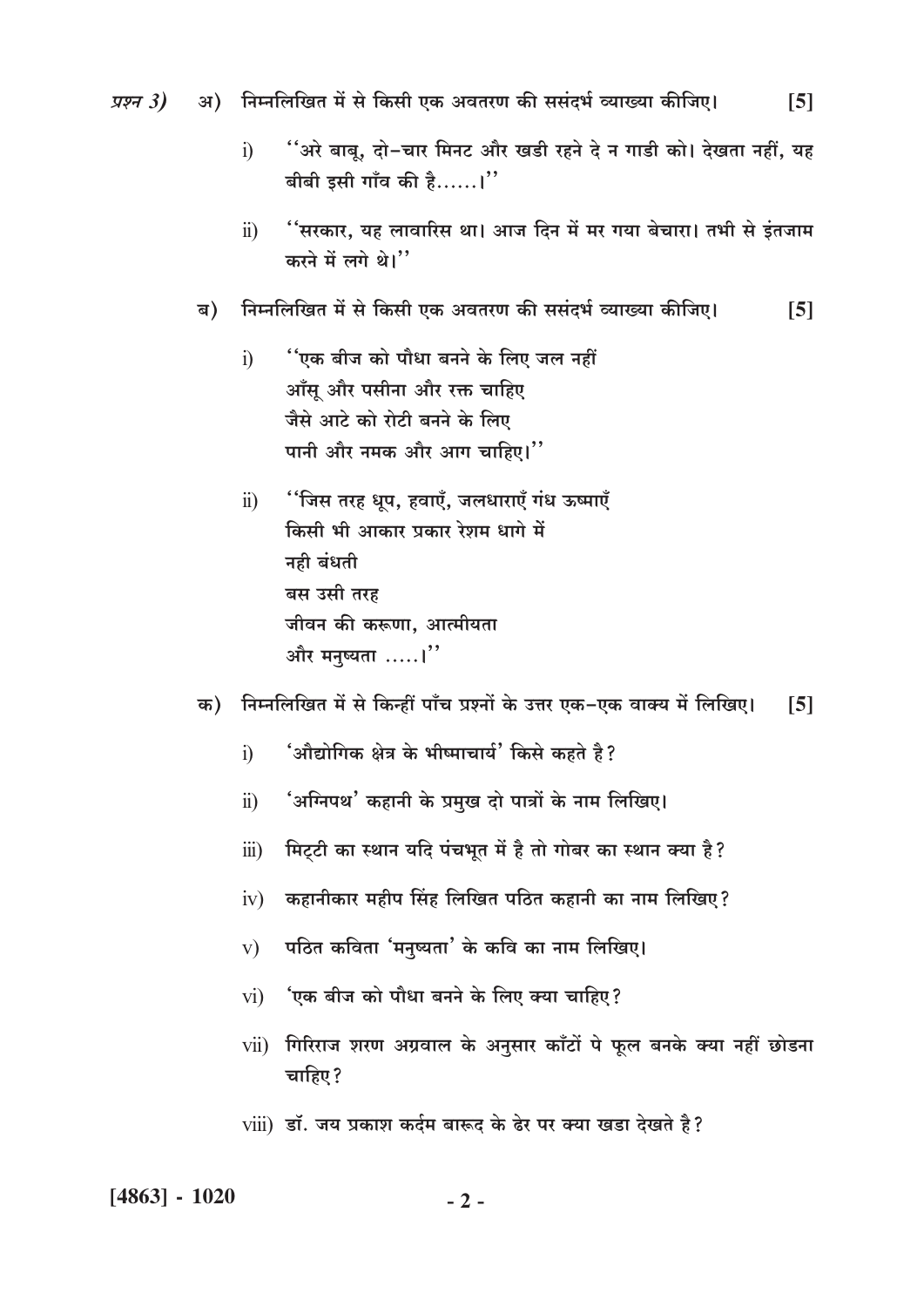प्रश्न 3) अ) निम्नलिखित में से किसी एक अवतरण की ससंदर्भ व्याख्या कीजिए। [5]

i) ''अरे बाबू, दो-चार मिनट और खडी रहने दे न गाडी को। देखता नहीं, यह बीबी इसी गाँव की है......।''

ii) ''सरकार, यह लावारिस था। आज दिन में मर गया बेचारा। तभी से इंतजाम करने में लगे थे।''

ब) निम्नलिखित में से किसी एक अवतरण की ससंदर्भ व्याख्या कीजिए। [5]

i) ''एक बीज को पौधा बनने के लिए जल नहीं
आँसू और पसीना और रक्त चाहिए
जैसे आटे को रोटी बनने के लिए
पानी और नमक और आग चाहिए।''

ii) ''जिस तरह धूप, हवाएँ, जलधाराएँ गंध ऊष्माएँ
किसी भी आकार प्रकार रेशम धागे में
नही बंधती
बस उसी तरह
जीवन की करूणा, आत्मीयता
और मनुष्यता .....।''

क) निम्नलिखित में से किन्हीं पाँच प्रश्नों के उत्तर एक-एक वाक्य में लिखिए। [5]

i) 'औद्योगिक क्षेत्र के भीष्माचार्य' किसे कहते है?

ii) 'अग्निपथ' कहानी के प्रमुख दो पात्रों के नाम लिखिए।

iii) मिट्टी का स्थान यदि पंचभूत में है तो गोबर का स्थान क्या है?

iv) कहानीकार महीप सिंह लिखित पठित कहानी का नाम लिखिए?

v) पठित कविता 'मनुष्यता' के कवि का नाम लिखिए।

vi) 'एक बीज को पौधा बनने के लिए क्या चाहिए?

vii) गिरिराज शरण अग्रवाल के अनुसार काँटों पे फूल बनके क्या नहीं छोडना चाहिए?

viii) डॉ. जय प्रकाश कर्दम बारूद के ढेर पर क्या खडा देखते है?

**[4863] - 1020**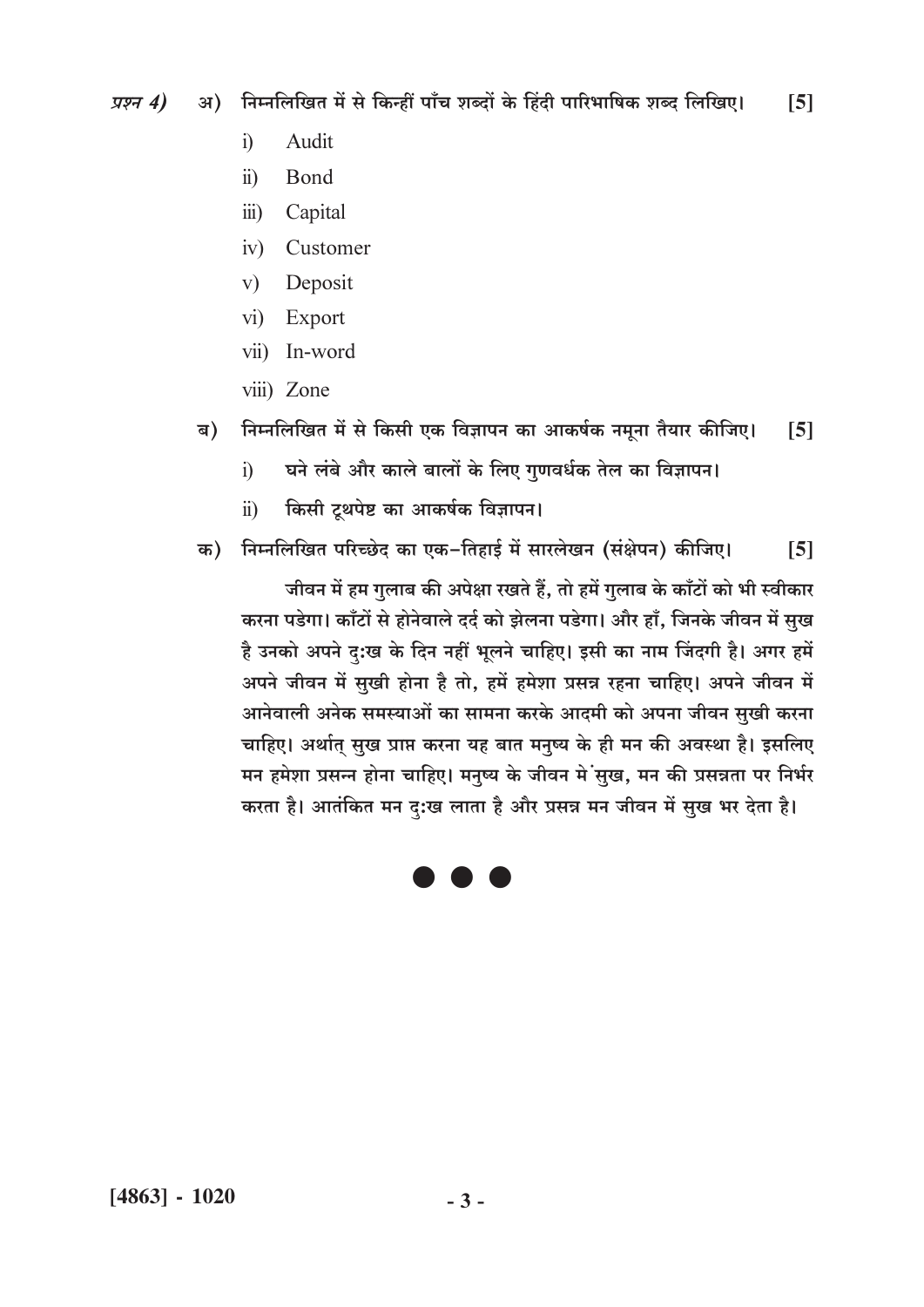*प्रश्न 4)* अ) निम्नलिखित में से किन्हीं पाँच शब्दों के हिंदी पारिभाषिक शब्द लिखिए। **[5]**

i) Audit

ii) Bond

iii) Capital

iv) Customer

v) Deposit

vi) Export

vii) In-word

viii) Zone

ब) निम्नलिखित में से किसी एक विज्ञापन का आकर्षक नमूना तैयार कीजिए। **[5]**

i) घने लंबे और काले बालों के लिए गुणवर्धक तेल का विज्ञापन।

ii) किसी टूथपेष्ट का आकर्षक विज्ञापन।

क) निम्नलिखित परिच्छेद का एक-तिहाई में सारलेखन (संक्षेपन) कीजिए। **[5]**

जीवन में हम गुलाब की अपेक्षा रखते हैं, तो हमें गुलाब के काँटों को भी स्वीकार करना पडेगा। काँटों से होनेवाले दर्द को झेलना पडेगा। और हाँ, जिनके जीवन में सुख है उनको अपने दु:ख के दिन नहीं भूलने चाहिए। इसी का नाम जिंदगी है। अगर हमें अपने जीवन में सुखी होना है तो, हमें हमेशा प्रसन्न रहना चाहिए। अपने जीवन में आनेवाली अनेक समस्याओं का सामना करके आदमी को अपना जीवन सुखी करना चाहिए। अर्थात् सुख प्राप्त करना यह बात मनुष्य के ही मन की अवस्था है। इसलिए मन हमेशा प्रसन्न होना चाहिए। मनुष्य के जीवन मे सुख, मन की प्रसन्नता पर निर्भर करता है। आतंकित मन दु:ख लाता है और प्रसन्न मन जीवन में सुख भर देता है।

● ● ●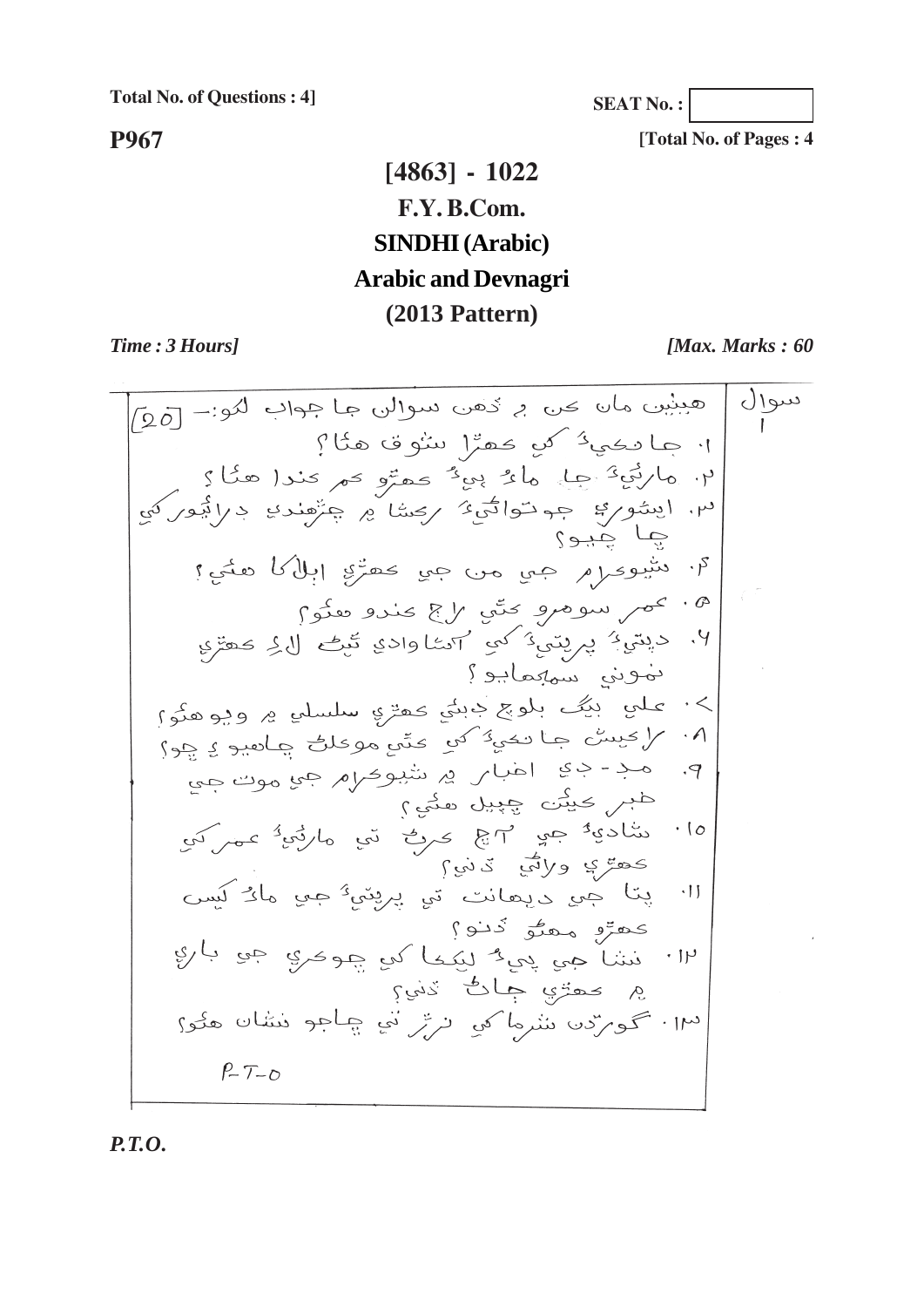Total No. of Questions : 4]

SEAT No. :

**P967**

[Total No. of Pages : 4

# [4863] - 1022
# F.Y. B.Com.
# SINDHI (Arabic)
# Arabic and Devnagri
# (2013 Pattern)

*Time : 3 Hours]* *[Max. Marks : 60*

سوال ۱ هيٺين مان ڪن ۾ ڏهن سوالن جا جواب لکو:- [20]

۱. جانڪيءَ کي ڪهڙا شوق هئا؟

۲. مارئيءَ جا ماءُ پيءُ ڪهڙو ڪم ڪندا هئا؟

۳. ايشوريءَ جوتوائيءَ رکشا ۾ چڙهندي ڊرائيور کي ڇا چيو؟

۴. شيوڪرام جي من جي ڪهڙي ابلاکا هئي؟

۵. عمر سومرو ڪٿي راڄ ڪندو هئو؟

۶. ديپتيءَ پريتيءَ کي آشاواديءَ ٿيڻ لاءِ ڪهڙي نموني سمجهايو؟

۷. علي بيگ بلوچ ڊيٺيءَ ڪهڙي سلسلي ۾ ويو هئو؟

۸. راڪيش جانڪيءَ کي ڪٿي موڪلڻ چاهيو ۽ ڇو؟

۹. مد - ڊي اخبار ۾ شيوڪرام جي موت جي خبر ڪيئن ڇپيل هئي؟

۱۰. شاديءَ جي آڇ ڪرڻ تي مارئيءَ عمر کي ڪهڙي ورائي ڏني؟

۱۱. پتا جي ديهانت تي پريتيءَ جي ماءُ کيس ڪهڙو مهڻو ڏنو؟

۱۲. نشا جي پيءُ ليکا کي ڇوڪري جي باري ۾ ڪهڙي ڄاڻ ڏني؟

۱۳. گوردن شرما کي نرڙ تي ڇاجو نشان هئو؟

P.T.O.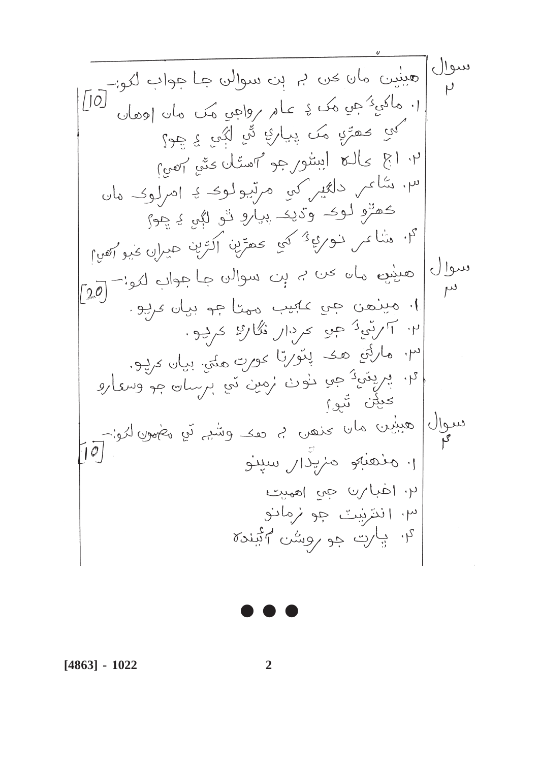سوال ۲ | هيٺين مان ڪن ٻه ٻن سوالن جا جواب لکو:- [10]

۱. ماڪيءَ جي مک ۾ عام رواجي مک مان اوهان کي ڪهڙي مک پياري ٿي لڳي ۽ ڇو؟

۲. اڄ ڪالهه ايشور جو آسڻ ڪٿي آهي؟

۳. شاعر دلگير کي مرتيولوڪ ۽ امرلوڪ مان ڪهڙو لوڪ وڌيڪ پيارو ٿو لڳي ۽ ڇو؟

۴. شاعر نوريءَ کي ڪهڙين اکڙين حيران ڪيو آهي؟

سوال ۳ | هيٺين مان ڪن ٻه ٻن سوالن جا جواب لکو:- [20]

۱. مينهن جي عجيب ممتا جو بيان ڪريو.

۲. آرتيءَ جي ڪردار نگاري ڪريو.

۳. مارڪي هڪ پتورتا عورت هئي. بيان ڪريو.

۴. پريتيءَ جي نئون زمين تي برسات جو وسڪارو ڪيئن ٿيو؟

سوال ۴ | هيٺين مان ڪنهن ٻه هڪ وشيه تي مضمون لکو:- [10]

۱. منهنجو مزيدار سپنو

۲. اخبارن جي اهميت

۳. انٽرنيٽ جو زمانو

۴. ڀارت جو روشن آئينده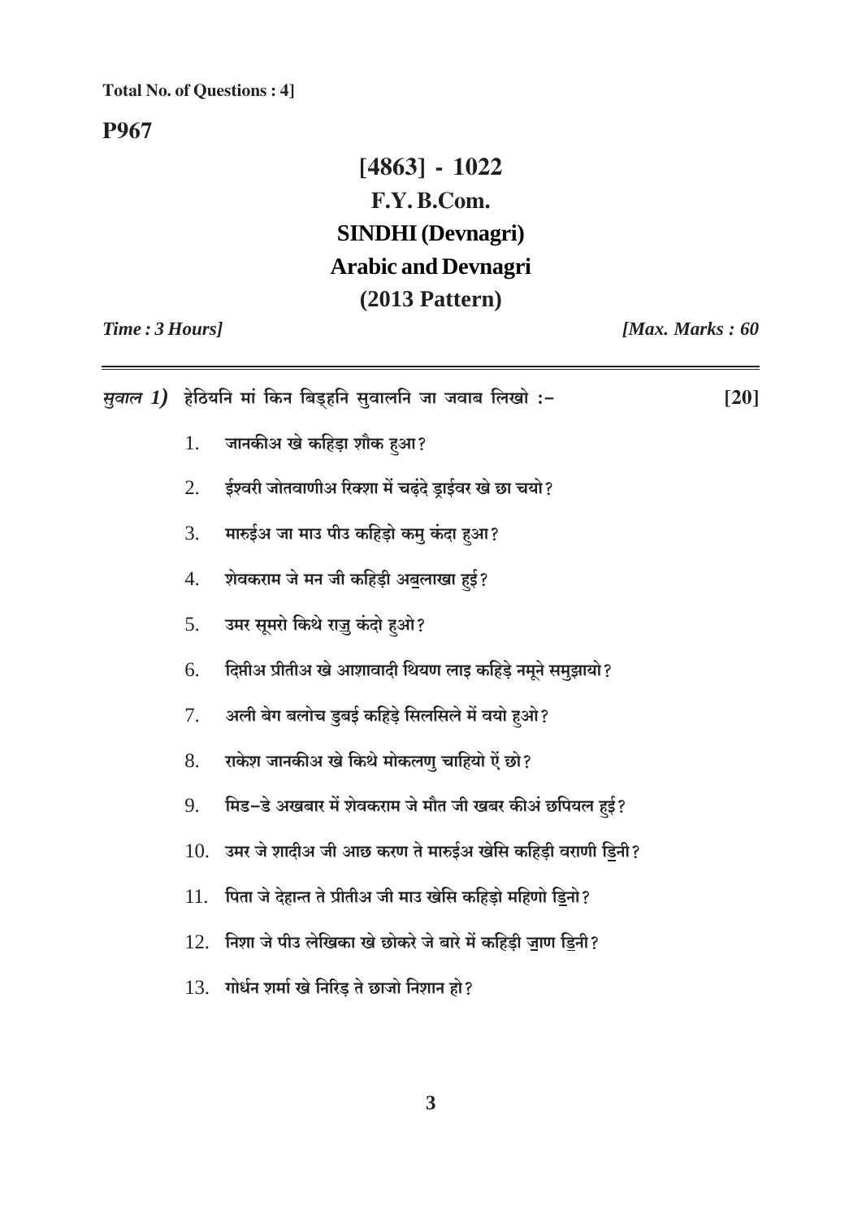**Total No. of Questions : 4]**

**P967**

# [4863] - 1022
## F.Y. B.Com.
## SINDHI (Devnagri)
## Arabic and Devnagri
## (2013 Pattern)

***Time : 3 Hours]*** ***[Max. Marks : 60***

---

*सुवाल 1)* हेठियनि मां किन बिड्हनि सुवालनि जा जवाब लिखो :- **[20]**

1. जानकीअ खे कहिड़ा शौक हुआ?
2. ईश्वरी जोतवाणीअ रिक्शा में चढ़ंदे ड्राईवर खे छा चयो?
3. मारुईअ जा माउ पीउ कहिड़ो कमु कंदा हुआ?
4. शेवकराम जे मन जी कहिड़ी अबुलाखा हुई?
5. उमर सूमरो किथे राजु कंदो हुओ?
6. दिप्तीअ प्रीतीअ खे आशावादी थियण लाइ कहिड़े नमूने समुझायो?
7. अली बेग बलोच डुबई कहिड़े सिलसिले में वयो हुओ?
8. राकेश जानकीअ खे किथे मोकलणु चाहियो एं छो?
9. मिड-डे अखबार में शेवकराम जे मौत जी खबर कीअं छपियल हुई?
10. उमर जे शादीअ जी आछ करण ते मारुईअ खेसि कहिड़ी वराणी डिनी?
11. पिता जे देहान्त ते प्रीतीअ जी माउ खेसि कहिड़ो महिणो डिनो?
12. निशा जे पीउ लेखिका खे छोकरे जे बारे में कहिड़ी जाण डिनी?
13. गोर्धन शर्मा खे निरिड़ ते छाजो निशान हो?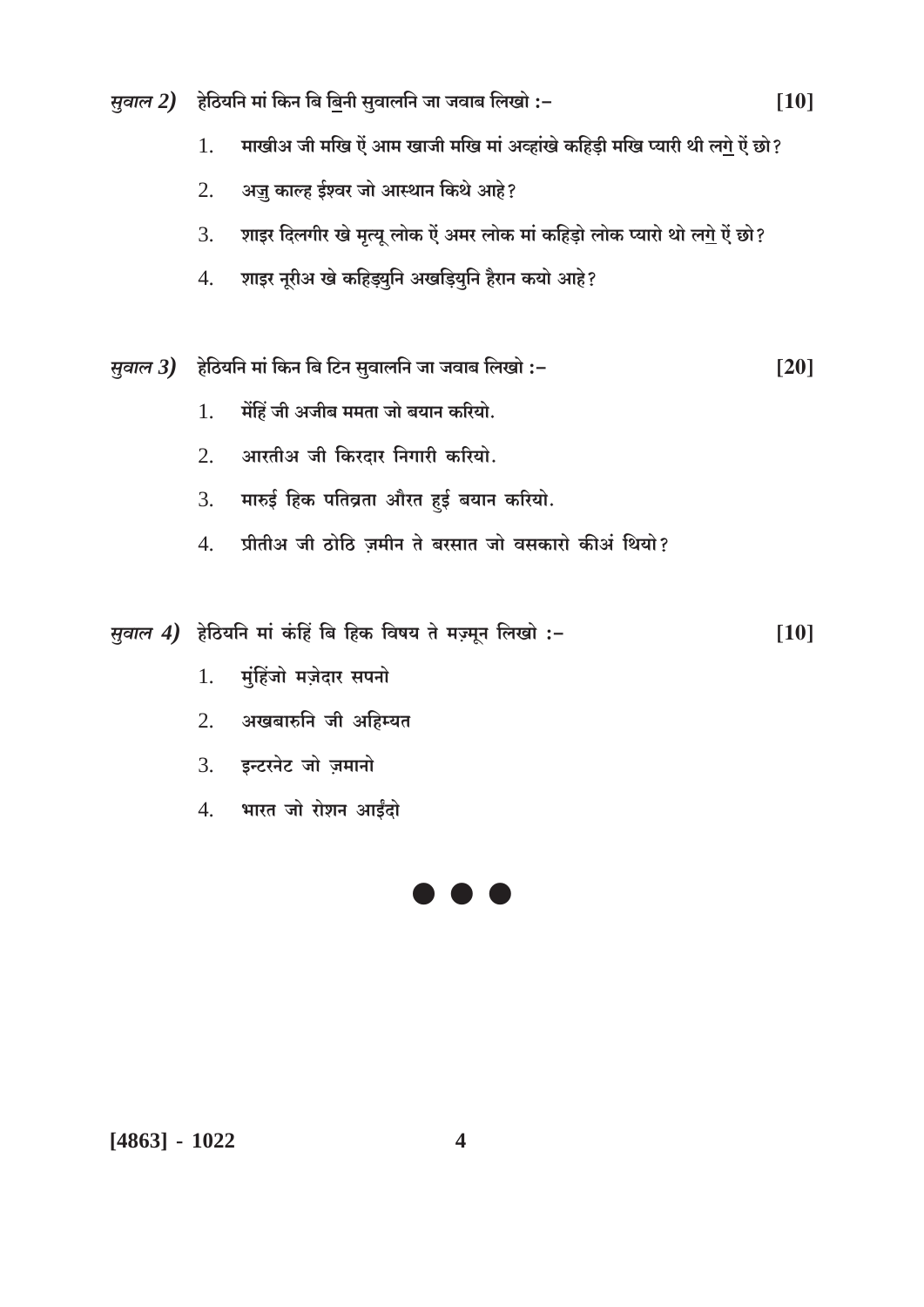*सुवाल 2)* हेठियनि मां किन बि ब़िनी सुवालनि जा जवाब लिखो :– **[10]**

1. माखीअ जी मखि ऐं आम खाजी मखि मां अव्हांखे कहिड़ी मखि प्यारी थी लग़े ऐं छो?
2. अजु काल्ह ईश्वर जो आस्थान किथे आहे?
3. शाइर दिलगीर खे मृत्यू लोक ऐं अमर लोक मां कहिड़ो लोक प्यारो थो लग़े ऐं छो?
4. शाइर नूरीअ खे कहिड़्युनि अखड़ियुनि हैरान कयो आहे?

*सुवाल 3)* हेठियनि मां किन बि टिन सुवालनि जा जवाब लिखो :– **[20]**

1. मेंहिं जी अजीब ममता जो बयान करियो.
2. आरतीअ जी किरदार निगारी करियो.
3. मारुई हिक पतिव्रता औरत हुई बयान करियो.
4. प्रीतीअ जी ठोठि ज़मीन ते बरसात जो वसकारो कीअं थियो?

*सुवाल 4)* हेठियनि मां कंहिं बि हिक विषय ते मज़्मून लिखो :– **[10]**

1. मुंहिंजो मज़ेदार सपनो
2. अखबारुनि जी अहिम्यत
3. इन्टरनेट जो ज़मानो
4. भारत जो रोशन आईंदो

● ● ●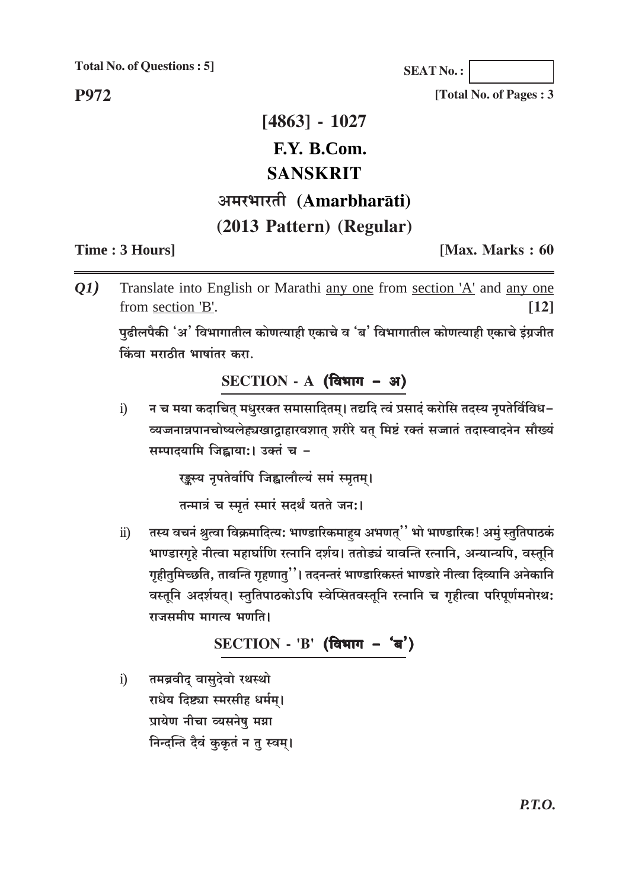Total No. of Questions : 5]

SEAT No. :

**P972**

[Total No. of Pages : 3

# [4863] - 1027

# F.Y. B.Com.

# SANSKRIT

# अमरभारती (Amarbharāti)

# (2013 Pattern) (Regular)

**Time : 3 Hours]** **[Max. Marks : 60**

***Q1)*** Translate into English or Marathi any one from section 'A' and any one from section 'B'. **[12]**

पुढीलपैकी 'अ' विभागातील कोणत्याही एकाचे व 'ब' विभागातील कोणत्याही एकाचे इंग्रजीत किंवा मराठीत भाषांतर करा.

## SECTION - A (विभाग – अ)

i) न च मया कदाचित् मधुररक्त समासादितम्। तद्यदि त्वं प्रसादं करोसि तदस्य नृपतेर्विविध–व्यञ्जनान्नपानचोष्यलेह्यखाद्याहारवशात् शरीरे यत् मिष्टं रक्तं सञ्जातं तदास्वादनेन सौख्यं सम्पादयामि जिह्वायाः। उक्तं च –

रङ्कस्य नृपतेर्वापि जिह्वालौल्यं समं स्मृतम्।

तन्मात्रं च स्मृतं स्मारं सदर्थं यतते जनः।

ii) तस्य वचनं श्रुत्वा विक्रमादित्यः भाण्डारिकमाहुय अभणत्'' भो भाण्डारिक! अमुं स्तुतिपाठकं भाण्डारगृहे नीत्वा महार्घाणि रत्नानि दर्शय। ततोऽयं यावन्ति रत्नानि, अन्यान्यपि, वस्तूनि गृहीतुमिच्छति, तावन्ति गृहणातु''। तदनन्तरं भाण्डारिकस्तं भाण्डारे नीत्वा दिव्यानि अनेकानि वस्तूनि अदर्शयत्। स्तुतिपाठकोऽपि स्वेप्सितवस्तूनि रत्नानि च गृहीत्वा परिपूर्णमनोरथः राजसमीप मागत्य भणति।

## SECTION - 'B' (विभाग – 'ब')

i) तमब्रवीद् वासुदेवो रथस्थो
राधेय दिष्ट्या स्मरसीह धर्मम्।
प्रायेण नीचा व्यसनेषु मग्ना
निन्दन्ति दैवं कुकृतं न तु स्वम्।

*P.T.O.*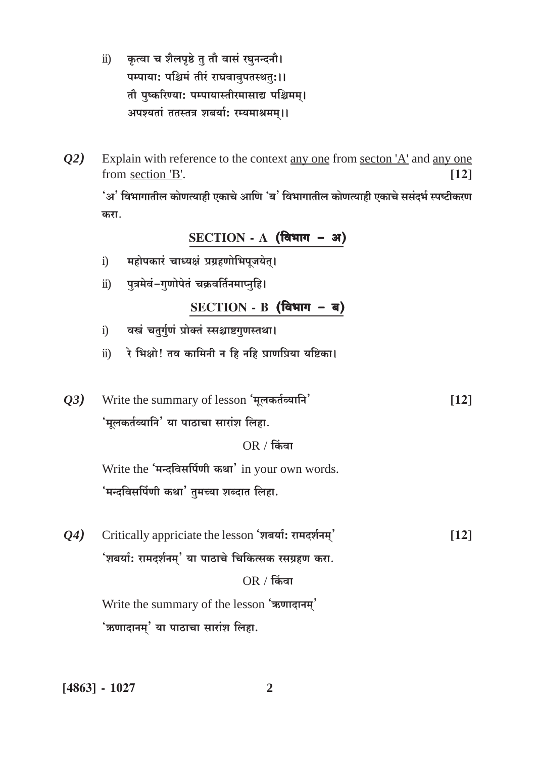ii) कृत्वा च शैलपृष्ठे तु तौ वासं रघुनन्दनौ।
पम्पाया: पश्चिमं तीरं राघवावुपतस्थतु:।।
तौ पुष्करिण्या: पम्पायास्तीरमासाद्य पश्चिमम्।
अपश्यतां ततस्तत्र शबर्या: रम्यमाश्रमम्।।

***Q2)*** Explain with reference to the context any one from secton 'A' and any one from section 'B'. **[12]**

'अ' विभागातील कोणत्याही एकाचे आणि 'ब' विभागातील कोणत्याही एकाचे ससंदर्भ स्पष्टीकरण करा.

## SECTION - A (विभाग – अ)

i) महोपकारं चाध्यक्षं प्रग्रहणोभिपूजयेत्।

ii) पुत्रमेवं-गुणोपेतं चक्रवर्तिनमाप्नुहि।

## SECTION - B (विभाग – ब)

i) वस्त्रं चतुर्गुणं प्रोक्तं स्सश्चाष्टगुणस्तथा।

ii) रे भिक्षो! तव कामिनी न हि नहि प्राणप्रिया यष्टिका।

***Q3)*** Write the summary of lesson **'मूलकर्तव्यानि'** **[12]**

**'मूलकर्तव्यानि' या पाठाचा सारांश लिहा.**

OR / **किंवा**

Write the **'मन्दविसर्पिणी कथा'** in your own words.

**'मन्दविसर्पिणी कथा' तुमच्या शब्दात लिहा.**

***Q4)*** Critically appriciate the lesson **'शबर्या: रामदर्शनम्'** **[12]**

**'शबर्या: रामदर्शनम्' या पाठाचे चिकित्सक रसग्रहण करा.**

OR / **किंवा**

Write the summary of the lesson **'ऋणादानम्'**

**'ऋणादानम्' या पाठाचा सारांश लिहा.**

**[4863] - 1027**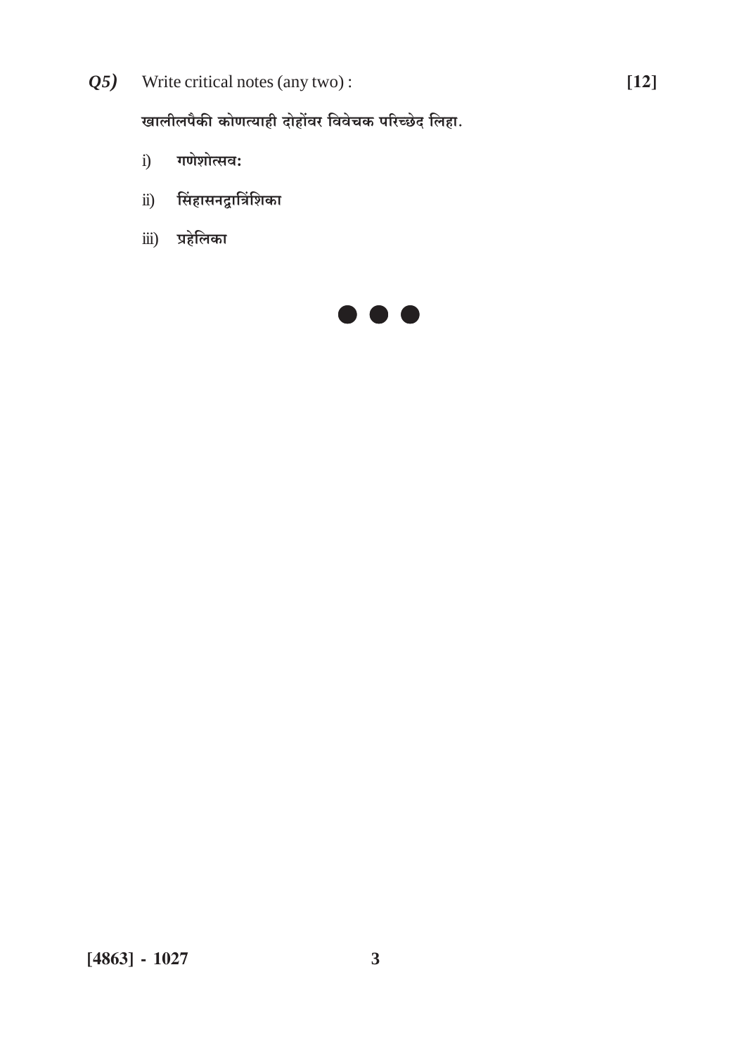***Q5)*** Write critical notes (any two) : **[12]**

**खालीलपैकी कोणत्याही दोहोंवर विवेचक परिच्छेद लिहा.**

i) **गणेशोत्सवः**

ii) **सिंहासनद्वात्रिंशिका**

iii) **प्रहेलिका**

● ● ●

**[4863] - 1027**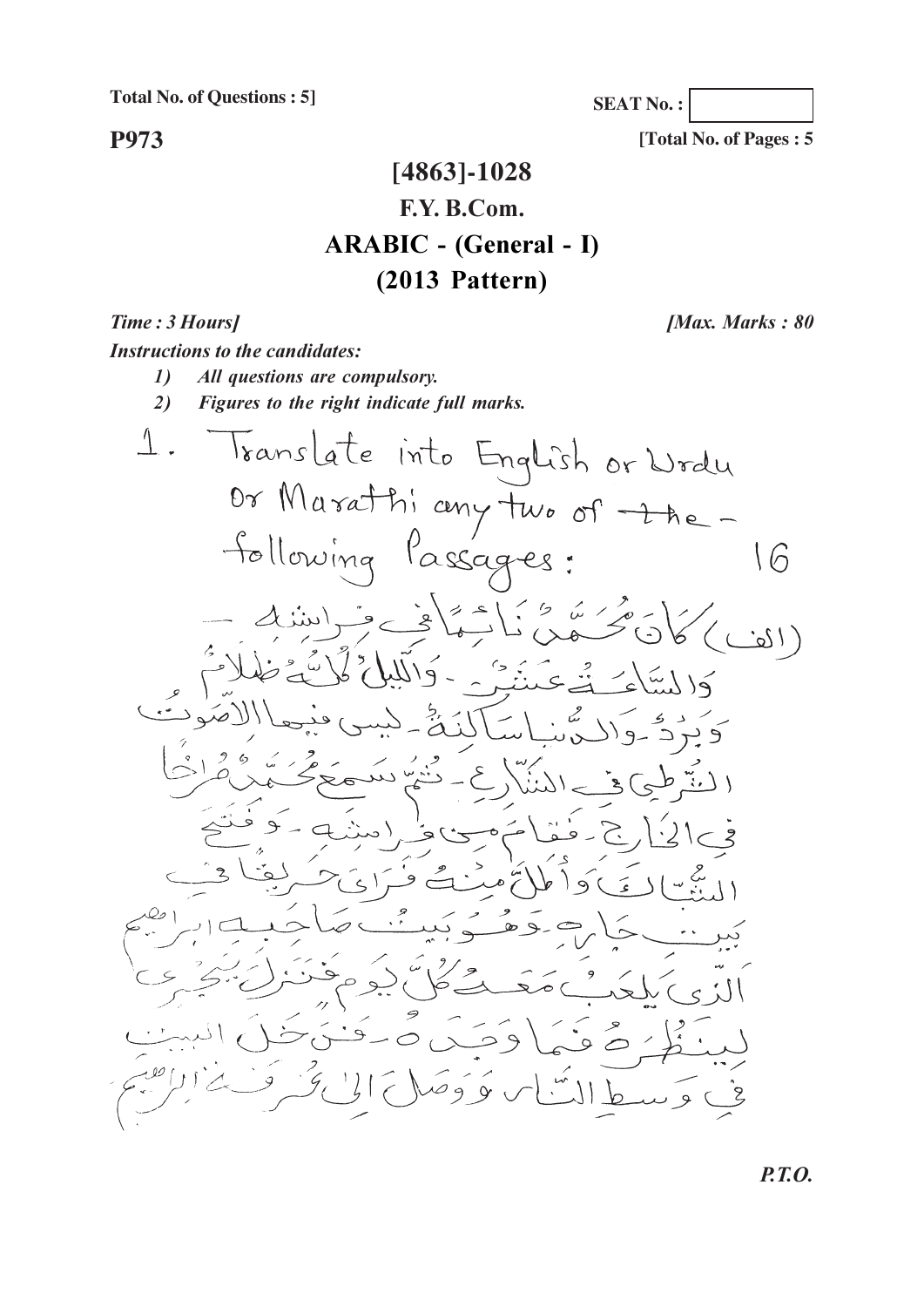Total No. of Questions : 5]

SEAT No. :

**P973**

[Total No. of Pages : 5

# [4863]-1028

## F.Y. B.Com.

## ARABIC - (General - I)

## (2013 Pattern)

*Time : 3 Hours]* *[Max. Marks : 80*

***Instructions to the candidates:***

1) *All questions are compulsory.*
2) *Figures to the right indicate full marks.*

1. Translate into English or Urdu Or Marathi any two of the following Passages: **16**

(الف) كَانَ مُحَمَّدٌ نَائِمًا فِي فِرَاشِهِ - وَالسَّاعَةُ عَشَرَ - وَاللَّيْلُ كُلُّهُ ظَلَامٌ وَبَرْدٌ - وَالدُّنْيَا سَاكِنَةٌ - لَيْسَ فِيهَا الأَصْوَاتُ الشُّرْطِيِّ فِي الشَّارِعِ - ثُمَّ سَمِعَ مُحَمَّدٌ صُرَاخًا فِي الخَارِجِ - فَقَامَ مِنْ فِرَاشِهِ - وَفَتَحَ الشُّبَّاكَ وَأَطَلَّ مِنْهُ فَرَأَى حَرِيقًا فِي بَيْتِ جَارِهِ - وَهُوَ بَيْتُ صَاحِبِهِ إِبْرَاهِيمَ الَّذِي يَلْعَبُ مَعَهُ كُلَّ يَوْمٍ فَنَزَلَ يَجْرِي لِيَنْظُرَهُ فَمَا وَجَدَهُ - فَدَخَلَ البَيْتَ فِي وَسَطِ النَّارِ وَوَصَلَ إِلَى غُرْفَةِ إِبْرَاهِيمَ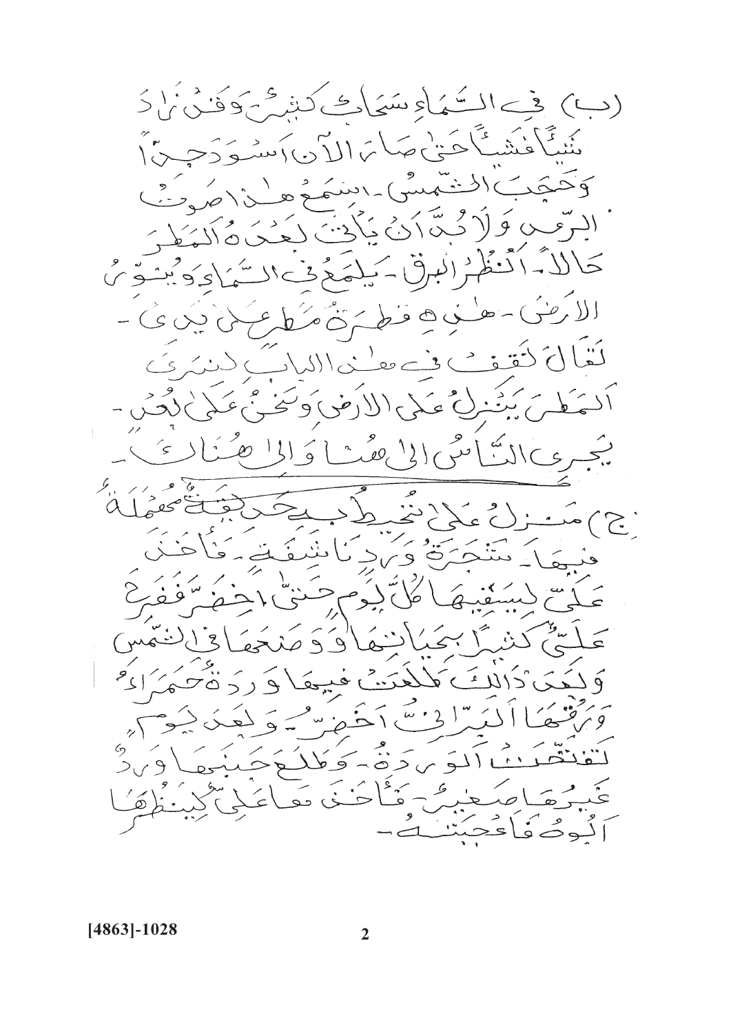(ب) في السَّماءِ سَحابٌ كثيرٌ وقد زادَ شيئاً فشيئاً حتّى صارَ الآنَ اسودَ جدّاً وحَجَبَ الشَّمسَ. اسمعْ هذا صوتُ الرّعدِ ولا بُدّ انْ يأتيَ بعدَهُ المطرُ حالاً. انظرْ البرقَ يلمعُ في السَّماءِ ويُنوّرُ الارضَ. هذه قطرةُ مطرٍ على يدي. تعالَ لنقفْ في هذا البابِ لنرى المطرَ ينزلُ على الارضِ ونحنُ على بُعدٍ. يجري النّاسُ الى هُنا والى هُناكَ.

ج) منزلُ عليّ محاطٌ بحديقةٍ صغيرةٍ فيها شجرةُ وردٍ يابسةٌ. فأخذَ عليٌّ يسقيها كلَّ يومٍ حتّى اخضرّتْ ففرحَ عليٌّ كثيراً بحياتِها ووضعَها في الشّمسِ ولمّا ذلكَ طلعتْ فيها وردةٌ حمراءُ وَرَقُها الرّائقُ اخضرُ. وبعدَ يومٍ تفتّحتْ الوردةُ وطلعَ جنبَها وردٌ غيرُها صغيرٌ. فأخذَها عليٌّ لينظرَها ابوهُ فاعجبتْهُ.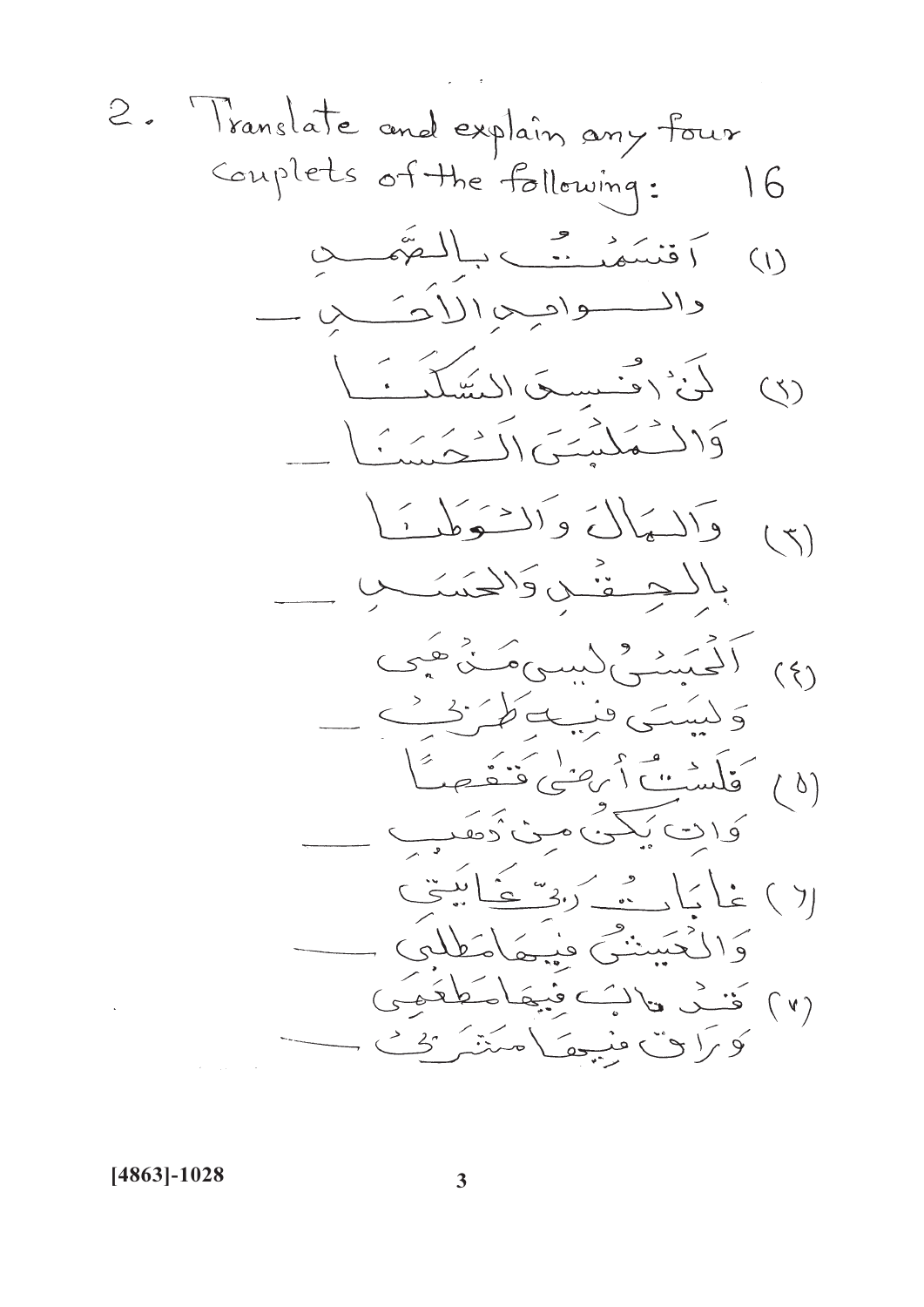2. Translate and explain any four couplets of the following: 16

(١) أقسمتُ بالصَّمدِ
والواحدِ الأحَدِ —

(٢) لَنْ أُنسِيَ السَّكَنَا
وَالمَلبَسَ الحَسَنَا —

(٣) وَالمالَ وَالوَطَنَا
بِالحِقْدِ وَالحَسَدِ —

(٤) ألحُبُّ لَيسَ مَذهَبِي
وَلَيسَ فِيهِ طَرَبِي —

(٥) فَلَستُ أرضَى قَفَصًا
وَإن يَكُنْ مِنْ ذَهَبِ —

(٦) غاباتُ رَبِّي غَايَتِي
وَالعَيشُ فِيهَا مَطلَبِي —

(٧) قَدْ طابَ فِيهَا مَطعَمِي
وَرَاقَ فِيهَا مَشرَبِي —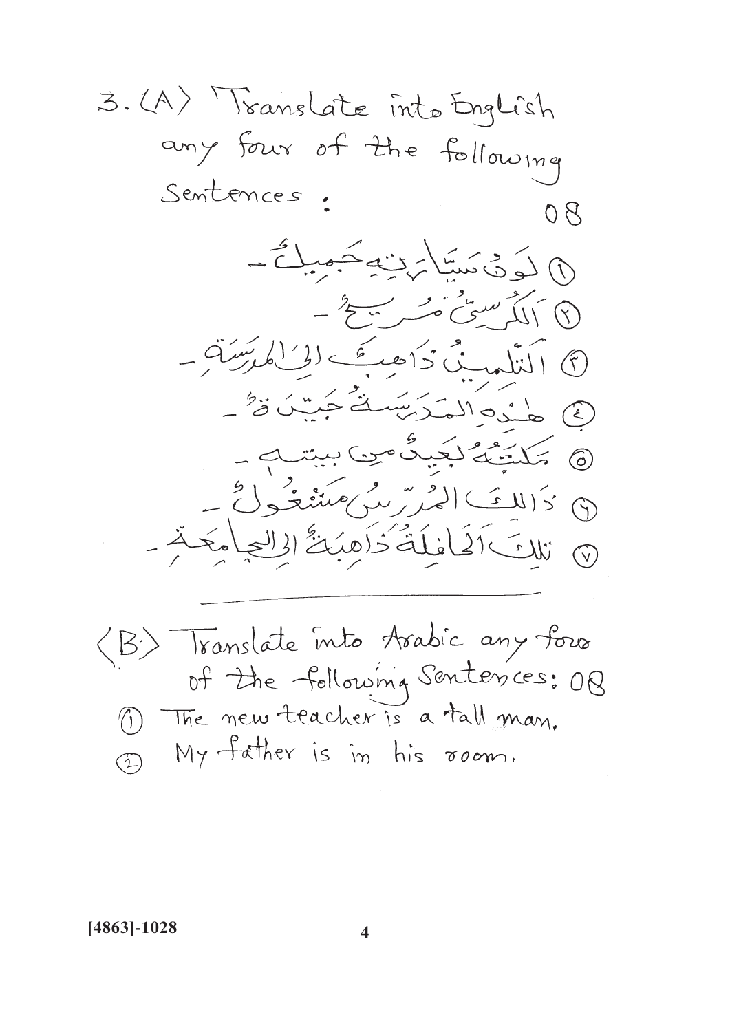3. (A) Translate into English any four of the following Sentences : 08

١. لَوْنُ سَيَّارَتِهِ جَمِيلٌ -
٢. اَلْكُرْسِيُّ مُرِيحٌ -
٣. اَلتِّلْمِيذُ ذَاهِبٌ إِلَى الْمَدْرَسَةِ -
٤. هٰذِهِ الْمَدْرَسَةُ جَيِّدَةٌ -
٥. مَكْتَبَةٌ بَعِيدٌ مِنْ بَيْتِهِ -
٦. ذَالِكَ الْمُدَرِّسُ مَشْغُولٌ -
٧. تِلْكَ الْحَافِلَةُ ذَاهِبَةٌ إِلَى الْجَامِعَةِ -

---

(B) Translate into Arabic any four of the following Sentences: 08

1. The new teacher is a tall man.
2. My father is in his room.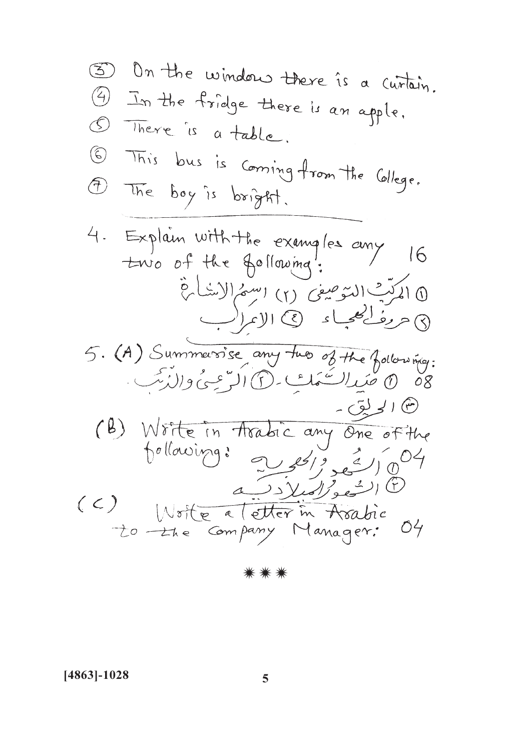(3) On the window there is a curtain.

(4) In the fridge there is an apple.

(5) There is a table.

(6) This bus is coming from the College.

(7) The boy is bright.

---

4. Explain with the examples any two of the following: 16

(١) المركّبُ التوصيفي (٢) اسمُ الاشارة

(٣) حروفُ الهجاء (٤) الاعراب

5. (A) Summarise any two of the following: 08

(١) صَيدُ السَّمَك (٢) الرّاعي والذّئب

(٣) الحريق

(B) Write in Arabic any One of the following: 04

(١) الشهور الهجرية

(٢) الشهور الميلادية

(C) Write a letter in Arabic to the Company Manager: 04

\* \* \*

[4863]-1028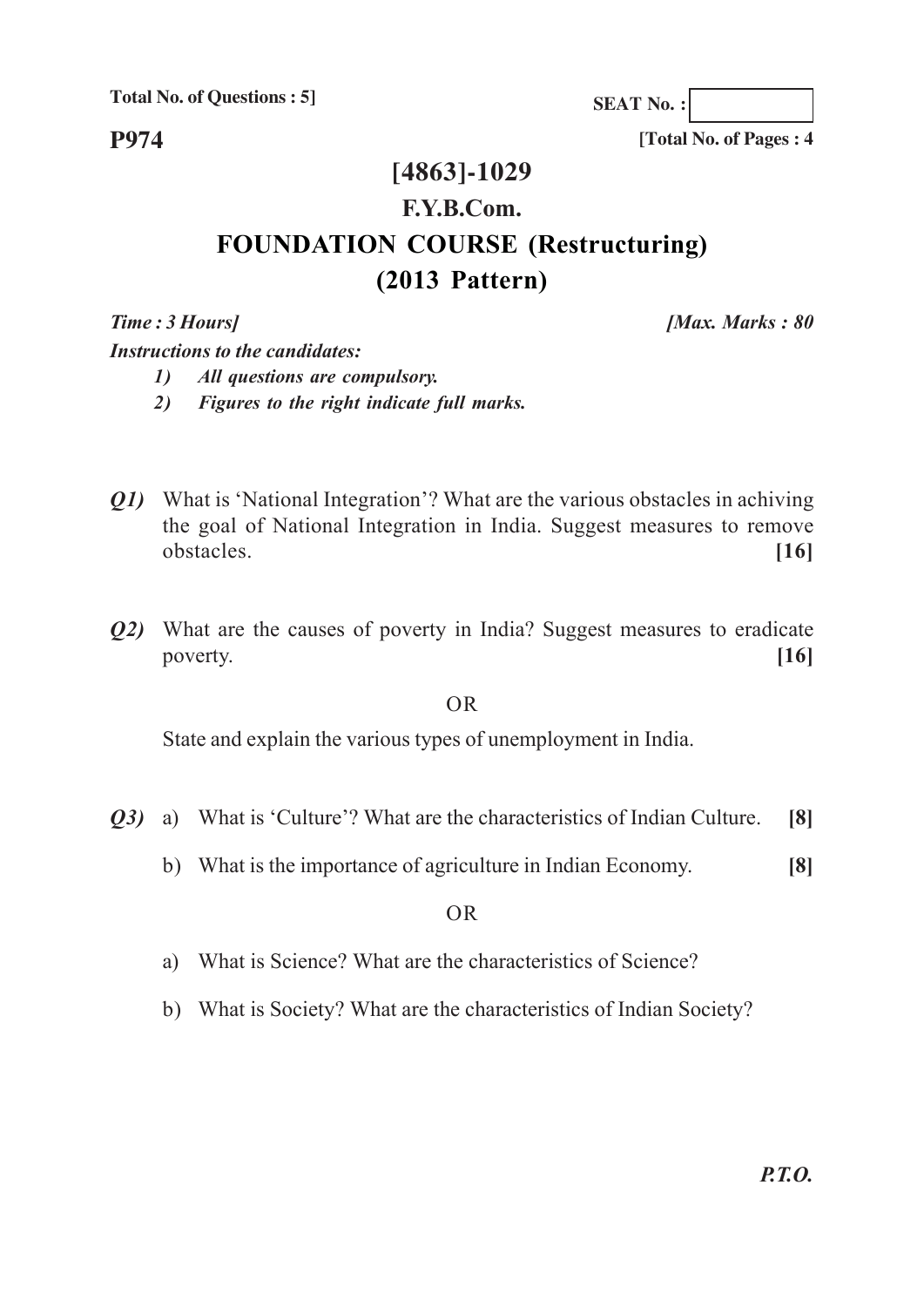**Total No. of Questions : 5]**

**SEAT No. :**

**P974**

**[Total No. of Pages : 4**

# [4863]-1029

## F.Y.B.Com.

## FOUNDATION COURSE (Restructuring)

## (2013 Pattern)

***Time : 3 Hours]*** ***[Max. Marks : 80***

***Instructions to the candidates:***

1) *All questions are compulsory.*
2) *Figures to the right indicate full marks.*

***Q1)*** What is 'National Integration'? What are the various obstacles in achiving the goal of National Integration in India. Suggest measures to remove obstacles. **[16]**

***Q2)*** What are the causes of poverty in India? Suggest measures to eradicate poverty. **[16]**

OR

State and explain the various types of unemployment in India.

***Q3)*** a) What is 'Culture'? What are the characteristics of Indian Culture. **[8]**

b) What is the importance of agriculture in Indian Economy. **[8]**

OR

a) What is Science? What are the characteristics of Science?

b) What is Society? What are the characteristics of Indian Society?

***P.T.O.***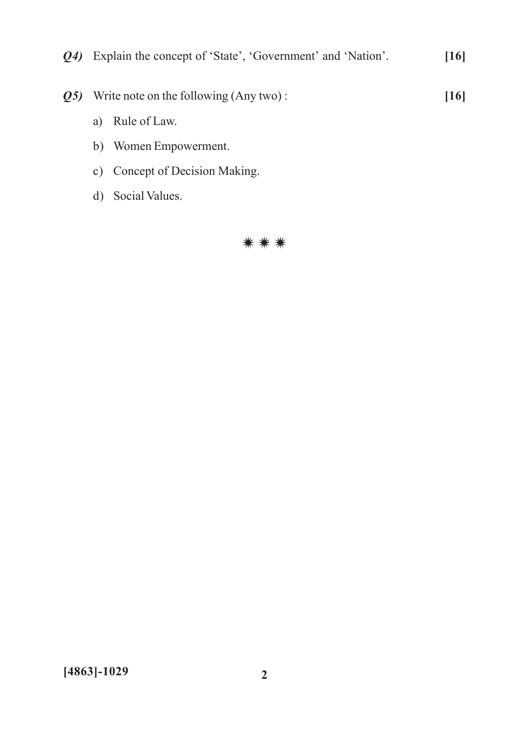***Q4)*** Explain the concept of 'State', 'Government' and 'Nation'. **[16]**

***Q5)*** Write note on the following (Any two) : **[16]**

a) Rule of Law.

b) Women Empowerment.

c) Concept of Decision Making.

d) Social Values.

✷ ✷ ✷

**[4863]-1029**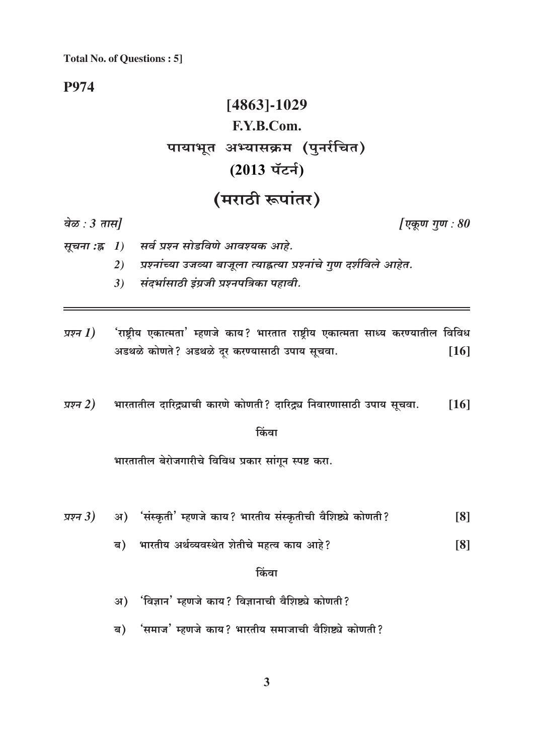**Total No. of Questions : 5]**

**P974**

# [4863]-1029
## F.Y.B.Com.
## पायाभूत अभ्यासक्रम (पुनर्रचित)
## (2013 पॅटर्न)
## (मराठी रूपांतर)

*वेळ : 3 तास]* *[एकूण गुण : 80*

*सूचना :-*
1) *सर्व प्रश्न सोडविणे आवश्यक आहे.*
2) *प्रश्नांच्या उजव्या बाजूला त्या-त्या प्रश्नांचे गुण दर्शविले आहेत.*
3) *संदर्भासाठी इंग्रजी प्रश्नपत्रिका पहावी.*

---

*प्रश्न 1)* 'राष्ट्रीय एकात्मता' म्हणजे काय? भारतात राष्ट्रीय एकात्मता साध्य करण्यातील विविध अडथळे कोणते? अडथळे दूर करण्यासाठी उपाय सूचवा. **[16]**

*प्रश्न 2)* भारतातील दारिद्र्याची कारणे कोणती? दारिद्र्य निवारणासाठी उपाय सूचवा. **[16]**

किंवा

भारतातील बेरोजगारीचे विविध प्रकार सांगून स्पष्ट करा.

*प्रश्न 3)* अ) 'संस्कृती' म्हणजे काय? भारतीय संस्कृतीची वैशिष्ट्ये कोणती? **[8]**

ब) भारतीय अर्थव्यवस्थेत शेतीचे महत्व काय आहे? **[8]**

किंवा

अ) 'विज्ञान' म्हणजे काय? विज्ञानाची वैशिष्ट्ये कोणती?

ब) 'समाज' म्हणजे काय? भारतीय समाजाची वैशिष्ट्ये कोणती?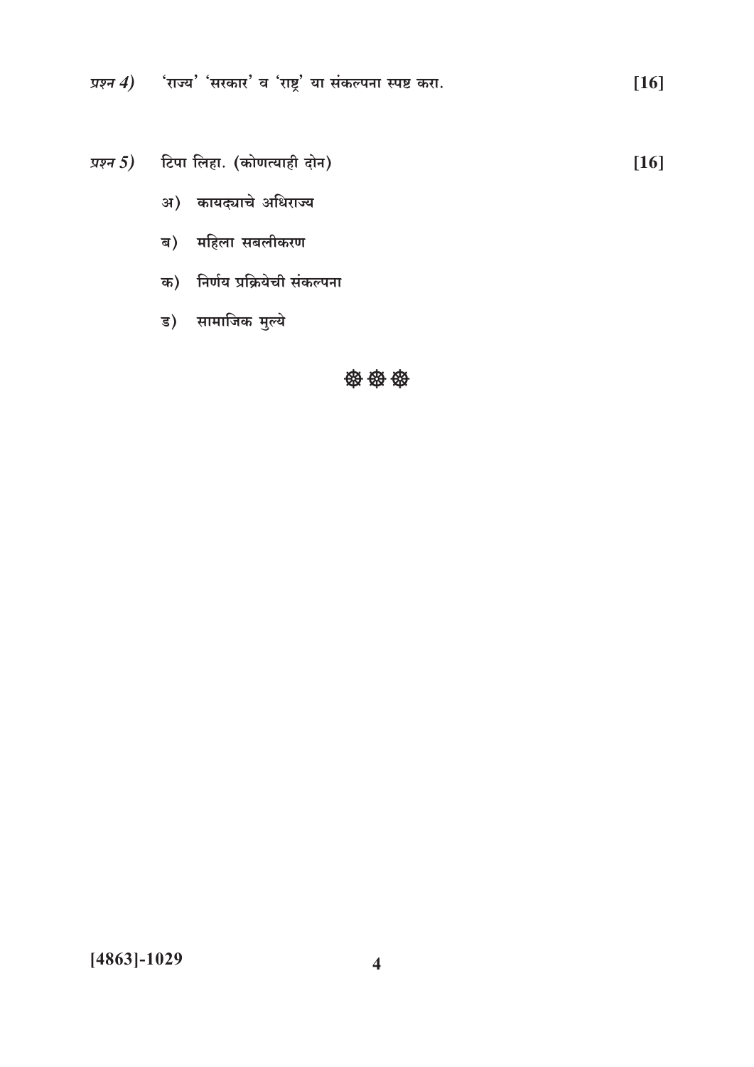*प्रश्न 4)* 'राज्य' 'सरकार' व 'राष्ट्र' या संकल्पना स्पष्ट करा. [16]

*प्रश्न 5)* टिपा लिहा. (कोणत्याही दोन) [16]

अ) कायद्याचे अधिराज्य

ब) महिला सबलीकरण

क) निर्णय प्रक्रियेची संकल्पना

ड) सामाजिक मुल्ये

☸ ☸ ☸

[4863]-1029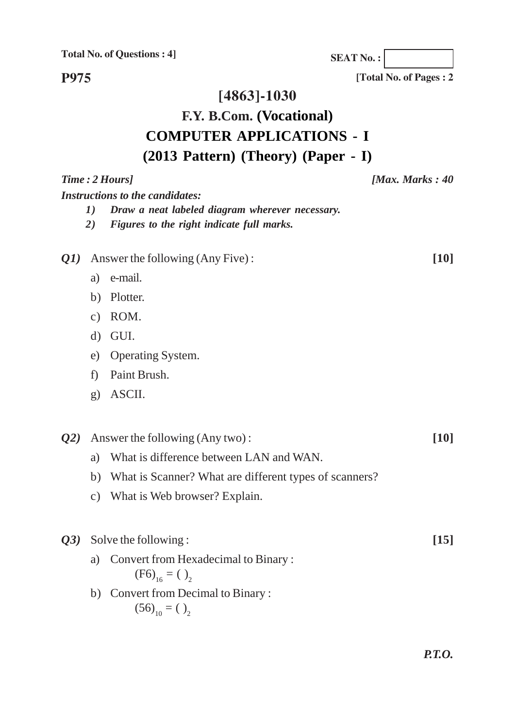Total No. of Questions : 4]

SEAT No. :

**P975**

[Total No. of Pages : 2

# [4863]-1030

## F.Y. B.Com. (Vocational)

## COMPUTER APPLICATIONS - I

## (2013 Pattern) (Theory) (Paper - I)

*Time : 2 Hours]* *[Max. Marks : 40*

***Instructions to the candidates:***

1) ***Draw a neat labeled diagram wherever necessary.***
2) ***Figures to the right indicate full marks.***

***Q1)*** Answer the following (Any Five) : **[10]**

a) e-mail.

b) Plotter.

c) ROM.

d) GUI.

e) Operating System.

f) Paint Brush.

g) ASCII.

***Q2)*** Answer the following (Any two) : **[10]**

a) What is difference between LAN and WAN.

b) What is Scanner? What are different types of scanners?

c) What is Web browser? Explain.

***Q3)*** Solve the following : **[15]**

a) Convert from Hexadecimal to Binary :

$(F6)_{16} = (\ )_2$

b) Convert from Decimal to Binary :

$(56)_{10} = (\ )_2$

***P.T.O.***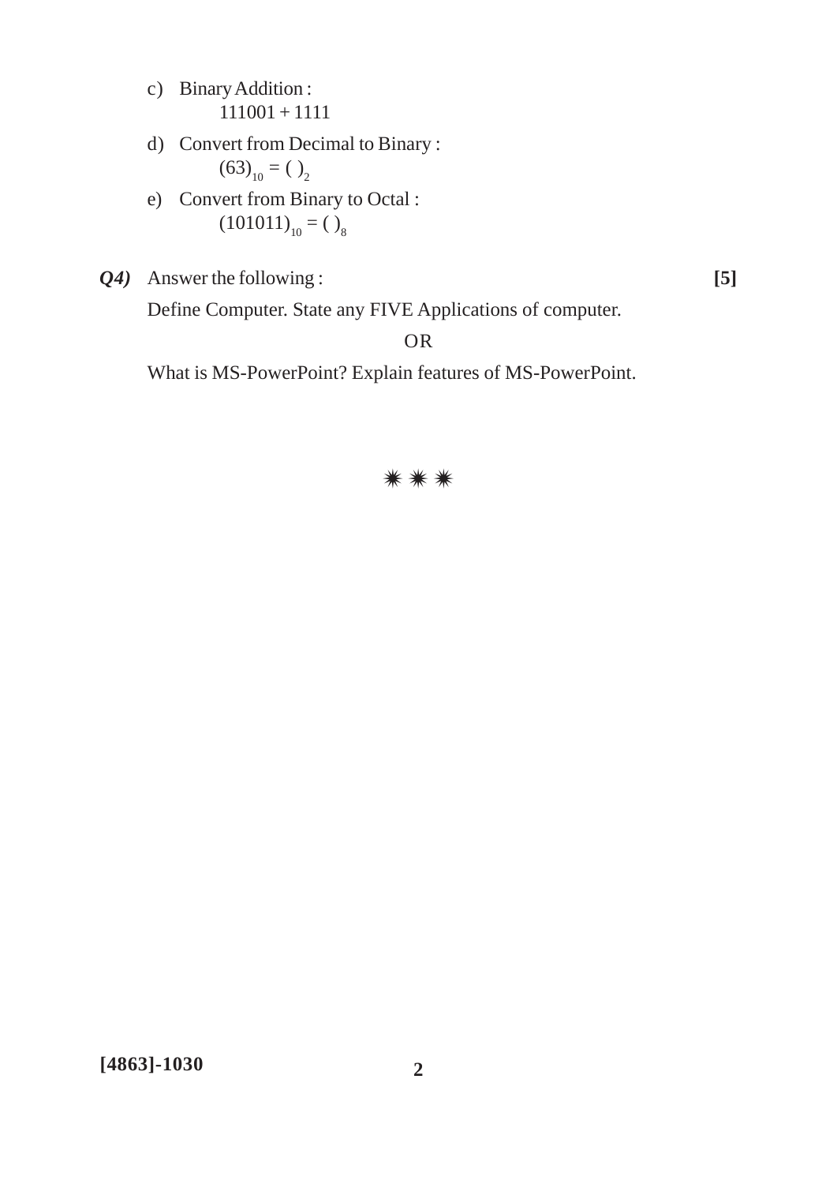c) Binary Addition :

   111001 + 1111

d) Convert from Decimal to Binary :

   $(63)_{10} = (\ )_2$

e) Convert from Binary to Octal :

   $(101011)_{10} = (\ )_8$

***Q4)*** Answer the following : **[5]**

Define Computer. State any FIVE Applications of computer.

OR

What is MS-PowerPoint? Explain features of MS-PowerPoint.

✷ ✷ ✷

**[4863]-1030**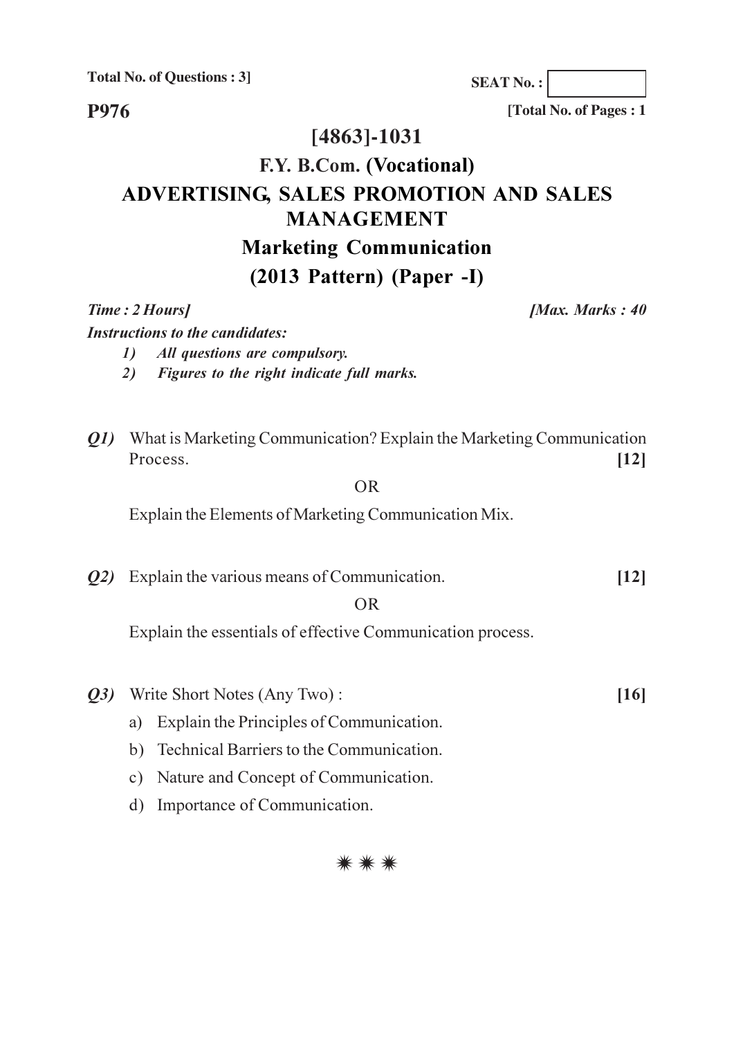Total No. of Questions : 3]

SEAT No. :

**P976**

[Total No. of Pages : 1

# [4863]-1031

## F.Y. B.Com. (Vocational)

## ADVERTISING, SALES PROMOTION AND SALES MANAGEMENT

## Marketing Communication

## (2013 Pattern) (Paper -I)

*Time : 2 Hours]* *[Max. Marks : 40*

*Instructions to the candidates:*

1) *All questions are compulsory.*
2) *Figures to the right indicate full marks.*

***Q1)*** What is Marketing Communication? Explain the Marketing Communication Process. **[12]**

OR

Explain the Elements of Marketing Communication Mix.

***Q2)*** Explain the various means of Communication. **[12]**

OR

Explain the essentials of effective Communication process.

***Q3)*** Write Short Notes (Any Two) : **[16]**

a) Explain the Principles of Communication.

b) Technical Barriers to the Communication.

c) Nature and Concept of Communication.

d) Importance of Communication.

✷ ✷ ✷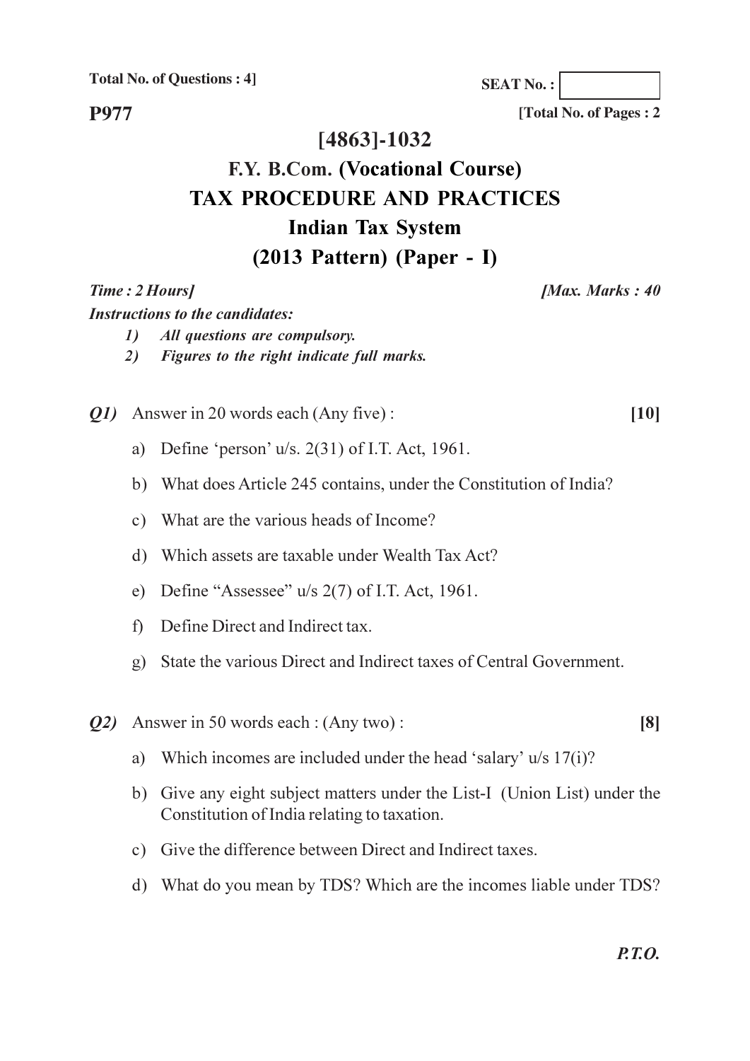Total No. of Questions : 4]

SEAT No. :

**P977**

[Total No. of Pages : 2

# [4863]-1032

# F.Y. B.Com. (Vocational Course)

# TAX PROCEDURE AND PRACTICES

## Indian Tax System

## (2013 Pattern) (Paper - I)

*Time : 2 Hours]* *[Max. Marks : 40*

***Instructions to the candidates:***

1) *All questions are compulsory.*
2) *Figures to the right indicate full marks.*

***Q1)*** Answer in 20 words each (Any five) : **[10]**

a) Define 'person' u/s. 2(31) of I.T. Act, 1961.

b) What does Article 245 contains, under the Constitution of India?

c) What are the various heads of Income?

d) Which assets are taxable under Wealth Tax Act?

e) Define "Assessee" u/s 2(7) of I.T. Act, 1961.

f) Define Direct and Indirect tax.

g) State the various Direct and Indirect taxes of Central Government.

***Q2)*** Answer in 50 words each : (Any two) : **[8]**

a) Which incomes are included under the head 'salary' u/s 17(i)?

b) Give any eight subject matters under the List-I (Union List) under the Constitution of India relating to taxation.

c) Give the difference between Direct and Indirect taxes.

d) What do you mean by TDS? Which are the incomes liable under TDS?

***P.T.O.***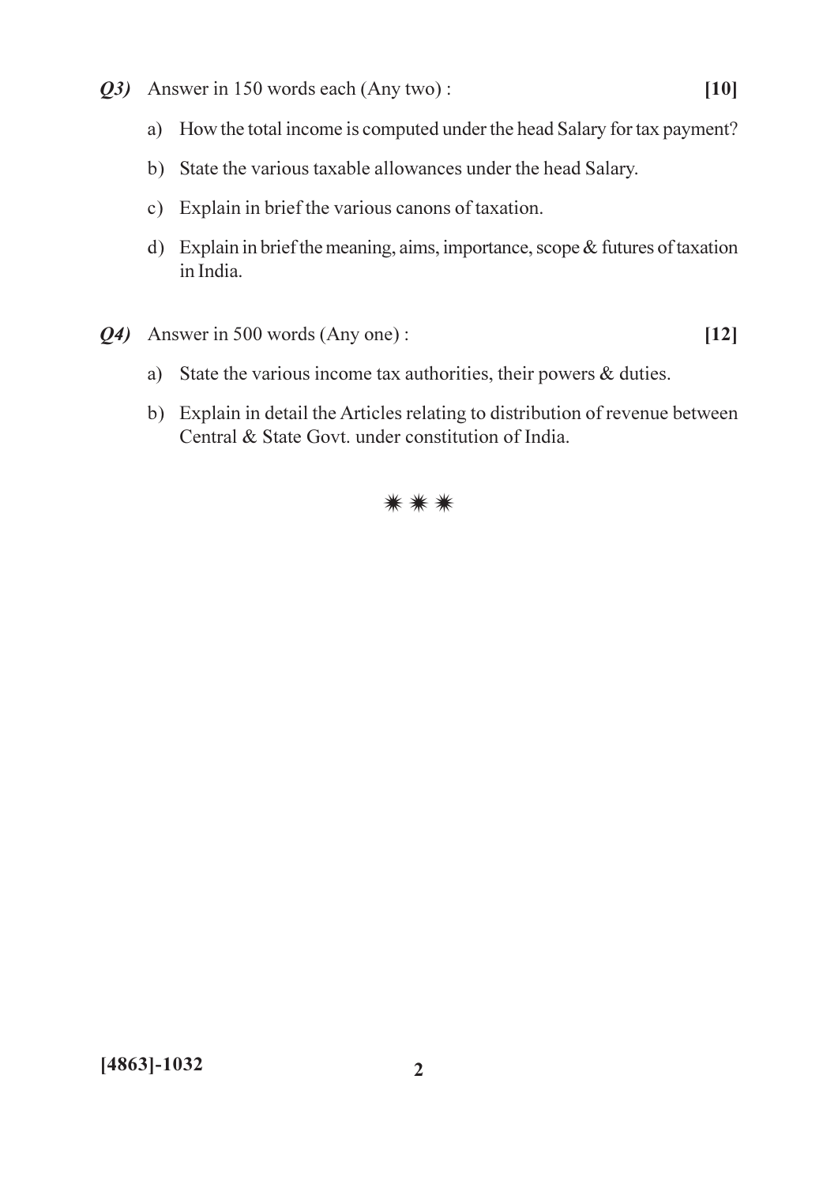***Q3)*** Answer in 150 words each (Any two) : **[10]**

a) How the total income is computed under the head Salary for tax payment?

b) State the various taxable allowances under the head Salary.

c) Explain in brief the various canons of taxation.

d) Explain in brief the meaning, aims, importance, scope & futures of taxation in India.

***Q4)*** Answer in 500 words (Any one) : **[12]**

a) State the various income tax authorities, their powers & duties.

b) Explain in detail the Articles relating to distribution of revenue between Central & State Govt. under constitution of India.

✷ ✷ ✷

**[4863]-1032**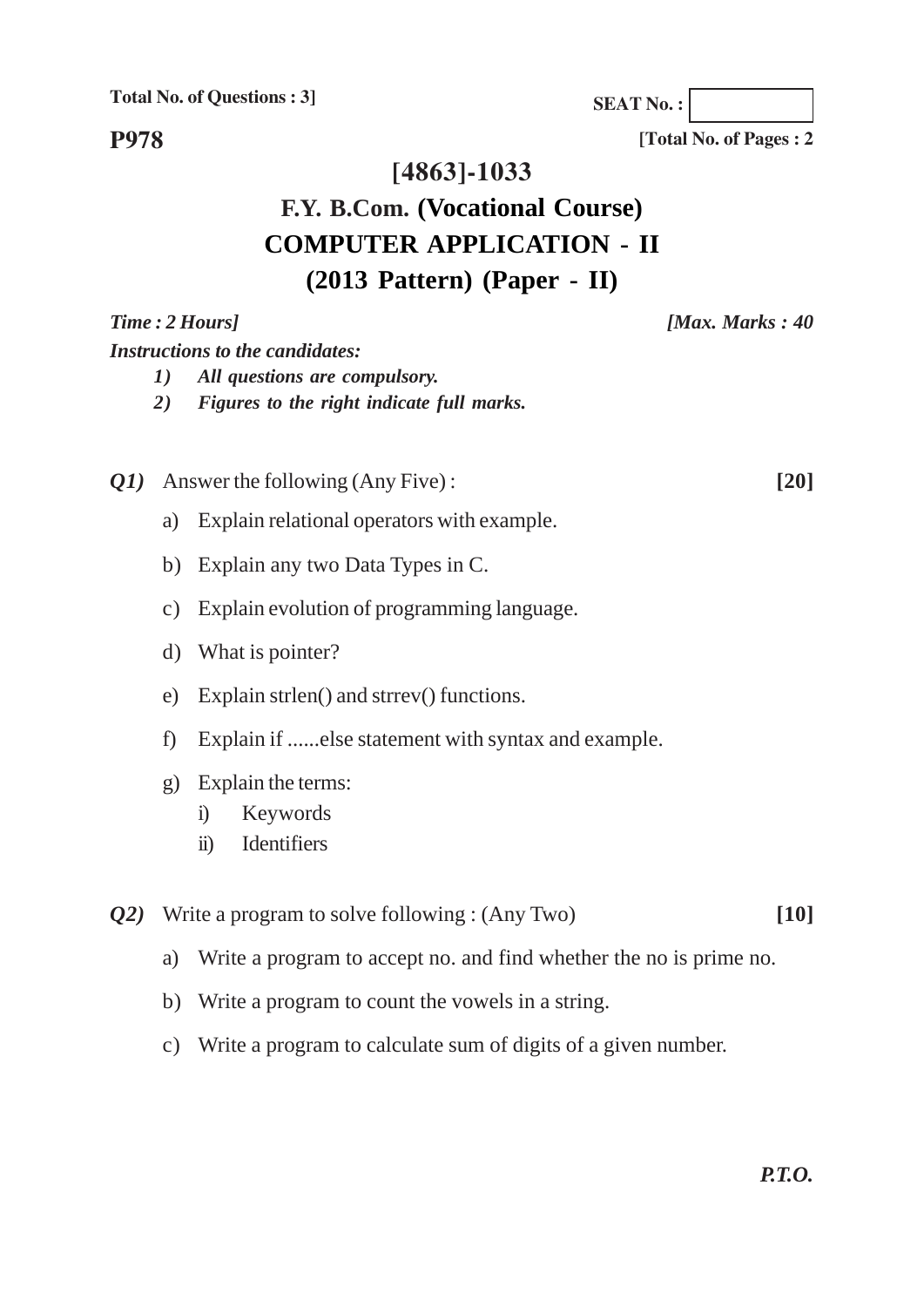Total No. of Questions : 3]

SEAT No. :

**P978**

[Total No. of Pages : 2

# [4863]-1033

## F.Y. B.Com. (Vocational Course)

## COMPUTER APPLICATION - II

## (2013 Pattern) (Paper - II)

*Time : 2 Hours]* *[Max. Marks : 40*

***Instructions to the candidates:***

1) *All questions are compulsory.*
2) *Figures to the right indicate full marks.*

***Q1)*** Answer the following (Any Five) : **[20]**

a) Explain relational operators with example.

b) Explain any two Data Types in C.

c) Explain evolution of programming language.

d) What is pointer?

e) Explain strlen() and strrev() functions.

f) Explain if ......else statement with syntax and example.

g) Explain the terms:
   - i) Keywords
   - ii) Identifiers

***Q2)*** Write a program to solve following : (Any Two) **[10]**

a) Write a program to accept no. and find whether the no is prime no.

b) Write a program to count the vowels in a string.

c) Write a program to calculate sum of digits of a given number.

***P.T.O.***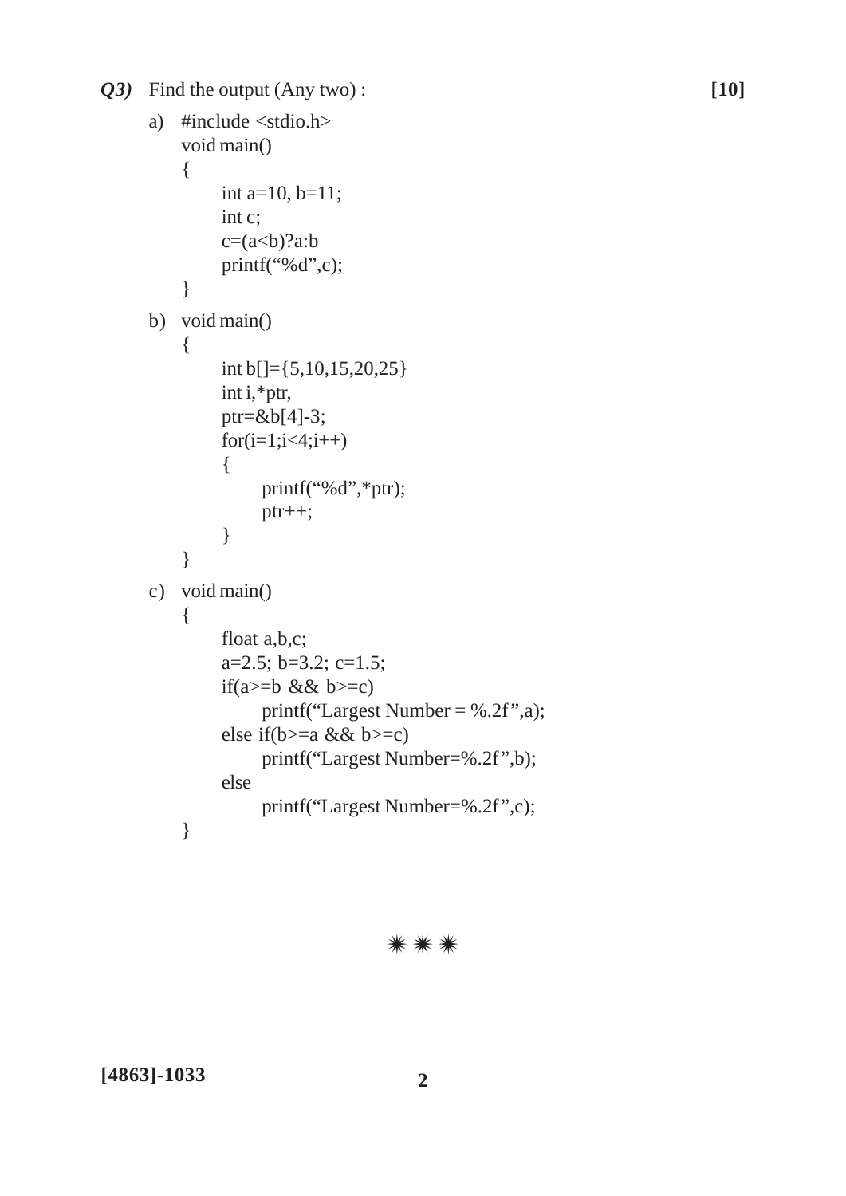*Q3)* Find the output (Any two) : **[10]**

a)
```
#include <stdio.h>
void main()
{
      int a=10, b=11;
      int c;
      c=(a<b)?a:b
      printf("%d",c);
}
```

b)
```
void main()
{
      int b[]={5,10,15,20,25}
      int i,*ptr,
      ptr=&b[4]-3;
      for(i=1;i<4;i++)
      {
            printf("%d",*ptr);
            ptr++;
      }
}
```

c)
```
void main()
{
      float a,b,c;
      a=2.5; b=3.2; c=1.5;
      if(a>=b && b>=c)
            printf("Largest Number = %.2f",a);
      else if(b>=a && b>=c)
            printf("Largest Number=%.2f",b);
      else
            printf("Largest Number=%.2f",c);
}
```

✷ ✷ ✷

**[4863]-1033**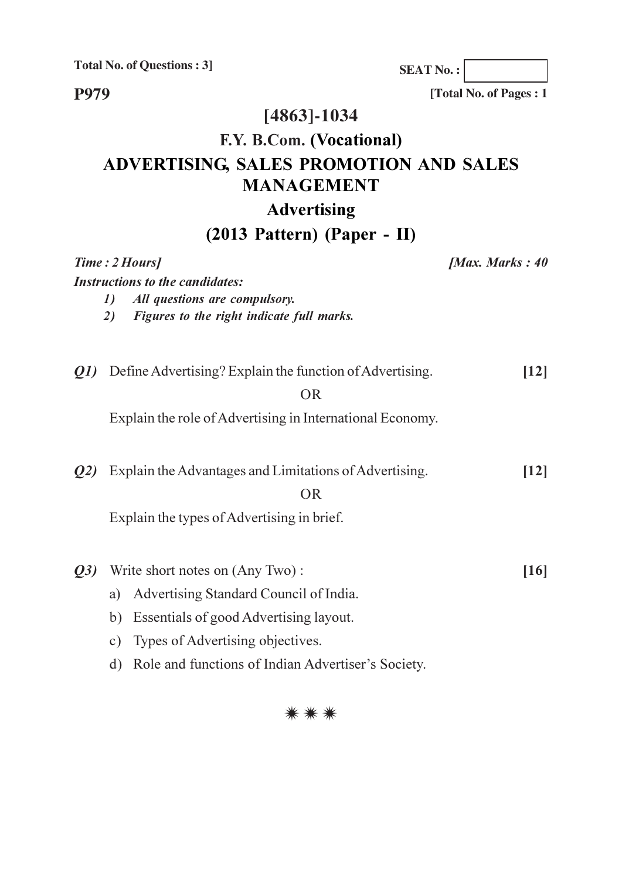**Total No. of Questions : 3]**

**SEAT No. :**

**P979**

**[Total No. of Pages : 1**

# [4863]-1034

## F.Y. B.Com. (Vocational)

## ADVERTISING, SALES PROMOTION AND SALES MANAGEMENT

## Advertising

## (2013 Pattern) (Paper - II)

***Time : 2 Hours]*** ***[Max. Marks : 40***

***Instructions to the candidates:***

1) ***All questions are compulsory.***
2) ***Figures to the right indicate full marks.***

***Q1)*** Define Advertising? Explain the function of Advertising. **[12]**

OR

Explain the role of Advertising in International Economy.

***Q2)*** Explain the Advantages and Limitations of Advertising. **[12]**

OR

Explain the types of Advertising in brief.

***Q3)*** Write short notes on (Any Two) : **[16]**

a) Advertising Standard Council of India.

b) Essentials of good Advertising layout.

c) Types of Advertising objectives.

d) Role and functions of Indian Advertiser's Society.

✷ ✷ ✷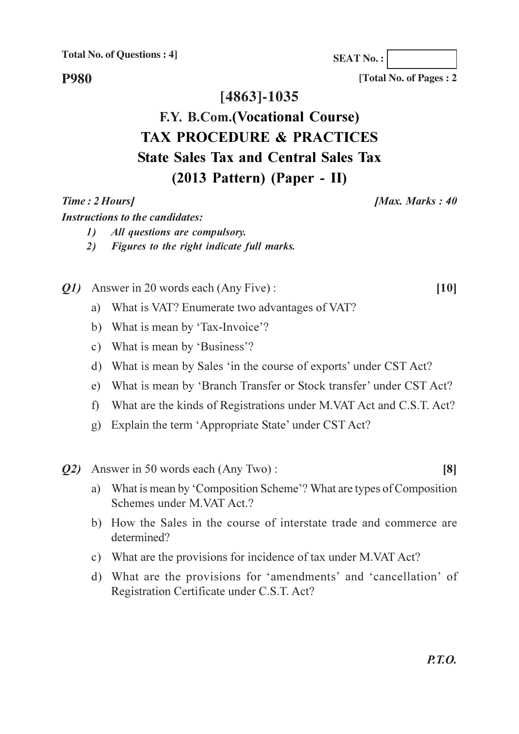**Total No. of Questions : 4]**

**SEAT No. :**

**P980**

**[Total No. of Pages : 2**

# [4863]-1035

# F.Y. B.Com.(Vocational Course)

# TAX PROCEDURE & PRACTICES

# State Sales Tax and Central Sales Tax

# (2013 Pattern) (Paper - II)

***Time : 2 Hours]*** ***[Max. Marks : 40***

***Instructions to the candidates:***

1) *All questions are compulsory.*
2) *Figures to the right indicate full marks.*

***Q1)*** Answer in 20 words each (Any Five) : **[10]**

a) What is VAT? Enumerate two advantages of VAT?

b) What is mean by 'Tax-Invoice'?

c) What is mean by 'Business'?

d) What is mean by Sales 'in the course of exports' under CST Act?

e) What is mean by 'Branch Transfer or Stock transfer' under CST Act?

f) What are the kinds of Registrations under M.VAT Act and C.S.T. Act?

g) Explain the term 'Appropriate State' under CST Act?

***Q2)*** Answer in 50 words each (Any Two) : **[8]**

a) What is mean by 'Composition Scheme'? What are types of Composition Schemes under M.VAT Act.?

b) How the Sales in the course of interstate trade and commerce are determined?

c) What are the provisions for incidence of tax under M.VAT Act?

d) What are the provisions for 'amendments' and 'cancellation' of Registration Certificate under C.S.T. Act?

***P.T.O.***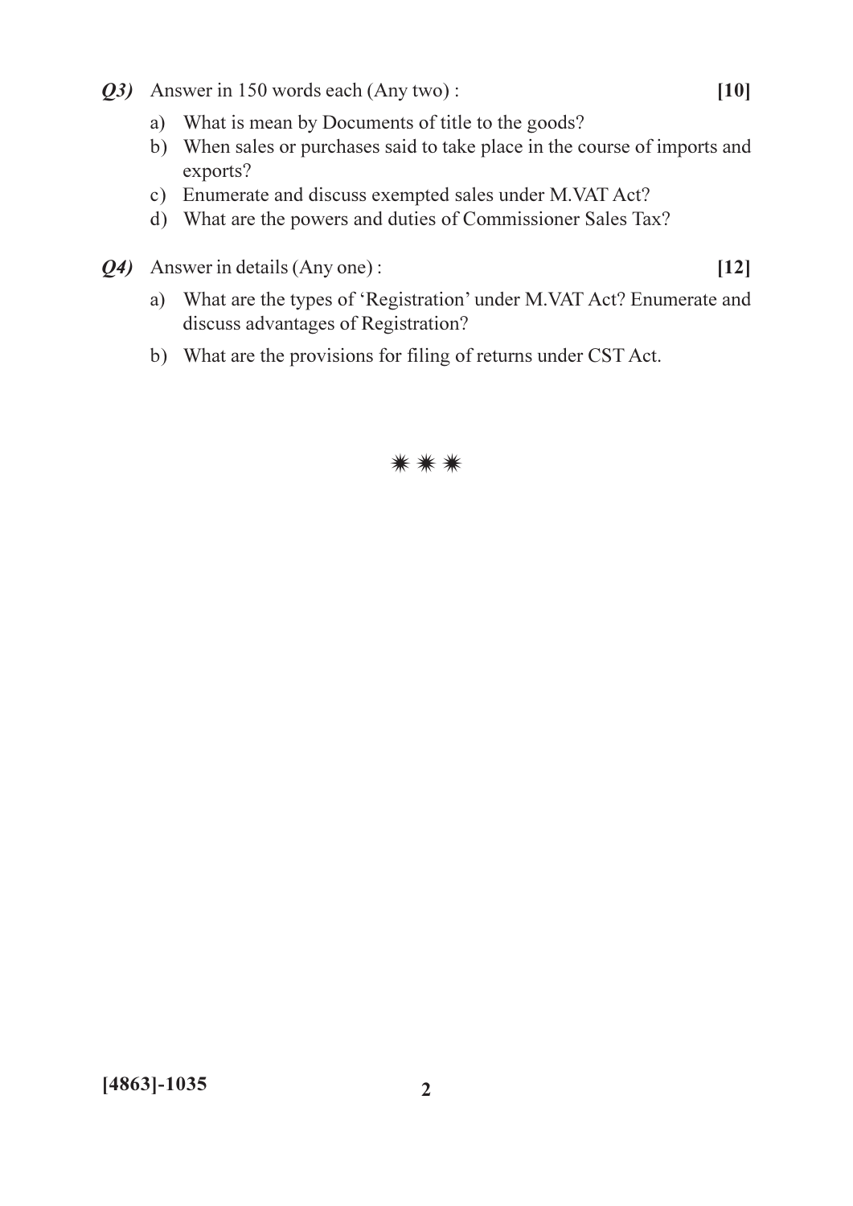***Q3)*** Answer in 150 words each (Any two) : **[10]**

a) What is mean by Documents of title to the goods?

b) When sales or purchases said to take place in the course of imports and exports?

c) Enumerate and discuss exempted sales under M.VAT Act?

d) What are the powers and duties of Commissioner Sales Tax?

***Q4)*** Answer in details (Any one) : **[12]**

a) What are the types of 'Registration' under M.VAT Act? Enumerate and discuss advantages of Registration?

b) What are the provisions for filing of returns under CST Act.

✷ ✷ ✷

**[4863]-1035**